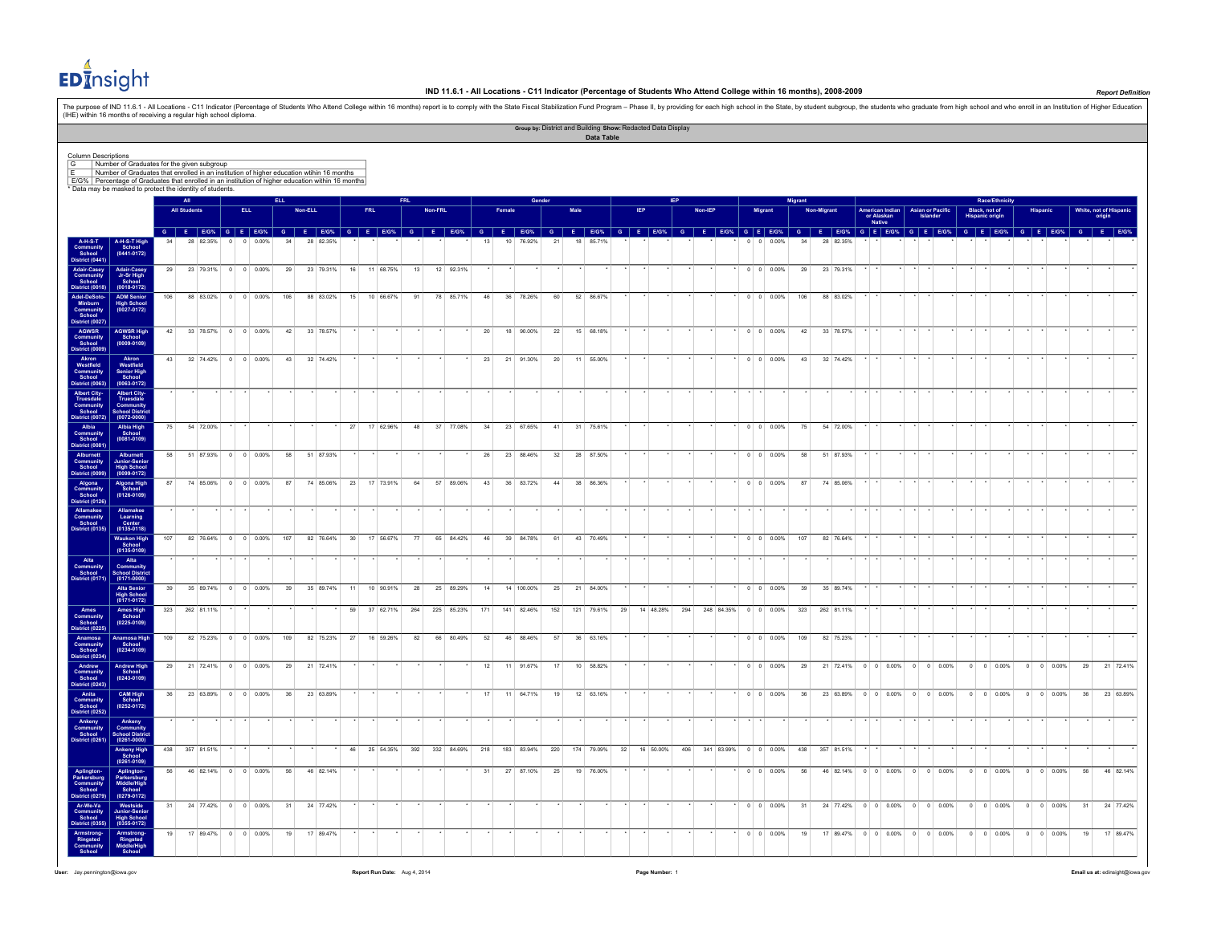# IND 11.6.1 - All Locations - C11 Indicator (Percentage of Students Who Attend College within 16 months), 2008-2009

*Report Definition*

The purpose of IND 11.6.1 - All Locations - C11 Indicator (Percentage of Students Who Attend College within 16 months) report is to comply with the State Fiscal Stabilization Fund Program – Phase II, by providing for each high school in the State, by student subgroup, the students who graduate from high school and who enroll in an Institution of Higher Education (IHE) within 16 months of receiving a regular high school diploma.

**Group by:** District and Building **Show:** Redacted Data Display

**Data Table**

Column Descriptions

| | |
|---|---|
| G | Number of Graduates for the given subgroup |
| E | Number of Graduates that enrolled in an institution of higher education within 16 months |
| E/G% | Percentage of Graduates that enrolled in an institution of higher education within 16 months |

\* Data may be masked to protect the identity of students.

| | | All | | | ELL | | | | | | FRL | | | | | | Gender | | | | | | IEP | | | | | | Migrant | | | | | | Race/Ethnicity | | | | | | | | | | | | | | | | | |
|---|---|---|---|---|---|---|---|---|---|---|---|---|---|---|---|---|---|---|---|---|---|---|---|---|---|---|---|---|---|---|---|---|---|---|---|---|---|---|---|---|---|---|---|---|---|---|---|---|---|
| | | All Students | | | ELL | | | Non-ELL | | | FRL | | | Non-FRL | | | Female | | | Male | | | IEP | | | Non-IEP | | | Migrant | | | Non-Migrant | | | American Indian or Alaskan Native | | | Asian or Pacific Islander | | | Black, not of Hispanic origin | | | Hispanic | | | White, not of Hispanic origin | | |
| | | G | E | E/G% | G | E | E/G% | G | E | E/G% | G | E | E/G% | G | E | E/G% | G | E | E/G% | G | E | E/G% | G | E | E/G% | G | E | E/G% | G | E | E/G% | G | E | E/G% | G | E | E/G% | G | E | E/G% | G | E | E/G% | G | E | E/G% | G | E | E/G% |
| A-H-S-T Community School District (0441) | A-H-S-T High School (0441-0172) | 34 | 28 | 82.35% | 0 | 0 | 0.00% | 34 | 28 | 82.35% | * | * | * | * | * | * | 13 | 10 | 76.92% | 21 | 18 | 85.71% | * | * | * | * | * | * | 0 | 0 | 0.00% | 34 | 28 | 82.35% | * | * | * | * | * | * | * | * | * | * | * | * | * | * | * |
| Adair-Casey Community School District (0018) | Adair-Casey Jr-Sr High School (0018-0172) | 29 | 23 | 79.31% | 0 | 0 | 0.00% | 29 | 23 | 79.31% | 16 | 11 | 68.75% | 13 | 12 | 92.31% | * | * | * | * | * | * | * | * | * | * | * | * | 0 | 0 | 0.00% | 29 | 23 | 79.31% | * | * | * | * | * | * | * | * | * | * | * | * | * | * | * |
| Adel-DeSoto-Minburn Community School District (0027) | ADM Senior High School (0027-0172) | 106 | 88 | 83.02% | 0 | 0 | 0.00% | 106 | 88 | 83.02% | 15 | 10 | 66.67% | 91 | 78 | 85.71% | 46 | 36 | 78.26% | 60 | 52 | 86.67% | * | * | * | * | * | * | 0 | 0 | 0.00% | 106 | 88 | 83.02% | * | * | * | * | * | * | * | * | * | * | * | * | * | * | * |
| AGWSR Community School District (0009) | AGWSR High School (0009-0109) | 42 | 33 | 78.57% | 0 | 0 | 0.00% | 42 | 33 | 78.57% | * | * | * | * | * | * | 20 | 18 | 90.00% | 22 | 15 | 68.18% | * | * | * | * | * | * | 0 | 0 | 0.00% | 42 | 33 | 78.57% | * | * | * | * | * | * | * | * | * | * | * | * | * | * | * |
| Akron Westfield Community School District (0063) | Akron Westfield Senior High School (0063-0172) | 43 | 32 | 74.42% | 0 | 0 | 0.00% | 43 | 32 | 74.42% | * | * | * | * | * | * | 23 | 21 | 91.30% | 20 | 11 | 55.00% | * | * | * | * | * | * | 0 | 0 | 0.00% | 43 | 32 | 74.42% | * | * | * | * | * | * | * | * | * | * | * | * | * | * | * |
| Albert City-Truesdale Community School District (0072) | Albert City-Truesdale Community School District (0072-0000) | * | * | * | * | * | * | * | * | * | * | * | * | * | * | * | * | * | * | * | * | * | * | * | * | * | * | * | * | * | * | * | * | * | * | * | * | * | * | * | * | * | * | * | * | * | * | * | * |
| Albia Community School District (0081) | Albia High School (0081-0109) | 75 | 54 | 72.00% | * | * | * | * | * | * | 27 | 17 | 62.96% | 48 | 37 | 77.08% | 34 | 23 | 67.65% | 41 | 31 | 75.61% | * | * | * | * | * | * | 0 | 0 | 0.00% | 75 | 54 | 72.00% | * | * | * | * | * | * | * | * | * | * | * | * | * | * | * |
| Alburnett Community School District (0099) | Alburnett Junior-Senior High School (0099-0172) | 58 | 51 | 87.93% | 0 | 0 | 0.00% | 58 | 51 | 87.93% | * | * | * | * | * | * | 26 | 23 | 88.46% | 32 | 28 | 87.50% | * | * | * | * | * | * | 0 | 0 | 0.00% | 58 | 51 | 87.93% | * | * | * | * | * | * | * | * | * | * | * | * | * | * | * |
| Algona Community School District (0126) | Algona High School (0126-0109) | 87 | 74 | 85.06% | 0 | 0 | 0.00% | 87 | 74 | 85.06% | 23 | 17 | 73.91% | 64 | 57 | 89.06% | 43 | 36 | 83.72% | 44 | 38 | 86.36% | * | * | * | * | * | * | 0 | 0 | 0.00% | 87 | 74 | 85.06% | * | * | * | * | * | * | * | * | * | * | * | * | * | * | * |
| Allamakee Community School District (0135) | Allamakee Learning Center (0135-0118) | * | * | * | * | * | * | * | * | * | * | * | * | * | * | * | * | * | * | * | * | * | * | * | * | * | * | * | * | * | * | * | * | * | * | * | * | * | * | * | * | * | * | * | * | * | * | * | * |
| | Waukon High School (0135-0109) | 107 | 82 | 76.64% | 0 | 0 | 0.00% | 107 | 82 | 76.64% | 30 | 17 | 56.67% | 77 | 65 | 84.42% | 46 | 39 | 84.78% | 61 | 43 | 70.49% | * | * | * | * | * | * | 0 | 0 | 0.00% | 107 | 82 | 76.64% | * | * | * | * | * | * | * | * | * | * | * | * | * | * | * |
| Alta Community School District (0171) | Alta Community School District (0171-0000) | * | * | * | * | * | * | * | * | * | * | * | * | * | * | * | * | * | * | * | * | * | * | * | * | * | * | * | * | * | * | * | * | * | * | * | * | * | * | * | * | * | * | * | * | * | * | * | * |
| | Alta Senior High School (0171-0172) | 39 | 35 | 89.74% | 0 | 0 | 0.00% | 39 | 35 | 89.74% | 11 | 10 | 90.91% | 28 | 25 | 89.29% | 14 | 14 | 100.00% | 25 | 21 | 84.00% | * | * | * | * | * | * | 0 | 0 | 0.00% | 39 | 35 | 89.74% | * | * | * | * | * | * | * | * | * | * | * | * | * | * | * |
| Ames Community School District (0225) | Ames High School (0225-0109) | 323 | 262 | 81.11% | * | * | * | * | * | * | 59 | 37 | 62.71% | 264 | 225 | 85.23% | 171 | 141 | 82.46% | 152 | 121 | 79.61% | 29 | 14 | 48.28% | 294 | 248 | 84.35% | 0 | 0 | 0.00% | 323 | 262 | 81.11% | * | * | * | * | * | * | * | * | * | * | * | * | * | * | * |
| Anamosa Community School District (0234) | Anamosa High School (0234-0109) | 109 | 82 | 75.23% | 0 | 0 | 0.00% | 109 | 82 | 75.23% | 27 | 16 | 59.26% | 82 | 66 | 80.49% | 52 | 46 | 88.46% | 57 | 36 | 63.16% | * | * | * | * | * | * | 0 | 0 | 0.00% | 109 | 82 | 75.23% | * | * | * | * | * | * | * | * | * | * | * | * | * | * | * |
| Andrew Community School District (0243) | Andrew High School (0243-0109) | 29 | 21 | 72.41% | 0 | 0 | 0.00% | 29 | 21 | 72.41% | * | * | * | * | * | * | 12 | 11 | 91.67% | 17 | 10 | 58.82% | * | * | * | * | * | * | 0 | 0 | 0.00% | 29 | 21 | 72.41% | 0 | 0 | 0.00% | 0 | 0 | 0.00% | 0 | 0 | 0.00% | 0 | 0 | 0.00% | 29 | 21 | 72.41% |
| Anita Community School District (0252) | CAM High School (0252-0172) | 36 | 23 | 63.89% | 0 | 0 | 0.00% | 36 | 23 | 63.89% | * | * | * | * | * | * | 17 | 11 | 64.71% | 19 | 12 | 63.16% | * | * | * | * | * | * | 0 | 0 | 0.00% | 36 | 23 | 63.89% | 0 | 0 | 0.00% | 0 | 0 | 0.00% | 0 | 0 | 0.00% | 0 | 0 | 0.00% | 36 | 23 | 63.89% |
| Ankeny Community School District (0261) | Ankeny Community School District (0261-0000) | * | * | * | * | * | * | * | * | * | * | * | * | * | * | * | * | * | * | * | * | * | * | * | * | * | * | * | * | * | * | * | * | * | * | * | * | * | * | * | * | * | * | * | * | * | * | * | * |
| | Ankeny High School (0261-0109) | 438 | 357 | 81.51% | * | * | * | * | * | * | 46 | 25 | 54.35% | 392 | 332 | 84.69% | 218 | 183 | 83.94% | 220 | 174 | 79.09% | 32 | 16 | 50.00% | 406 | 341 | 83.99% | 0 | 0 | 0.00% | 438 | 357 | 81.51% | * | * | * | * | * | * | * | * | * | * | * | * | * | * | * |
| Aplington-Parkersburg Community School District (0279) | Aplington-Parkersburg Middle/High School (0279-0172) | 56 | 46 | 82.14% | 0 | 0 | 0.00% | 56 | 46 | 82.14% | * | * | * | * | * | * | 31 | 27 | 87.10% | 25 | 19 | 76.00% | * | * | * | * | * | * | 0 | 0 | 0.00% | 56 | 46 | 82.14% | 0 | 0 | 0.00% | 0 | 0 | 0.00% | 0 | 0 | 0.00% | 0 | 0 | 0.00% | 56 | 46 | 82.14% |
| Ar-We-Va Community School District (0355) | Westside Junior-Senior High School (0355-0172) | 31 | 24 | 77.42% | 0 | 0 | 0.00% | 31 | 24 | 77.42% | * | * | * | * | * | * | * | * | * | * | * | * | * | * | * | * | * | * | 0 | 0 | 0.00% | 31 | 24 | 77.42% | 0 | 0 | 0.00% | 0 | 0 | 0.00% | 0 | 0 | 0.00% | 0 | 0 | 0.00% | 31 | 24 | 77.42% |
| Armstrong-Ringsted Community School | Armstrong-Ringsted Middle/High School | 19 | 17 | 89.47% | 0 | 0 | 0.00% | 19 | 17 | 89.47% | * | * | * | * | * | * | * | * | * | * | * | * | * | * | * | * | * | * | 0 | 0 | 0.00% | 19 | 17 | 89.47% | 0 | 0 | 0.00% | 0 | 0 | 0.00% | 0 | 0 | 0.00% | 0 | 0 | 0.00% | 19 | 17 | 89.47% |

User: Jay.pennington@iowa.gov Report Run Date: Aug 4, 2014 Email us at: edinsight@iowa.gov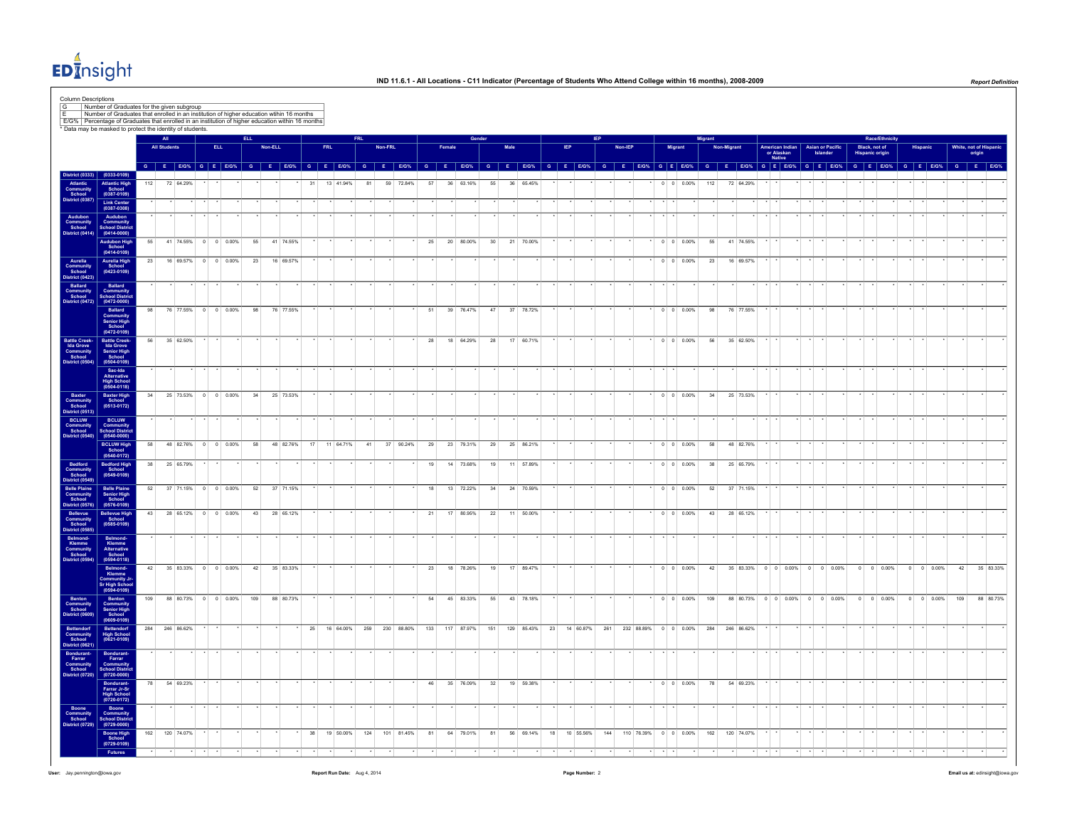# IND 11.6.1 - All Locations - C11 Indicator (Percentage of Students Who Attend College within 16 months), 2008-2009

Column Descriptions

| | |
|---|---|
| G | Number of Graduates for the given subgroup |
| E | Number of Graduates that enrolled in an institution of higher education within 16 months |
| E/G% | Percentage of Graduates that enrolled in an institution of higher education within 16 months |

\* Data may be masked to protect the identity of students.

| | | All | | | ELL | | | | | | FRL | | | | | | Gender | | | | | | IEP | | | | | | Migrant | | | | | | Race/Ethnicity | | | | | | | | | | | | | | |
|---|---|---|---|---|---|---|---|---|---|---|---|---|---|---|---|---|---|---|---|---|---|---|---|---|---|---|---|---|---|---|---|---|---|---|---|---|---|---|---|---|---|---|---|---|---|---|---|---|---|
| | | All Students | | | ELL | | | Non-ELL | | | FRL | | | Non-FRL | | | Female | | | Male | | | IEP | | | Non-IEP | | | Migrant | | | Non-Migrant | | | American Indian or Alaskan Native | | | Asian or Pacific Islander | | | Black, not of Hispanic origin | | | Hispanic | | | White, not of Hispanic origin | | |
| | | G | E | E/G% | G | E | E/G% | G | E | E/G% | G | E | E/G% | G | E | E/G% | G | E | E/G% | G | E | E/G% | G | E | E/G% | G | E | E/G% | G | E | E/G% | G | E | E/G% | G | E | E/G% | G | E | E/G% | G | E | E/G% | G | E | E/G% | G | E | E/G% |
| District (0333) | (0333-0109) | | | | | | | | | | | | | | | | | | | | | | | | | | | | | | | | | | | | | | | | | | | | | | | | |
| Atlantic Community School District (0387) | Atlantic High School (0387-0109) | 112 | 72 | 64.29% | * | * | * | * | * | * | 31 | 13 | 41.94% | 81 | 59 | 72.84% | 57 | 36 | 63.16% | 55 | 36 | 65.45% | * | * | * | * | * | * | 0 | 0 | 0.00% | 112 | 72 | 64.29% | * | * | * | * | * | * | * | * | * | * | * | * | * | * | * |
| | Link Center (0387-0308) | * | * | * | * | * | * | * | * | * | * | * | * | * | * | * | * | * | * | * | * | * | * | * | * | * | * | * | * | * | * | * | * | * | * | * | * | * | * | * | * | * | * | * | * | * | * | * | * |
| Audubon Community School District (0414) | Audubon Community School District (0414-0000) | * | * | * | * | * | * | * | * | * | * | * | * | * | * | * | * | * | * | * | * | * | * | * | * | * | * | * | * | * | * | * | * | * | * | * | * | * | * | * | * | * | * | * | * | * | * | * | * |
| | Audubon High School (0414-0109) | 55 | 41 | 74.55% | 0 | 0 | 0.00% | 55 | 41 | 74.55% | * | * | * | * | * | * | 25 | 20 | 80.00% | 30 | 21 | 70.00% | * | * | * | * | * | * | 0 | 0 | 0.00% | 55 | 41 | 74.55% | * | * | * | * | * | * | * | * | * | * | * | * | * | * | * |
| Aurelia Community School District (0423) | Aurelia High School (0423-0109) | 23 | 16 | 69.57% | 0 | 0 | 0.00% | 23 | 16 | 69.57% | * | * | * | * | * | * | * | * | * | * | * | * | * | * | * | * | * | * | 0 | 0 | 0.00% | 23 | 16 | 69.57% | * | * | * | * | * | * | * | * | * | * | * | * | * | * | * |
| Ballard Community School District (0472) | Ballard Community School District (0472-0000) | * | * | * | * | * | * | * | * | * | * | * | * | * | * | * | * | * | * | * | * | * | * | * | * | * | * | * | * | * | * | * | * | * | * | * | * | * | * | * | * | * | * | * | * | * | * | * | * |
| | Ballard Community Senior High School (0472-0109) | 98 | 76 | 77.55% | 0 | 0 | 0.00% | 98 | 76 | 77.55% | * | * | * | * | * | * | 51 | 39 | 76.47% | 47 | 37 | 78.72% | * | * | * | * | * | * | 0 | 0 | 0.00% | 98 | 76 | 77.55% | * | * | * | * | * | * | * | * | * | * | * | * | * | * | * |
| Battle Creek-Ida Grove Community School District (0504) | Battle Creek-Ida Grove Senior High School (0504-0109) | 56 | 35 | 62.50% | * | * | * | * | * | * | * | * | * | * | * | * | 28 | 18 | 64.29% | 28 | 17 | 60.71% | * | * | * | * | * | * | 0 | 0 | 0.00% | 56 | 35 | 62.50% | * | * | * | * | * | * | * | * | * | * | * | * | * | * | * |
| | Sac-Ida Alternative High School (0504-0118) | * | * | * | * | * | * | * | * | * | * | * | * | * | * | * | * | * | * | * | * | * | * | * | * | * | * | * | * | * | * | * | * | * | * | * | * | * | * | * | * | * | * | * | * | * | * | * | * |
| Baxter Community School District (0513) | Baxter High School (0513-0172) | 34 | 25 | 73.53% | 0 | 0 | 0.00% | 34 | 25 | 73.53% | * | * | * | * | * | * | * | * | * | * | * | * | * | * | * | * | * | * | 0 | 0 | 0.00% | 34 | 25 | 73.53% | * | * | * | * | * | * | * | * | * | * | * | * | * | * | * |
| BCLUW Community School District (0540) | BCLUW Community School District (0540-0000) | * | * | * | * | * | * | * | * | * | * | * | * | * | * | * | * | * | * | * | * | * | * | * | * | * | * | * | * | * | * | * | * | * | * | * | * | * | * | * | * | * | * | * | * | * | * | * | * |
| | BCLUW High School (0540-0172) | 58 | 48 | 82.76% | 0 | 0 | 0.00% | 58 | 48 | 82.76% | 17 | 11 | 64.71% | 41 | 37 | 90.24% | 29 | 23 | 79.31% | 29 | 25 | 86.21% | * | * | * | * | * | * | 0 | 0 | 0.00% | 58 | 48 | 82.76% | * | * | * | * | * | * | * | * | * | * | * | * | * | * | * |
| Bedford Community School District (0549) | Bedford High School (0549-0109) | 38 | 25 | 65.79% | * | * | * | * | * | * | * | * | * | * | * | * | 19 | 14 | 73.68% | 19 | 11 | 57.89% | * | * | * | * | * | * | 0 | 0 | 0.00% | 38 | 25 | 65.79% | * | * | * | * | * | * | * | * | * | * | * | * | * | * | * |
| Belle Plaine Community School District (0576) | Belle Plaine Senior High School (0576-0109) | 52 | 37 | 71.15% | 0 | 0 | 0.00% | 52 | 37 | 71.15% | * | * | * | * | * | * | 18 | 13 | 72.22% | 34 | 24 | 70.59% | * | * | * | * | * | * | 0 | 0 | 0.00% | 52 | 37 | 71.15% | * | * | * | * | * | * | * | * | * | * | * | * | * | * | * |
| Bellevue Community School District (0585) | Bellevue High School (0585-0109) | 43 | 28 | 65.12% | 0 | 0 | 0.00% | 43 | 28 | 65.12% | * | * | * | * | * | * | 21 | 17 | 80.95% | 22 | 11 | 50.00% | * | * | * | * | * | * | 0 | 0 | 0.00% | 43 | 28 | 65.12% | * | * | * | * | * | * | * | * | * | * | * | * | * | * | * |
| Belmond-Klemme Community School District (0594) | Belmond-Klemme Alternative School (0594-0118) | * | * | * | * | * | * | * | * | * | * | * | * | * | * | * | * | * | * | * | * | * | * | * | * | * | * | * | * | * | * | * | * | * | * | * | * | * | * | * | * | * | * | * | * | * | * | * | * |
| | Belmond-Klemme Community Jr-Sr High School (0594-0109) | 42 | 35 | 83.33% | 0 | 0 | 0.00% | 42 | 35 | 83.33% | * | * | * | * | * | * | 23 | 18 | 78.26% | 19 | 17 | 89.47% | * | * | * | * | * | * | 0 | 0 | 0.00% | 42 | 35 | 83.33% | 0 | 0 | 0.00% | 0 | 0 | 0.00% | 0 | 0 | 0.00% | 0 | 0 | 0.00% | 42 | 35 | 83.33% |
| Benton Community School District (0609) | Benton Community Senior High School (0609-0109) | 109 | 88 | 80.73% | 0 | 0 | 0.00% | 109 | 88 | 80.73% | * | * | * | * | * | * | 54 | 45 | 83.33% | 55 | 43 | 78.18% | * | * | * | * | * | * | 0 | 0 | 0.00% | 109 | 88 | 80.73% | 0 | 0 | 0.00% | 0 | 0 | 0.00% | 0 | 0 | 0.00% | 0 | 0 | 0.00% | 109 | 88 | 80.73% |
| Bettendorf Community School District (0621) | Bettendorf High School (0621-0109) | 284 | 246 | 86.62% | * | * | * | * | * | * | 25 | 16 | 64.00% | 259 | 230 | 88.80% | 133 | 117 | 87.97% | 151 | 129 | 85.43% | 23 | 14 | 60.87% | 261 | 232 | 88.89% | 0 | 0 | 0.00% | 284 | 246 | 86.62% | * | * | * | * | * | * | * | * | * | * | * | * | * | * | * |
| Bondurant-Farrar Community School District (0720) | Bondurant-Farrar Community School District (0720-0000) | * | * | * | * | * | * | * | * | * | * | * | * | * | * | * | * | * | * | * | * | * | * | * | * | * | * | * | * | * | * | * | * | * | * | * | * | * | * | * | * | * | * | * | * | * | * | * | * |
| | Bondurant-Farrar Jr-Sr High School (0720-0172) | 78 | 54 | 69.23% | * | * | * | * | * | * | * | * | * | * | * | * | 46 | 35 | 76.09% | 32 | 19 | 59.38% | * | * | * | * | * | * | 0 | 0 | 0.00% | 78 | 54 | 69.23% | * | * | * | * | * | * | * | * | * | * | * | * | * | * | * |
| Boone Community School District (0729) | Boone Community School District (0729-0000) | * | * | * | * | * | * | * | * | * | * | * | * | * | * | * | * | * | * | * | * | * | * | * | * | * | * | * | * | * | * | * | * | * | * | * | * | * | * | * | * | * | * | * | * | * | * | * | * |
| | Boone High School (0729-0109) | 162 | 120 | 74.07% | * | * | * | * | * | * | 38 | 19 | 50.00% | 124 | 101 | 81.45% | 81 | 64 | 79.01% | 81 | 56 | 69.14% | 18 | 10 | 55.56% | 144 | 110 | 76.39% | 0 | 0 | 0.00% | 162 | 120 | 74.07% | * | * | * | * | * | * | * | * | * | * | * | * | * | * | * |
| | Futures | * | * | * | * | * | * | * | * | * | * | * | * | * | * | * | * | * | * | * | * | * | * | * | * | * | * | * | * | * | * | * | * | * | * | * | * | * | * | * | * | * | * | * | * | * | * | * | * |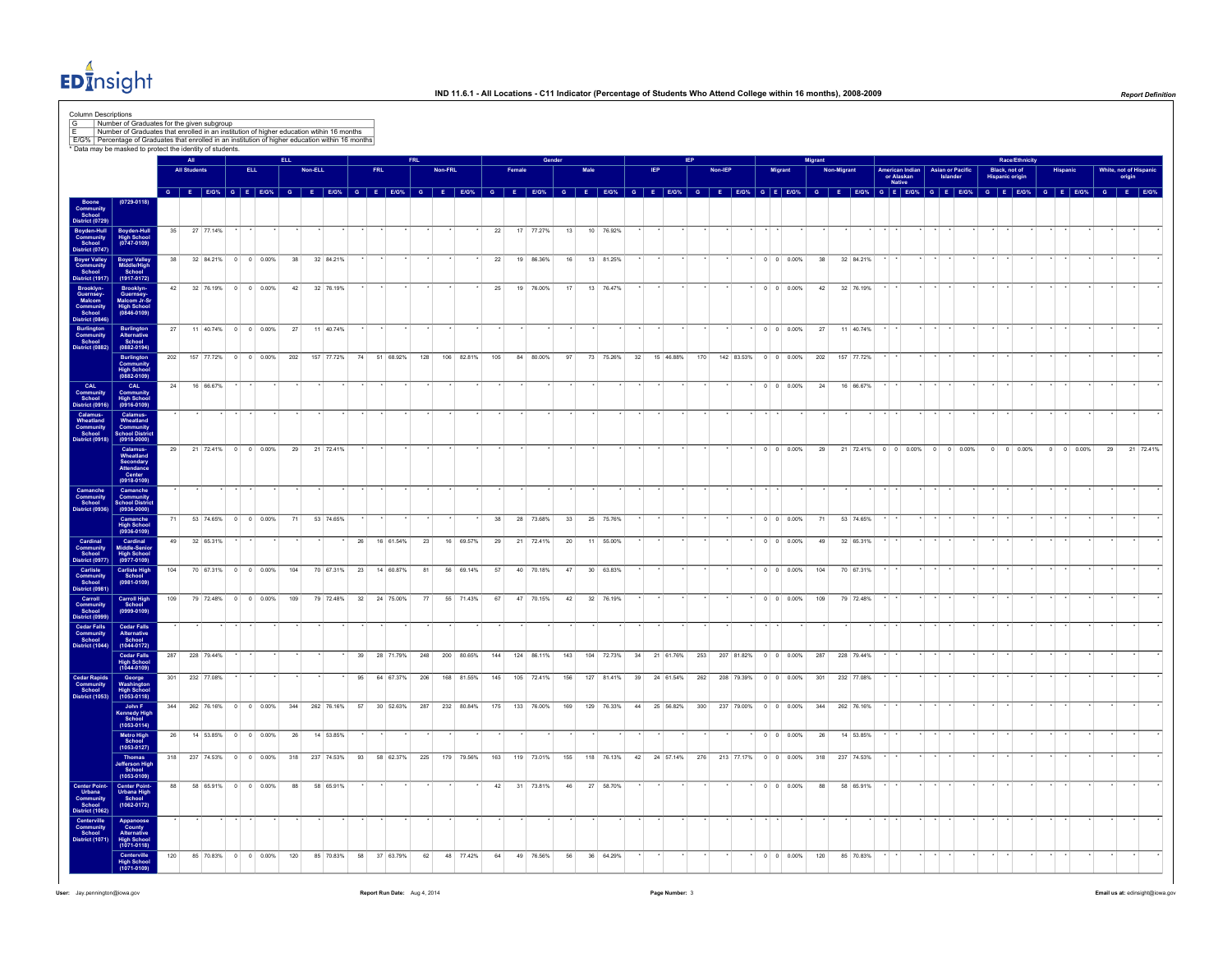# IND 11.6.1 - All Locations - C11 Indicator (Percentage of Students Who Attend College within 16 months), 2008-2009

Column Descriptions

| | |
|---|---|
| G | Number of Graduates for the given subgroup |
| E | Number of Graduates that enrolled in an institution of higher education within 16 months |
| E/G% | Percentage of Graduates that enrolled in an institution of higher education within 16 months |

* Data may be masked to protect the identity of students.

| | | All | | | ELL | | | | | | FRL | | | | | | Gender | | | | | | IEP | | | | | | Migrant | | | | | | Race/Ethnicity | | | | | | | | | | | | | | |
|---|---|---|---|---|---|---|---|---|---|---|---|---|---|---|---|---|---|---|---|---|---|---|---|---|---|---|---|---|---|---|---|---|---|---|---|---|---|---|---|---|---|---|---|---|---|---|---|---|---|---|---|---|
| | | All Students | | | ELL | | | Non-ELL | | | FRL | | | Non-FRL | | | Female | | | Male | | | IEP | | | Non-IEP | | | Migrant | | | Non-Migrant | | | American Indian or Alaskan Native | | | Asian or Pacific Islander | | | Black, not of Hispanic origin | | | Hispanic | | | White, not of Hispanic origin | | |
| | | G | E | E/G% | G | E | E/G% | G | E | E/G% | G | E | E/G% | G | E | E/G% | G | E | E/G% | G | E | E/G% | G | E | E/G% | G | E | E/G% | G | E | E/G% | G | E | E/G% | G | E | E/G% | G | E | E/G% | G | E | E/G% | G | E | E/G% | G | E | E/G% |
| Boone Community School District (0729) | (0729-0118) | | | | | | | | | | | | | | | | | | | | | | | | | | | | | | | | | | | | | | | | | | | | | | | | | | | |
| Boyden-Hull Community School District (0747) | Boyden-Hull High School (0747-0109) | 35 | 27 | 77.14% | * | * | * | * | * | * | * | * | * | * | * | * | 22 | 17 | 77.27% | 13 | 10 | 76.92% | * | * | * | * | * | * | * | * | * | * | * | * | * | * | * | * | * | * | * | * | * | * | * | * | * | * | * |
| Boyer Valley Community School District (1917) | Boyer Valley Middle/High School (1917-0172) | 38 | 32 | 84.21% | 0 | 0 | 0.00% | 38 | 32 | 84.21% | * | * | * | * | * | * | 22 | 19 | 86.36% | 16 | 13 | 81.25% | * | * | * | * | * | * | 0 | 0 | 0.00% | 38 | 32 | 84.21% | * | * | * | * | * | * | * | * | * | * | * | * | * | * | * |
| Brooklyn-Guernsey-Malcom Community School District (0846) | Brooklyn-Guernsey-Malcom Jr-Sr High School (0846-0109) | 42 | 32 | 76.19% | 0 | 0 | 0.00% | 42 | 32 | 76.19% | * | * | * | * | * | * | 25 | 19 | 76.00% | 17 | 13 | 76.47% | * | * | * | * | * | * | 0 | 0 | 0.00% | 42 | 32 | 76.19% | * | * | * | * | * | * | * | * | * | * | * | * | * | * | * |
| Burlington Community School District (0882) | Burlington Alternative School (0882-0194) | 27 | 11 | 40.74% | 0 | 0 | 0.00% | 27 | 11 | 40.74% | * | * | * | * | * | * | * | * | * | * | * | * | * | * | * | * | * | * | 0 | 0 | 0.00% | 27 | 11 | 40.74% | * | * | * | * | * | * | * | * | * | * | * | * | * | * | * |
| | Burlington Community High School (0882-0109) | 202 | 157 | 77.72% | 0 | 0 | 0.00% | 202 | 157 | 77.72% | 74 | 51 | 68.92% | 128 | 106 | 82.81% | 105 | 84 | 80.00% | 97 | 73 | 75.26% | 32 | 15 | 46.88% | 170 | 142 | 83.53% | 0 | 0 | 0.00% | 202 | 157 | 77.72% | * | * | * | * | * | * | * | * | * | * | * | * | * | * | * |
| CAL Community School District (0916) | CAL Community High School (0916-0109) | 24 | 16 | 66.67% | * | * | * | * | * | * | * | * | * | * | * | * | * | * | * | * | * | * | * | * | * | * | * | * | 0 | 0 | 0.00% | 24 | 16 | 66.67% | * | * | * | * | * | * | * | * | * | * | * | * | * | * | * |
| Calamus-Wheatland Community School District (0918) | Calamus-Wheatland Community School District (0918-0000) | * | * | * | * | * | * | * | * | * | * | * | * | * | * | * | * | * | * | * | * | * | * | * | * | * | * | * | * | * | * | * | * | * | * | * | * | * | * | * | * | * | * | * | * | * | * | * | * |
| | Calamus-Wheatland Secondary Attendance Center (0918-0109) | 29 | 21 | 72.41% | 0 | 0 | 0.00% | 29 | 21 | 72.41% | * | * | * | * | * | * | * | * | * | * | * | * | * | * | * | * | * | * | 0 | 0 | 0.00% | 29 | 21 | 72.41% | 0 | 0 | 0.00% | 0 | 0 | 0.00% | 0 | 0 | 0.00% | 0 | 0 | 0.00% | 29 | 21 | 72.41% |
| Camanche Community School District (0936) | Camanche Community School District (0936-0000) | * | * | * | * | * | * | * | * | * | * | * | * | * | * | * | * | * | * | * | * | * | * | * | * | * | * | * | * | * | * | * | * | * | * | * | * | * | * | * | * | * | * | * | * | * | * | * | * |
| | Camanche High School (0936-0109) | 71 | 53 | 74.65% | 0 | 0 | 0.00% | 71 | 53 | 74.65% | * | * | * | * | * | * | 38 | 28 | 73.68% | 33 | 25 | 75.76% | * | * | * | * | * | * | 0 | 0 | 0.00% | 71 | 53 | 74.65% | * | * | * | * | * | * | * | * | * | * | * | * | * | * | * |
| Cardinal Community School District (0977) | Cardinal Middle-Senior High School (0977-0109) | 49 | 32 | 65.31% | * | * | * | * | * | * | 26 | 16 | 61.54% | 23 | 16 | 69.57% | 29 | 21 | 72.41% | 20 | 11 | 55.00% | * | * | * | * | * | * | 0 | 0 | 0.00% | 49 | 32 | 65.31% | * | * | * | * | * | * | * | * | * | * | * | * | * | * | * |
| Carlisle Community School District (0981) | Carlisle High School (0981-0109) | 104 | 70 | 67.31% | 0 | 0 | 0.00% | 104 | 70 | 67.31% | 23 | 14 | 60.87% | 81 | 56 | 69.14% | 57 | 40 | 70.18% | 47 | 30 | 63.83% | * | * | * | * | * | * | 0 | 0 | 0.00% | 104 | 70 | 67.31% | * | * | * | * | * | * | * | * | * | * | * | * | * | * | * |
| Carroll Community School District (0999) | Carroll High School (0999-0109) | 109 | 79 | 72.48% | 0 | 0 | 0.00% | 109 | 79 | 72.48% | 32 | 24 | 75.00% | 77 | 55 | 71.43% | 67 | 47 | 70.15% | 42 | 32 | 76.19% | * | * | * | * | * | * | 0 | 0 | 0.00% | 109 | 79 | 72.48% | * | * | * | * | * | * | * | * | * | * | * | * | * | * | * |
| Cedar Falls Community School District (1044) | Cedar Falls Alternative School (1044-0172) | * | * | * | * | * | * | * | * | * | * | * | * | * | * | * | * | * | * | * | * | * | * | * | * | * | * | * | * | * | * | * | * | * | * | * | * | * | * | * | * | * | * | * | * | * | * | * | * |
| | Cedar Falls High School (1044-0109) | 287 | 228 | 79.44% | * | * | * | * | * | * | 39 | 28 | 71.79% | 248 | 200 | 80.65% | 144 | 124 | 86.11% | 143 | 104 | 72.73% | 34 | 21 | 61.76% | 253 | 207 | 81.82% | 0 | 0 | 0.00% | 287 | 228 | 79.44% | * | * | * | * | * | * | * | * | * | * | * | * | * | * | * |
| Cedar Rapids Community School District (1053) | George Washington High School (1053-0118) | 301 | 232 | 77.08% | * | * | * | * | * | * | 95 | 64 | 67.37% | 206 | 168 | 81.55% | 145 | 105 | 72.41% | 156 | 127 | 81.41% | 39 | 24 | 61.54% | 262 | 208 | 79.39% | 0 | 0 | 0.00% | 301 | 232 | 77.08% | * | * | * | * | * | * | * | * | * | * | * | * | * | * | * |
| | John F Kennedy High School (1053-0114) | 344 | 262 | 76.16% | 0 | 0 | 0.00% | 344 | 262 | 76.16% | 57 | 30 | 52.63% | 287 | 232 | 80.84% | 175 | 133 | 76.00% | 169 | 129 | 76.33% | 44 | 25 | 56.82% | 300 | 237 | 79.00% | 0 | 0 | 0.00% | 344 | 262 | 76.16% | * | * | * | * | * | * | * | * | * | * | * | * | * | * | * |
| | Metro High School (1053-0127) | 26 | 14 | 53.85% | 0 | 0 | 0.00% | 26 | 14 | 53.85% | * | * | * | * | * | * | * | * | * | * | * | * | * | * | * | * | * | * | 0 | 0 | 0.00% | 26 | 14 | 53.85% | * | * | * | * | * | * | * | * | * | * | * | * | * | * | * |
| | Thomas Jefferson High School (1053-0109) | 318 | 237 | 74.53% | 0 | 0 | 0.00% | 318 | 237 | 74.53% | 93 | 58 | 62.37% | 225 | 179 | 79.56% | 163 | 119 | 73.01% | 155 | 118 | 76.13% | 42 | 24 | 57.14% | 276 | 213 | 77.17% | 0 | 0 | 0.00% | 318 | 237 | 74.53% | * | * | * | * | * | * | * | * | * | * | * | * | * | * | * |
| Center Point-Urbana Community School District (1062) | Center Point-Urbana High School (1062-0172) | 88 | 58 | 65.91% | 0 | 0 | 0.00% | 88 | 58 | 65.91% | * | * | * | * | * | * | 42 | 31 | 73.81% | 46 | 27 | 58.70% | * | * | * | * | * | * | 0 | 0 | 0.00% | 88 | 58 | 65.91% | * | * | * | * | * | * | * | * | * | * | * | * | * | * | * |
| Centerville Community School District (1071) | Appanoose County Alternative High School (1071-0118) | * | * | * | * | * | * | * | * | * | * | * | * | * | * | * | * | * | * | * | * | * | * | * | * | * | * | * | * | * | * | * | * | * | * | * | * | * | * | * | * | * | * | * | * | * | * | * | * |
| | Centerville High School (1071-0109) | 120 | 85 | 70.83% | 0 | 0 | 0.00% | 120 | 85 | 70.83% | 58 | 37 | 63.79% | 62 | 48 | 77.42% | 64 | 49 | 76.56% | 56 | 36 | 64.29% | * | * | * | * | * | * | 0 | 0 | 0.00% | 120 | 85 | 70.83% | * | * | * | * | * | * | * | * | * | * | * | * | * | * | * |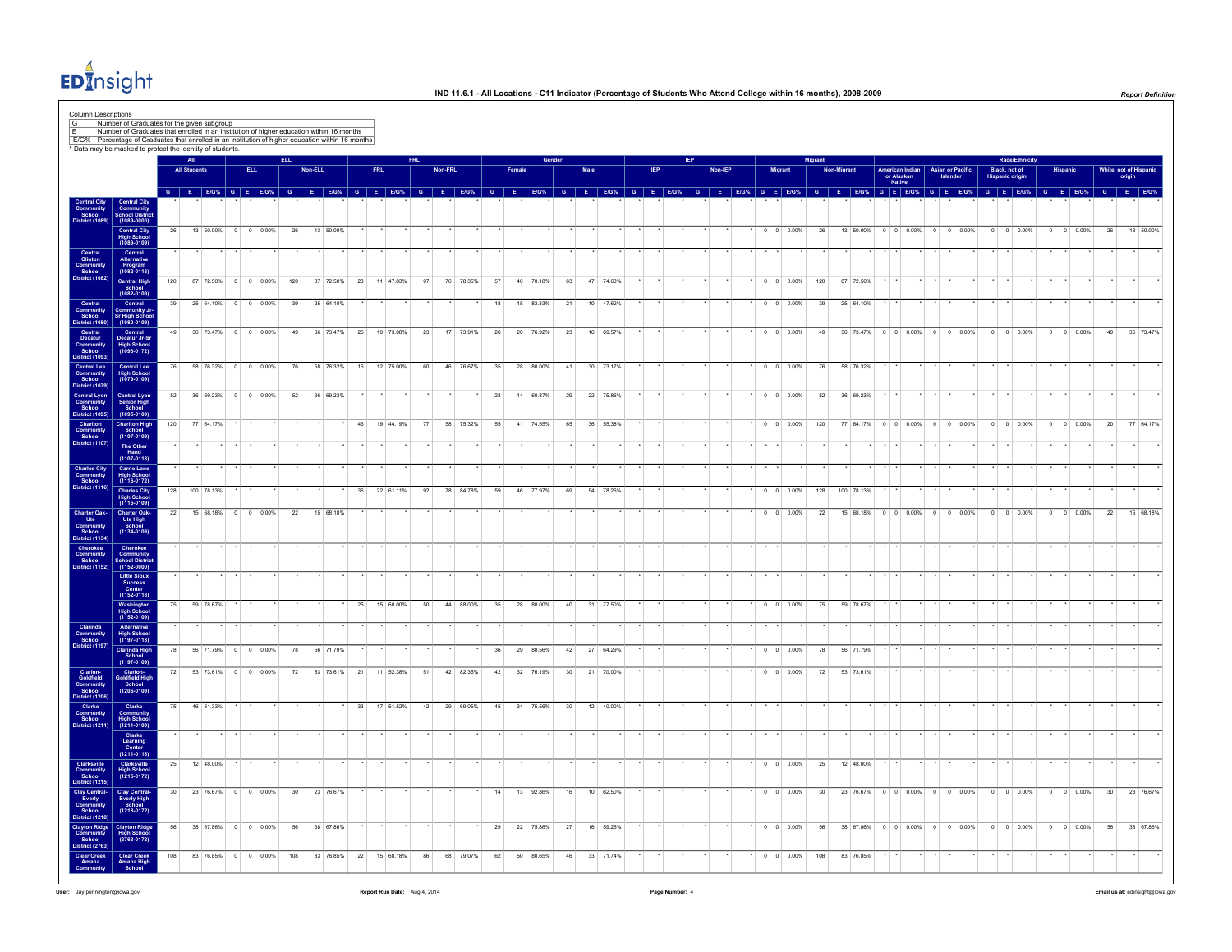# IND 11.6.1 - All Locations - C11 Indicator (Percentage of Students Who Attend College within 16 months), 2008-2009

Column Descriptions

| | |
|---|---|
| G | Number of Graduates for the given subgroup |
| E | Number of Graduates that enrolled in an institution of higher education within 16 months |
| E/G% | Percentage of Graduates that enrolled in an institution of higher education within 16 months |

* Data may be masked to protect the identity of students.

| | | All | | | ELL | | | | | | FRL | | | | | | Gender | | | | | | IEP | | | | | | Migrant | | | | | | Race/Ethnicity | | | | | | | | | | | | | | |
|---|---|---|---|---|---|---|---|---|---|---|---|---|---|---|---|---|---|---|---|---|---|---|---|---|---|---|---|---|---|---|---|---|---|---|---|---|---|---|---|---|---|---|---|---|---|---|---|---|---|---|---|---|
| | | All Students | | | ELL | | | Non-ELL | | | FRL | | | Non-FRL | | | Female | | | Male | | | IEP | | | Non-IEP | | | Migrant | | | Non-Migrant | | | American Indian or Alaskan Native | | | Asian or Pacific Islander | | | Black, not of Hispanic origin | | | Hispanic | | | White, not of Hispanic origin | | |
| | | G | E | E/G% | G | E | E/G% | G | E | E/G% | G | E | E/G% | G | E | E/G% | G | E | E/G% | G | E | E/G% | G | E | E/G% | G | E | E/G% | G | E | E/G% | G | E | E/G% | G | E | E/G% | G | E | E/G% | G | E | E/G% | G | E | E/G% | G | E | E/G% |
| Central City Community School District (1089) | Central City Community School District (1089-0000) | * | * | * | * | * | * | * | * | * | * | * | * | * | * | * | * | * | * | * | * | * | * | * | * | * | * | * | * | * | * | * | * | * | * | * | * | * | * | * | * | * | * | * | * | * | * | * | * | * | * | * |
| | Central City High School (1089-0109) | 26 | 13 | 50.00% | 0 | 0 | 0.00% | 26 | 13 | 50.00% | * | * | * | * | * | * | * | * | * | * | * | * | * | * | * | * | * | * | 0 | 0 | 0.00% | 26 | 13 | 50.00% | 0 | 0 | 0.00% | 0 | 0 | 0.00% | 0 | 0 | 0.00% | 0 | 0 | 0.00% | 26 | 13 | 50.00% |
| Central Clinton Community School District (1082) | Central Alternative Program (1082-0118) | * | * | * | * | * | * | * | * | * | * | * | * | * | * | * | * | * | * | * | * | * | * | * | * | * | * | * | * | * | * | * | * | * | * | * | * | * | * | * | * | * | * | * | * | * | * | * | * | * | * | * |
| | Central High School (1082-0109) | 120 | 87 | 72.50% | 0 | 0 | 0.00% | 120 | 87 | 72.50% | 23 | 11 | 47.83% | 97 | 76 | 78.35% | 57 | 40 | 70.18% | 63 | 47 | 74.60% | * | * | * | * | * | * | 0 | 0 | 0.00% | 120 | 87 | 72.50% | * | * | * | * | * | * | * | * | * | * | * | * | * | * | * |
| Central Community School District (1080) | Central Community Jr-Sr High School (1080-0109) | 39 | 25 | 64.10% | 0 | 0 | 0.00% | 39 | 25 | 64.10% | * | * | * | * | * | * | 18 | 15 | 83.33% | 21 | 10 | 47.62% | * | * | * | * | * | * | 0 | 0 | 0.00% | 39 | 25 | 64.10% | * | * | * | * | * | * | * | * | * | * | * | * | * | * | * |
| Central Decatur Community School District (1093) | Central Decatur Jr-Sr High School (1093-0172) | 49 | 36 | 73.47% | 0 | 0 | 0.00% | 49 | 36 | 73.47% | 26 | 19 | 73.08% | 23 | 17 | 73.91% | 26 | 20 | 76.92% | 23 | 16 | 69.57% | * | * | * | * | * | * | 0 | 0 | 0.00% | 49 | 36 | 73.47% | 0 | 0 | 0.00% | 0 | 0 | 0.00% | 0 | 0 | 0.00% | 0 | 0 | 0.00% | 49 | 36 | 73.47% |
| Central Lee Community School District (1079) | Central Lee High School (1079-0109) | 76 | 58 | 76.32% | 0 | 0 | 0.00% | 76 | 58 | 76.32% | 16 | 12 | 75.00% | 60 | 46 | 76.67% | 35 | 28 | 80.00% | 41 | 30 | 73.17% | * | * | * | * | * | * | 0 | 0 | 0.00% | 76 | 58 | 76.32% | * | * | * | * | * | * | * | * | * | * | * | * | * | * | * |
| Central Lyon Community School District (1095) | Central Lyon Senior High School (1095-0109) | 52 | 36 | 69.23% | 0 | 0 | 0.00% | 52 | 36 | 69.23% | * | * | * | * | * | * | 23 | 14 | 60.87% | 29 | 22 | 75.86% | * | * | * | * | * | * | 0 | 0 | 0.00% | 52 | 36 | 69.23% | * | * | * | * | * | * | * | * | * | * | * | * | * | * | * |
| Chariton Community School District (1107) | Chariton High School (1107-0109) | 120 | 77 | 64.17% | * | * | * | * | * | * | 43 | 19 | 44.19% | 77 | 58 | 75.32% | 55 | 41 | 74.55% | 65 | 36 | 55.38% | * | * | * | * | * | * | 0 | 0 | 0.00% | 120 | 77 | 64.17% | 0 | 0 | 0.00% | 0 | 0 | 0.00% | 0 | 0 | 0.00% | 0 | 0 | 0.00% | 120 | 77 | 64.17% |
| | The Other Hand (1107-0118) | * | * | * | * | * | * | * | * | * | * | * | * | * | * | * | * | * | * | * | * | * | * | * | * | * | * | * | * | * | * | * | * | * | * | * | * | * | * | * | * | * | * | * | * | * | * | * | * | * | * | * |
| Charles City Community School District (1116) | Carrie Lane High School (1116-0172) | * | * | * | * | * | * | * | * | * | * | * | * | * | * | * | * | * | * | * | * | * | * | * | * | * | * | * | * | * | * | * | * | * | * | * | * | * | * | * | * | * | * | * | * | * | * | * | * | * | * | * |
| | Charles City High School (1116-0109) | 128 | 100 | 78.13% | * | * | * | * | * | * | 36 | 22 | 61.11% | 92 | 78 | 84.78% | 59 | 46 | 77.97% | 69 | 54 | 78.26% | * | * | * | * | * | * | 0 | 0 | 0.00% | 128 | 100 | 78.13% | * | * | * | * | * | * | * | * | * | * | * | * | * | * | * |
| Charter Oak-Ute Community School District (1134) | Charter Oak-Ute High School (1134-0109) | 22 | 15 | 68.18% | 0 | 0 | 0.00% | 22 | 15 | 68.18% | * | * | * | * | * | * | * | * | * | * | * | * | * | * | * | * | * | * | 0 | 0 | 0.00% | 22 | 15 | 68.18% | 0 | 0 | 0.00% | 0 | 0 | 0.00% | 0 | 0 | 0.00% | 0 | 0 | 0.00% | 22 | 15 | 68.18% |
| Cherokee Community School District (1152) | Cherokee Community School District (1152-0000) | * | * | * | * | * | * | * | * | * | * | * | * | * | * | * | * | * | * | * | * | * | * | * | * | * | * | * | * | * | * | * | * | * | * | * | * | * | * | * | * | * | * | * | * | * | * | * | * | * | * | * |
| | Little Sioux Success Center (1152-0118) | * | * | * | * | * | * | * | * | * | * | * | * | * | * | * | * | * | * | * | * | * | * | * | * | * | * | * | * | * | * | * | * | * | * | * | * | * | * | * | * | * | * | * | * | * | * | * | * | * | * | * |
| | Washington High School (1152-0109) | 75 | 59 | 78.67% | * | * | * | * | * | * | 25 | 15 | 60.00% | 50 | 44 | 88.00% | 35 | 28 | 80.00% | 40 | 31 | 77.50% | * | * | * | * | * | * | 0 | 0 | 0.00% | 75 | 59 | 78.67% | * | * | * | * | * | * | * | * | * | * | * | * | * | * | * |
| Clarinda Community School District (1197) | Alternative High School (1197-0118) | * | * | * | * | * | * | * | * | * | * | * | * | * | * | * | * | * | * | * | * | * | * | * | * | * | * | * | * | * | * | * | * | * | * | * | * | * | * | * | * | * | * | * | * | * | * | * | * | * | * | * |
| | Clarinda High School (1197-0109) | 78 | 56 | 71.79% | 0 | 0 | 0.00% | 78 | 56 | 71.79% | * | * | * | * | * | * | 36 | 29 | 80.56% | 42 | 27 | 64.29% | * | * | * | * | * | * | 0 | 0 | 0.00% | 78 | 56 | 71.79% | * | * | * | * | * | * | * | * | * | * | * | * | * | * | * |
| Clarion-Goldfield Community School District (1206) | Clarion-Goldfield High School (1206-0109) | 72 | 53 | 73.61% | 0 | 0 | 0.00% | 72 | 53 | 73.61% | 21 | 11 | 52.38% | 51 | 42 | 82.35% | 42 | 32 | 76.19% | 30 | 21 | 70.00% | * | * | * | * | * | * | 0 | 0 | 0.00% | 72 | 53 | 73.61% | * | * | * | * | * | * | * | * | * | * | * | * | * | * | * |
| Clarke Community School District (1211) | Clarke Community High School (1211-0109) | 75 | 46 | 61.33% | * | * | * | * | * | * | 33 | 17 | 51.52% | 42 | 29 | 69.05% | 45 | 34 | 75.56% | 30 | 12 | 40.00% | * | * | * | * | * | * | * | * | * | * | * | * | * | * | * | * | * | * | * | * | * | * | * | * | * | * | * |
| | Clarke Learning Center (1211-0118) | * | * | * | * | * | * | * | * | * | * | * | * | * | * | * | * | * | * | * | * | * | * | * | * | * | * | * | * | * | * | * | * | * | * | * | * | * | * | * | * | * | * | * | * | * | * | * | * | * | * | * |
| Clarksville Community School District (1215) | Clarksville High School (1215-0172) | 25 | 12 | 48.00% | * | * | * | * | * | * | * | * | * | * | * | * | * | * | * | * | * | * | * | * | * | * | * | * | 0 | 0 | 0.00% | 25 | 12 | 48.00% | * | * | * | * | * | * | * | * | * | * | * | * | * | * | * |
| Clay Central-Everly Community School District (1218) | Clay Central-Everly High School (1218-0172) | 30 | 23 | 76.67% | 0 | 0 | 0.00% | 30 | 23 | 76.67% | * | * | * | * | * | * | 14 | 13 | 92.86% | 16 | 10 | 62.50% | * | * | * | * | * | * | 0 | 0 | 0.00% | 30 | 23 | 76.67% | 0 | 0 | 0.00% | 0 | 0 | 0.00% | 0 | 0 | 0.00% | 0 | 0 | 0.00% | 30 | 23 | 76.67% |
| Clayton Ridge Community School District (2763) | Clayton Ridge High School (2763-0172) | 56 | 38 | 67.86% | 0 | 0 | 0.00% | 56 | 38 | 67.86% | * | * | * | * | * | * | 29 | 22 | 75.86% | 27 | 16 | 59.26% | * | * | * | * | * | * | 0 | 0 | 0.00% | 56 | 38 | 67.86% | 0 | 0 | 0.00% | 0 | 0 | 0.00% | 0 | 0 | 0.00% | 0 | 0 | 0.00% | 56 | 38 | 67.86% |
| Clear Creek Amana Community | Clear Creek Amana High School | 108 | 83 | 76.85% | 0 | 0 | 0.00% | 108 | 83 | 76.85% | 22 | 15 | 68.18% | 86 | 68 | 79.07% | 62 | 50 | 80.65% | 46 | 33 | 71.74% | * | * | * | * | * | * | 0 | 0 | 0.00% | 108 | 83 | 76.85% | * | * | * | * | * | * | * | * | * | * | * | * | * | * | * |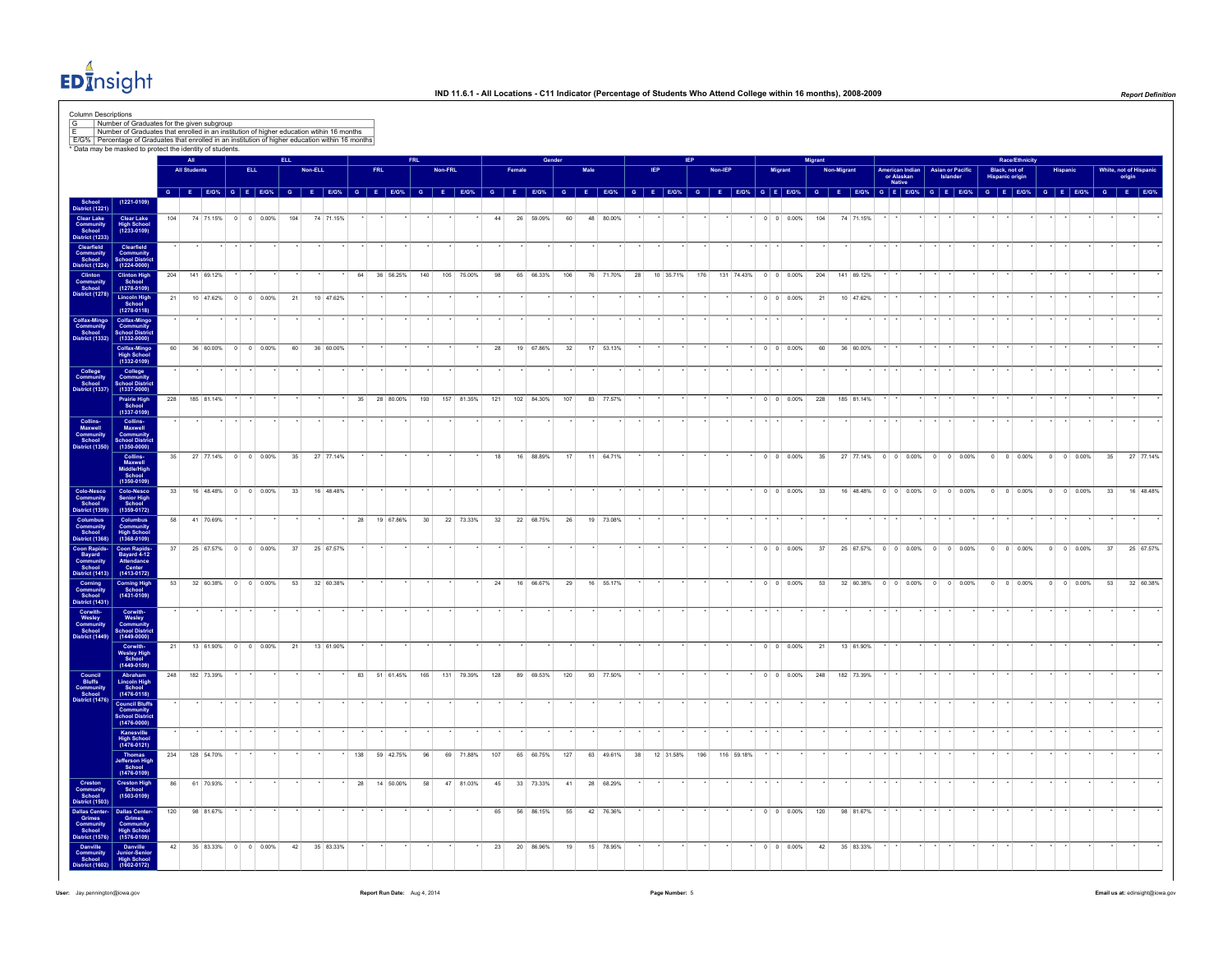# IND 11.6.1 - All Locations - C11 Indicator (Percentage of Students Who Attend College within 16 months), 2008-2009

Column Descriptions

| | |
|---|---|
| G | Number of Graduates for the given subgroup |
| E | Number of Graduates that enrolled in an institution of higher education within 16 months |
| E/G% | Percentage of Graduates that enrolled in an institution of higher education within 16 months |

\* Data may be masked to protect the identity of students.

| | | All | | | ELL | | | | | | FRL | | | | | | Gender | | | | | | IEP | | | | | | Migrant | | | | | | Race/Ethnicity | | | | | | | | | | | | | | |
|---|---|---|---|---|---|---|---|---|---|---|---|---|---|---|---|---|---|---|---|---|---|---|---|---|---|---|---|---|---|---|---|---|---|---|---|---|---|---|---|---|---|---|---|---|---|---|---|---|---|---|---|---|
| | | All Students | | | ELL | | | Non-ELL | | | FRL | | | Non-FRL | | | Female | | | Male | | | IEP | | | Non-IEP | | | Migrant | | | Non-Migrant | | | American Indian or Alaskan Native | | | Asian or Pacific Islander | | | Black, not of Hispanic origin | | | Hispanic | | | White, not of Hispanic origin | | |
| | | G | E | E/G% | G | E | E/G% | G | E | E/G% | G | E | E/G% | G | E | E/G% | G | E | E/G% | G | E | E/G% | G | E | E/G% | G | E | E/G% | G | E | E/G% | G | E | E/G% | G | E | E/G% | G | E | E/G% | G | E | E/G% | G | E | E/G% | G | E | E/G% |
| School District (1221) | (1221-0109) | | | | | | | | | | | | | | | | | | | | | | | | | | | | | | | | | | | | | | | | | | | | | | | | | | | |
| Clear Lake Community School District (1233) | Clear Lake High School (1233-0109) | 104 | 74 | 71.15% | 0 | 0 | 0.00% | 104 | 74 | 71.15% | * | * | * | * | * | * | 44 | 26 | 59.09% | 60 | 48 | 80.00% | * | * | * | * | * | * | 0 | 0 | 0.00% | 104 | 74 | 71.15% | * | * | * | * | * | * | * | * | * | * | * | * | * | * | * |
| Clearfield Community School District (1224) | Clearfield Community School District (1224-0000) | * | * | * | * | * | * | * | * | * | * | * | * | * | * | * | * | * | * | * | * | * | * | * | * | * | * | * | * | * | * | * | * | * | * | * | * | * | * | * | * | * | * | * | * | * | * | * | * |
| Clinton Community School District (1278) | Clinton High School (1278-0109) | 204 | 141 | 69.12% | * | * | * | * | * | * | 64 | 36 | 56.25% | 140 | 105 | 75.00% | 98 | 65 | 66.33% | 106 | 76 | 71.70% | 28 | 10 | 35.71% | 176 | 131 | 74.43% | 0 | 0 | 0.00% | 204 | 141 | 69.12% | * | * | * | * | * | * | * | * | * | * | * | * | * | * | * |
| | Lincoln High School (1278-0118) | 21 | 10 | 47.62% | 0 | 0 | 0.00% | 21 | 10 | 47.62% | * | * | * | * | * | * | * | * | * | * | * | * | * | * | * | * | * | * | 0 | 0 | 0.00% | 21 | 10 | 47.62% | * | * | * | * | * | * | * | * | * | * | * | * | * | * | * |
| Colfax-Mingo Community School District (1332) | Colfax-Mingo Community School District (1332-0000) | * | * | * | * | * | * | * | * | * | * | * | * | * | * | * | * | * | * | * | * | * | * | * | * | * | * | * | * | * | * | * | * | * | * | * | * | * | * | * | * | * | * | * | * | * | * | * | * |
| | Colfax-Mingo High School (1332-0109) | 60 | 36 | 60.00% | 0 | 0 | 0.00% | 60 | 36 | 60.00% | * | * | * | * | * | * | 28 | 19 | 67.86% | 32 | 17 | 53.13% | * | * | * | * | * | * | 0 | 0 | 0.00% | 60 | 36 | 60.00% | * | * | * | * | * | * | * | * | * | * | * | * | * | * | * |
| College Community School District (1337) | College Community School District (1337-0000) | * | * | * | * | * | * | * | * | * | * | * | * | * | * | * | * | * | * | * | * | * | * | * | * | * | * | * | * | * | * | * | * | * | * | * | * | * | * | * | * | * | * | * | * | * | * | * | * |
| | Prairie High School (1337-0109) | 228 | 185 | 81.14% | * | * | * | * | * | * | 35 | 28 | 80.00% | 193 | 157 | 81.35% | 121 | 102 | 84.30% | 107 | 83 | 77.57% | * | * | * | * | * | * | 0 | 0 | 0.00% | 228 | 185 | 81.14% | * | * | * | * | * | * | * | * | * | * | * | * | * | * | * |
| Collins-Maxwell Community School District (1350) | Collins-Maxwell Community School District (1350-0000) | * | * | * | * | * | * | * | * | * | * | * | * | * | * | * | * | * | * | * | * | * | * | * | * | * | * | * | * | * | * | * | * | * | * | * | * | * | * | * | * | * | * | * | * | * | * | * | * |
| | Collins-Maxwell Middle/High School (1350-0109) | 35 | 27 | 77.14% | 0 | 0 | 0.00% | 35 | 27 | 77.14% | * | * | * | * | * | * | 18 | 16 | 88.89% | 17 | 11 | 64.71% | * | * | * | * | * | * | 0 | 0 | 0.00% | 35 | 27 | 77.14% | 0 | 0 | 0.00% | 0 | 0 | 0.00% | 0 | 0 | 0.00% | 0 | 0 | 0.00% | 35 | 27 | 77.14% |
| Colo-Nesco Community School District (1359) | Colo-Nesco Senior High School (1359-0172) | 33 | 16 | 48.48% | 0 | 0 | 0.00% | 33 | 16 | 48.48% | * | * | * | * | * | * | * | * | * | * | * | * | * | * | * | * | * | * | 0 | 0 | 0.00% | 33 | 16 | 48.48% | 0 | 0 | 0.00% | 0 | 0 | 0.00% | 0 | 0 | 0.00% | 0 | 0 | 0.00% | 33 | 16 | 48.48% |
| Columbus Community School District (1368) | Columbus Community High School (1368-0109) | 58 | 41 | 70.69% | * | * | * | * | * | * | 28 | 19 | 67.86% | 30 | 22 | 73.33% | 32 | 22 | 68.75% | 26 | 19 | 73.08% | * | * | * | * | * | * | * | * | * | * | * | * | * | * | * | * | * | * | * | * | * | * | * | * | * | * | * |
| Coon Rapids-Bayard Community School District (1413) | Coon Rapids-Bayard 4-12 Attendance Center (1413-0172) | 37 | 25 | 67.57% | 0 | 0 | 0.00% | 37 | 25 | 67.57% | * | * | * | * | * | * | * | * | * | * | * | * | * | * | * | * | * | * | 0 | 0 | 0.00% | 37 | 25 | 67.57% | 0 | 0 | 0.00% | 0 | 0 | 0.00% | 0 | 0 | 0.00% | 0 | 0 | 0.00% | 37 | 25 | 67.57% |
| Corning Community School District (1431) | Corning High School (1431-0109) | 53 | 32 | 60.38% | 0 | 0 | 0.00% | 53 | 32 | 60.38% | * | * | * | * | * | * | 24 | 16 | 66.67% | 29 | 16 | 55.17% | * | * | * | * | * | * | 0 | 0 | 0.00% | 53 | 32 | 60.38% | 0 | 0 | 0.00% | 0 | 0 | 0.00% | 0 | 0 | 0.00% | 0 | 0 | 0.00% | 53 | 32 | 60.38% |
| Corwith-Wesley Community School District (1449) | Corwith-Wesley Community School District (1449-0000) | * | * | * | * | * | * | * | * | * | * | * | * | * | * | * | * | * | * | * | * | * | * | * | * | * | * | * | * | * | * | * | * | * | * | * | * | * | * | * | * | * | * | * | * | * | * | * | * |
| | Corwith-Wesley High School (1449-0109) | 21 | 13 | 61.90% | 0 | 0 | 0.00% | 21 | 13 | 61.90% | * | * | * | * | * | * | * | * | * | * | * | * | * | * | * | * | * | * | 0 | 0 | 0.00% | 21 | 13 | 61.90% | * | * | * | * | * | * | * | * | * | * | * | * | * | * | * |
| Council Bluffs Community School District (1476) | Abraham Lincoln High School (1476-0118) | 248 | 182 | 73.39% | * | * | * | * | * | * | 83 | 51 | 61.45% | 165 | 131 | 79.39% | 128 | 89 | 69.53% | 120 | 93 | 77.50% | * | * | * | * | * | * | 0 | 0 | 0.00% | 248 | 182 | 73.39% | * | * | * | * | * | * | * | * | * | * | * | * | * | * | * |
| | Council Bluffs Community School District (1476-0000) | * | * | * | * | * | * | * | * | * | * | * | * | * | * | * | * | * | * | * | * | * | * | * | * | * | * | * | * | * | * | * | * | * | * | * | * | * | * | * | * | * | * | * | * | * | * | * | * |
| | Kanesville High School (1476-0121) | * | * | * | * | * | * | * | * | * | * | * | * | * | * | * | * | * | * | * | * | * | * | * | * | * | * | * | * | * | * | * | * | * | * | * | * | * | * | * | * | * | * | * | * | * | * | * | * |
| | Thomas Jefferson High School (1476-0109) | 234 | 128 | 54.70% | * | * | * | * | * | * | 138 | 59 | 42.75% | 96 | 69 | 71.88% | 107 | 65 | 60.75% | 127 | 63 | 49.61% | 38 | 12 | 31.58% | 196 | 116 | 59.18% | * | * | * | * | * | * | * | * | * | * | * | * | * | * | * | * | * | * | * | * | * |
| Creston Community School District (1503) | Creston High School (1503-0109) | 86 | 61 | 70.93% | * | * | * | * | * | * | 28 | 14 | 50.00% | 58 | 47 | 81.03% | 45 | 33 | 73.33% | 41 | 28 | 68.29% | * | * | * | * | * | * | * | * | * | * | * | * | * | * | * | * | * | * | * | * | * | * | * | * | * | * | * |
| Dallas Center-Grimes Community School District (1576) | Dallas Center-Grimes Community High School (1576-0109) | 120 | 98 | 81.67% | * | * | * | * | * | * | * | * | * | * | * | * | 65 | 56 | 86.15% | 55 | 42 | 76.36% | * | * | * | * | * | * | 0 | 0 | 0.00% | 120 | 98 | 81.67% | * | * | * | * | * | * | * | * | * | * | * | * | * | * | * |
| Danville Community School District (1602) | Danville Junior-Senior High School (1602-0172) | 42 | 35 | 83.33% | 0 | 0 | 0.00% | 42 | 35 | 83.33% | * | * | * | * | * | * | 23 | 20 | 86.96% | 19 | 15 | 78.95% | * | * | * | * | * | * | 0 | 0 | 0.00% | 42 | 35 | 83.33% | * | * | * | * | * | * | * | * | * | * | * | * | * | * | * |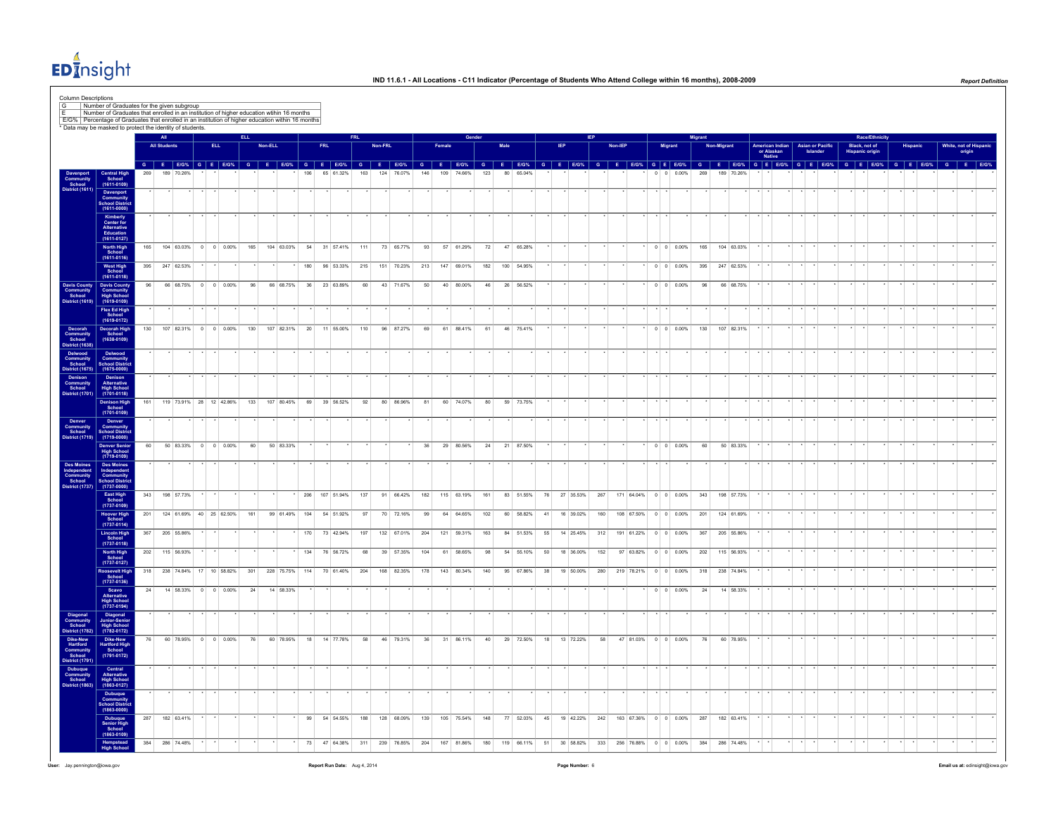# IND 11.6.1 - All Locations - C11 Indicator (Percentage of Students Who Attend College within 16 months), 2008-2009

Column Descriptions

| | |
|---|---|
| G | Number of Graduates for the given subgroup |
| E | Number of Graduates that enrolled in an institution of higher education within 16 months |
| E/G% | Percentage of Graduates that enrolled in an institution of higher education within 16 months |

\* Data may be masked to protect the identity of students.

| District | School | All | | | ELL | | | | | | FRL | | | | | | Gender | | | | | | IEP | | | | | | Migrant | | | | | | Race/Ethnicity | | | | | | | | | | | | | | |
|---|---|---|---|---|---|---|---|---|---|---|---|---|---|---|---|---|---|---|---|---|---|---|---|---|---|---|---|---|---|---|---|---|---|---|---|---|---|---|---|---|---|---|---|---|---|---|---|---|---|---|---|---|---|---|---|
| | | All Students | | | ELL | | | Non-ELL | | | FRL | | | Non-FRL | | | Female | | | Male | | | IEP | | | Non-IEP | | | Migrant | | | Non-Migrant | | | American Indian or Alaskan Native | | | Asian or Pacific Islander | | | Black, not of Hispanic origin | | | Hispanic | | | White, not of Hispanic origin | | |
| | | G | E | E/G% | G | E | E/G% | G | E | E/G% | G | E | E/G% | G | E | E/G% | G | E | E/G% | G | E | E/G% | G | E | E/G% | G | E | E/G% | G | E | E/G% | G | E | E/G% | G | E | E/G% | G | E | E/G% | G | E | E/G% | G | E | E/G% | G | E | E/G% |
| Davenport Community School District (1611) | Central High School (1611-0109) | 269 | 189 | 70.26% | * | * | * | * | * | * | 106 | 65 | 61.32% | 163 | 124 | 76.07% | 146 | 109 | 74.66% | 123 | 80 | 65.04% | * | * | * | * | * | * | 0 | 0 | 0.00% | 269 | 189 | 70.26% | * | * | * | * | * | * | * | * | * | * | * | * | * | * | * |
| | Davenport Community School District (1611-0000) | * | * | * | * | * | * | * | * | * | * | * | * | * | * | * | * | * | * | * | * | * | * | * | * | * | * | * | * | * | * | * | * | * | * | * | * | * | * | * | * | * | * | * | * | * | * | * | * | * |
| | Kimberly Center for Alternative Education (1611-0127) | * | * | * | * | * | * | * | * | * | * | * | * | * | * | * | * | * | * | * | * | * | * | * | * | * | * | * | * | * | * | * | * | * | * | * | * | * | * | * | * | * | * | * | * | * | * | * | * | * |
| | North High School (1611-0116) | 165 | 104 | 63.03% | 0 | 0 | 0.00% | 165 | 104 | 63.03% | 54 | 31 | 57.41% | 111 | 73 | 65.77% | 93 | 57 | 61.29% | 72 | 47 | 65.28% | * | * | * | * | * | * | 0 | 0 | 0.00% | 165 | 104 | 63.03% | * | * | * | * | * | * | * | * | * | * | * | * | * | * | * |
| | West High School (1611-0118) | 395 | 247 | 62.53% | * | * | * | * | * | * | 180 | 96 | 53.33% | 215 | 151 | 70.23% | 213 | 147 | 69.01% | 182 | 100 | 54.95% | * | * | * | * | * | * | 0 | 0 | 0.00% | 395 | 247 | 62.53% | * | * | * | * | * | * | * | * | * | * | * | * | * | * | * |
| Davis County Community School District (1619) | Davis County Community High School (1619-0109) | 96 | 66 | 68.75% | 0 | 0 | 0.00% | 96 | 66 | 68.75% | 36 | 23 | 63.89% | 60 | 43 | 71.67% | 50 | 40 | 80.00% | 46 | 26 | 56.52% | * | * | * | * | * | * | 0 | 0 | 0.00% | 96 | 66 | 68.75% | * | * | * | * | * | * | * | * | * | * | * | * | * | * | * |
| | Flex Ed High School (1619-0172) | * | * | * | * | * | * | * | * | * | * | * | * | * | * | * | * | * | * | * | * | * | * | * | * | * | * | * | * | * | * | * | * | * | * | * | * | * | * | * | * | * | * | * | * | * | * | * | * | * |
| Decorah Community School District (1638) | Decorah High School (1638-0109) | 130 | 107 | 82.31% | 0 | 0 | 0.00% | 130 | 107 | 82.31% | 20 | 11 | 55.00% | 110 | 96 | 87.27% | 69 | 61 | 88.41% | 61 | 46 | 75.41% | * | * | * | * | * | * | 0 | 0 | 0.00% | 130 | 107 | 82.31% | * | * | * | * | * | * | * | * | * | * | * | * | * | * | * |
| Delwood Community School District (1675) | Delwood Community School District (1675-0000) | * | * | * | * | * | * | * | * | * | * | * | * | * | * | * | * | * | * | * | * | * | * | * | * | * | * | * | * | * | * | * | * | * | * | * | * | * | * | * | * | * | * | * | * | * | * | * | * | * |
| Denison Community School District (1701) | Denison Alternative High School (1701-0118) | * | * | * | * | * | * | * | * | * | * | * | * | * | * | * | * | * | * | * | * | * | * | * | * | * | * | * | * | * | * | * | * | * | * | * | * | * | * | * | * | * | * | * | * | * | * | * | * | * |
| | Denison High School (1701-0109) | 161 | 119 | 73.91% | 28 | 12 | 42.86% | 133 | 107 | 80.45% | 69 | 39 | 56.52% | 92 | 80 | 86.96% | 81 | 60 | 74.07% | 80 | 59 | 73.75% | * | * | * | * | * | * | * | * | * | * | * | * | * | * | * | * | * | * | * | * | * | * | * | * | * | * | * |
| Denver Community School District (1719) | Denver Community School District (1719-0000) | * | * | * | * | * | * | * | * | * | * | * | * | * | * | * | * | * | * | * | * | * | * | * | * | * | * | * | * | * | * | * | * | * | * | * | * | * | * | * | * | * | * | * | * | * | * | * | * | * |
| | Denver Senior High School (1719-0109) | 60 | 50 | 83.33% | 0 | 0 | 0.00% | 60 | 50 | 83.33% | * | * | * | * | * | * | 36 | 29 | 80.56% | 24 | 21 | 87.50% | * | * | * | * | * | * | 0 | 0 | 0.00% | 60 | 50 | 83.33% | * | * | * | * | * | * | * | * | * | * | * | * | * | * | * |
| Des Moines Independent Community School District (1737) | Des Moines Independent Community School District (1737-0000) | * | * | * | * | * | * | * | * | * | * | * | * | * | * | * | * | * | * | * | * | * | * | * | * | * | * | * | * | * | * | * | * | * | * | * | * | * | * | * | * | * | * | * | * | * | * | * | * | * |
| | East High School (1737-0109) | 343 | 198 | 57.73% | * | * | * | * | * | * | 206 | 107 | 51.94% | 137 | 91 | 66.42% | 182 | 115 | 63.19% | 161 | 83 | 51.55% | 76 | 27 | 35.53% | 267 | 171 | 64.04% | 0 | 0 | 0.00% | 343 | 198 | 57.73% | * | * | * | * | * | * | * | * | * | * | * | * | * | * | * |
| | Hoover High School (1737-0114) | 201 | 124 | 61.69% | 40 | 25 | 62.50% | 161 | 99 | 61.49% | 104 | 54 | 51.92% | 97 | 70 | 72.16% | 99 | 64 | 64.65% | 102 | 60 | 58.82% | 41 | 16 | 39.02% | 160 | 108 | 67.50% | 0 | 0 | 0.00% | 201 | 124 | 61.69% | * | * | * | * | * | * | * | * | * | * | * | * | * | * | * |
| | Lincoln High School (1737-0118) | 367 | 205 | 55.86% | * | * | * | * | * | * | 170 | 73 | 42.94% | 197 | 132 | 67.01% | 204 | 121 | 59.31% | 163 | 84 | 51.53% | 55 | 14 | 25.45% | 312 | 191 | 61.22% | 0 | 0 | 0.00% | 367 | 205 | 55.86% | * | * | * | * | * | * | * | * | * | * | * | * | * | * | * |
| | North High School (1737-0127) | 202 | 115 | 56.93% | * | * | * | * | * | * | 134 | 76 | 56.72% | 68 | 39 | 57.35% | 104 | 61 | 58.65% | 98 | 54 | 55.10% | 50 | 18 | 36.00% | 152 | 97 | 63.82% | 0 | 0 | 0.00% | 202 | 115 | 56.93% | * | * | * | * | * | * | * | * | * | * | * | * | * | * | * |
| | Roosevelt High School (1737-0136) | 318 | 238 | 74.84% | 17 | 10 | 58.82% | 301 | 228 | 75.75% | 114 | 70 | 61.40% | 204 | 168 | 82.35% | 178 | 143 | 80.34% | 140 | 95 | 67.86% | 38 | 19 | 50.00% | 280 | 219 | 78.21% | 0 | 0 | 0.00% | 318 | 238 | 74.84% | * | * | * | * | * | * | * | * | * | * | * | * | * | * | * |
| | Scavo Alternative High School (1737-0194) | 24 | 14 | 58.33% | 0 | 0 | 0.00% | 24 | 14 | 58.33% | * | * | * | * | * | * | * | * | * | * | * | * | * | * | * | * | * | * | 0 | 0 | 0.00% | 24 | 14 | 58.33% | * | * | * | * | * | * | * | * | * | * | * | * | * | * | * |
| Diagonal Community School District (1782) | Diagonal Junior-Senior High School (1782-0172) | * | * | * | * | * | * | * | * | * | * | * | * | * | * | * | * | * | * | * | * | * | * | * | * | * | * | * | * | * | * | * | * | * | * | * | * | * | * | * | * | * | * | * | * | * | * | * | * | * |
| Dike-New Hartford Community School District (1791) | Dike-New Hartford High School (1791-0172) | 76 | 60 | 78.95% | 0 | 0 | 0.00% | 76 | 60 | 78.95% | 18 | 14 | 77.78% | 58 | 46 | 79.31% | 36 | 31 | 86.11% | 40 | 29 | 72.50% | 18 | 13 | 72.22% | 58 | 47 | 81.03% | 0 | 0 | 0.00% | 76 | 60 | 78.95% | * | * | * | * | * | * | * | * | * | * | * | * | * | * | * |
| Dubuque Community School District (1863) | Central Alternative High School (1863-0127) | * | * | * | * | * | * | * | * | * | * | * | * | * | * | * | * | * | * | * | * | * | * | * | * | * | * | * | * | * | * | * | * | * | * | * | * | * | * | * | * | * | * | * | * | * | * | * | * | * |
| | Dubuque Community School District (1863-0000) | * | * | * | * | * | * | * | * | * | * | * | * | * | * | * | * | * | * | * | * | * | * | * | * | * | * | * | * | * | * | * | * | * | * | * | * | * | * | * | * | * | * | * | * | * | * | * | * | * |
| | Dubuque Senior High School (1863-0109) | 287 | 182 | 63.41% | * | * | * | * | * | * | 99 | 54 | 54.55% | 188 | 128 | 68.09% | 139 | 105 | 75.54% | 148 | 77 | 52.03% | 45 | 19 | 42.22% | 242 | 163 | 67.36% | 0 | 0 | 0.00% | 287 | 182 | 63.41% | * | * | * | * | * | * | * | * | * | * | * | * | * | * | * |
| | Hempstead High School | 384 | 286 | 74.48% | * | * | * | * | * | * | 73 | 47 | 64.38% | 311 | 239 | 76.85% | 204 | 167 | 81.86% | 180 | 119 | 66.11% | 51 | 30 | 58.82% | 333 | 256 | 76.88% | 0 | 0 | 0.00% | 384 | 286 | 74.48% | * | * | * | * | * | * | * | * | * | * | * | * | * | * | * |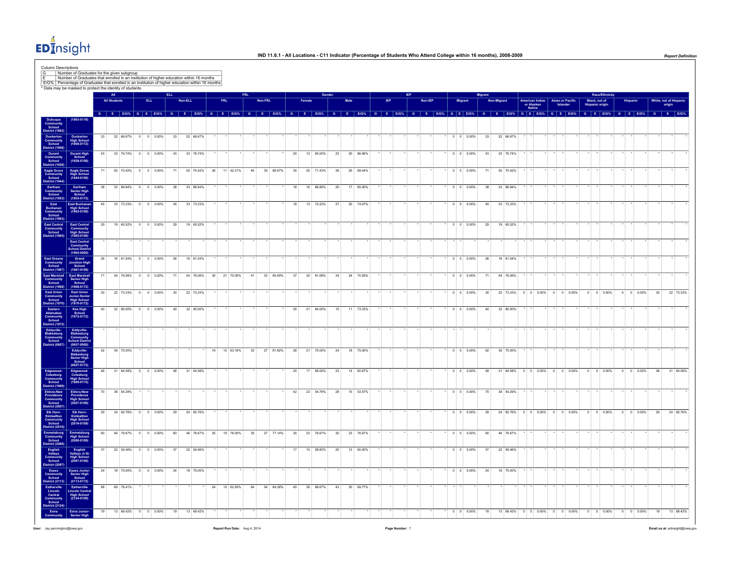# IND 11.6.1 - All Locations - C11 Indicator (Percentage of Students Who Attend College within 16 months), 2008-2009

*Report Definition*

Column Descriptions

| | |
|---|---|
| G | Number of Graduates for the given subgroup |
| E | Number of Graduates that enrolled in an institution of higher education within 16 months |
| E/G% | Percentage of Graduates that enrolled in an institution of higher education within 16 months |

\* Data may be masked to protect the identity of students.

| | | All | | | ELL | | | | | | FRL | | | | | | Gender | | | | | | IEP | | | | | | Migrant | | | | | | Race/Ethnicity | | | | | | | | | | | | | | |
|---|---|---|---|---|---|---|---|---|---|---|---|---|---|---|---|---|---|---|---|---|---|---|---|---|---|---|---|---|---|---|---|---|---|---|---|---|---|---|---|---|---|---|---|---|---|---|---|---|---|
| | | All Students | | | ELL | | | Non-ELL | | | FRL | | | Non-FRL | | | Female | | | Male | | | IEP | | | Non-IEP | | | Migrant | | | Non-Migrant | | | American Indian or Alaskan Native | | | Asian or Pacific Islander | | | Black, not of Hispanic origin | | | Hispanic | | | White, not of Hispanic origin | | |
| | | G | E | E/G% | G | E | E/G% | G | E | E/G% | G | E | E/G% | G | E | E/G% | G | E | E/G% | G | E | E/G% | G | E | E/G% | G | E | E/G% | G | E | E/G% | G | E | E/G% | G | E | E/G% | G | E | E/G% | G | E | E/G% | G | E | E/G% | G | E | E/G% |
| Dubuque Community School District (1863) | (1863-0118) | | | | | | | | | | | | | | | | | | | | | | | | | | | | | | | | | | | | | | | | | | | | | | | | |
| Dunkerton Community School District (1908) | Dunkerton High School (1908-0172) | 33 | 22 | 66.67% | 0 | 0 | 0.00% | 33 | 22 | 66.67% | * | * | * | * | * | * | * | * | * | * | * | * | * | * | * | * | * | * | 0 | 0 | 0.00% | 33 | 22 | 66.67% | * | * | * | * | * | * | * | * | * | * | * | * | * | * | * |
| Durant Community School District (1926) | Durant High School (1926-0109) | 43 | 33 | 76.74% | 0 | 0 | 0.00% | 43 | 33 | 76.74% | * | * | * | * | * | * | 20 | 13 | 65.00% | 23 | 20 | 86.96% | * | * | * | * | * | * | 0 | 0 | 0.00% | 43 | 33 | 76.74% | * | * | * | * | * | * | * | * | * | * | * | * | * | * | * |
| Eagle Grove Community School District (1944) | Eagle Grove High School (1944-0109) | 71 | 50 | 70.42% | 0 | 0 | 0.00% | 71 | 50 | 70.42% | 26 | 11 | 42.31% | 45 | 39 | 86.67% | 35 | 25 | 71.43% | 36 | 25 | 69.44% | * | * | * | * | * | * | 0 | 0 | 0.00% | 71 | 50 | 70.42% | * | * | * | * | * | * | * | * | * | * | * | * | * | * | * |
| Earlham Community School District (1953) | Earlham Senior High School (1953-0172) | 38 | 33 | 86.84% | 0 | 0 | 0.00% | 38 | 33 | 86.84% | * | * | * | * | * | * | 18 | 16 | 88.89% | 20 | 17 | 85.00% | * | * | * | * | * | * | 0 | 0 | 0.00% | 38 | 33 | 86.84% | * | * | * | * | * | * | * | * | * | * | * | * | * | * | * |
| East Buchanan Community School District (1963) | East Buchanan High School (1963-0109) | 45 | 33 | 73.33% | 0 | 0 | 0.00% | 45 | 33 | 73.33% | * | * | * | * | * | * | 18 | 13 | 72.22% | 27 | 20 | 74.07% | * | * | * | * | * | * | 0 | 0 | 0.00% | 45 | 33 | 73.33% | * | * | * | * | * | * | * | * | * | * | * | * | * | * | * |
| East Central Community School District (1965) | East Central Community High School (1965-0109) | 29 | 19 | 65.52% | 0 | 0 | 0.00% | 29 | 19 | 65.52% | * | * | * | * | * | * | * | * | * | * | * | * | * | * | * | * | * | * | 0 | 0 | 0.00% | 29 | 19 | 65.52% | * | * | * | * | * | * | * | * | * | * | * | * | * | * | * |
| | East Central Community School District (1965-0000) | * | * | * | * | * | * | * | * | * | * | * | * | * | * | * | * | * | * | * | * | * | * | * | * | * | * | * | * | * | * | * | * | * | * | * | * | * | * | * | * | * | * | * | * | * | * | * | * |
| East Greene Community School District (1967) | Grand Junction High School (1967-0109) | 26 | 16 | 61.54% | 0 | 0 | 0.00% | 26 | 16 | 61.54% | * | * | * | * | * | * | * | * | * | * | * | * | * | * | * | * | * | * | 0 | 0 | 0.00% | 26 | 16 | 61.54% | * | * | * | * | * | * | * | * | * | * | * | * | * | * | * |
| East Marshall Community School District (1968) | East Marshall Senior High School (1968-0172) | 71 | 54 | 76.06% | 0 | 0 | 0.00% | 71 | 54 | 76.06% | 30 | 21 | 70.00% | 41 | 33 | 80.49% | 37 | 30 | 81.08% | 34 | 24 | 70.59% | * | * | * | * | * | * | 0 | 0 | 0.00% | 71 | 54 | 76.06% | * | * | * | * | * | * | * | * | * | * | * | * | * | * | * |
| East Union Community School District (1970) | East Union Junior-Senior High School (1970-0172) | 30 | 22 | 73.33% | 0 | 0 | 0.00% | 30 | 22 | 73.33% | * | * | * | * | * | * | * | * | * | * | * | * | * | * | * | * | * | * | 0 | 0 | 0.00% | 30 | 22 | 73.33% | 0 | 0 | 0.00% | 0 | 0 | 0.00% | 0 | 0 | 0.00% | 0 | 0 | 0.00% | 30 | 22 | 73.33% |
| Eastern Allamakee Community School District (1972) | Kee High School (1972-0172) | 40 | 32 | 80.00% | 0 | 0 | 0.00% | 40 | 32 | 80.00% | * | * | * | * | * | * | 25 | 21 | 84.00% | 15 | 11 | 73.33% | * | * | * | * | * | * | 0 | 0 | 0.00% | 40 | 32 | 80.00% | * | * | * | * | * | * | * | * | * | * | * | * | * | * | * |
| Eddyville-Blakesburg Community School District (0657) | Eddyville-Blakesburg Community School District (0657-0000) | * | * | * | * | * | * | * | * | * | * | * | * | * | * | * | * | * | * | * | * | * | * | * | * | * | * | * | * | * | * | * | * | * | * | * | * | * | * | * | * | * | * | * | * | * | * | * | * |
| | Eddyville-Blakesburg Senior High School (0657-0172) | 52 | 39 | 75.00% | * | * | * | * | * | * | 19 | 12 | 63.16% | 33 | 27 | 81.82% | 28 | 21 | 75.00% | 24 | 18 | 75.00% | * | * | * | * | * | * | 0 | 0 | 0.00% | 52 | 39 | 75.00% | * | * | * | * | * | * | * | * | * | * | * | * | * | * | * |
| Edgewood-Colesburg Community School District (1989) | Edgewood-Colesburg High School (1989-0172) | 48 | 31 | 64.58% | 0 | 0 | 0.00% | 48 | 31 | 64.58% | * | * | * | * | * | * | 25 | 17 | 68.00% | 23 | 14 | 60.87% | * | * | * | * | * | * | 0 | 0 | 0.00% | 48 | 31 | 64.58% | 0 | 0 | 0.00% | 0 | 0 | 0.00% | 0 | 0 | 0.00% | 0 | 0 | 0.00% | 48 | 31 | 64.58% |
| Eldora-New Providence Community School District (2007) | Eldora-New Providence High School (2007-0109) | 70 | 38 | 54.29% | * | * | * | * | * | * | * | * | * | * | * | * | 42 | 23 | 54.76% | 28 | 15 | 53.57% | * | * | * | * | * | * | 0 | 0 | 0.00% | 70 | 38 | 54.29% | * | * | * | * | * | * | * | * | * | * | * | * | * | * | * |
| Elk Horn-Kimballton Community School District (2016) | Elk Horn-Kimballton High School (2016-0109) | 29 | 24 | 82.76% | 0 | 0 | 0.00% | 29 | 24 | 82.76% | * | * | * | * | * | * | * | * | * | * | * | * | * | * | * | * | * | * | 0 | 0 | 0.00% | 29 | 24 | 82.76% | 0 | 0 | 0.00% | 0 | 0 | 0.00% | 0 | 0 | 0.00% | 0 | 0 | 0.00% | 29 | 24 | 82.76% |
| Emmetsburg Community School District (2088) | Emmetsburg High School (2088-0109) | 60 | 46 | 76.67% | 0 | 0 | 0.00% | 60 | 46 | 76.67% | 25 | 19 | 76.00% | 35 | 27 | 77.14% | 30 | 23 | 76.67% | 30 | 23 | 76.67% | * | * | * | * | * | * | 0 | 0 | 0.00% | 60 | 46 | 76.67% | * | * | * | * | * | * | * | * | * | * | * | * | * | * | * |
| English Valleys Community School District (2097) | English Valleys Jr-Sr High School (2097-0109) | 37 | 22 | 59.46% | 0 | 0 | 0.00% | 37 | 22 | 59.46% | * | * | * | * | * | * | 17 | 10 | 58.82% | 20 | 12 | 60.00% | * | * | * | * | * | * | 0 | 0 | 0.00% | 37 | 22 | 59.46% | * | * | * | * | * | * | * | * | * | * | * | * | * | * | * |
| Essex Community School District (2113) | Essex Junior-Senior High School (2113-0172) | 24 | 18 | 75.00% | 0 | 0 | 0.00% | 24 | 18 | 75.00% | * | * | * | * | * | * | * | * | * | * | * | * | * | * | * | * | * | * | 0 | 0 | 0.00% | 24 | 18 | 75.00% | * | * | * | * | * | * | * | * | * | * | * | * | * | * | * |
| Estherville Lincoln Central Community School District (2124) | Estherville Lincoln Central High School (2124-0109) | 88 | 69 | 78.41% | * | * | * | * | * | * | 24 | 15 | 62.50% | 64 | 54 | 84.38% | 45 | 39 | 86.67% | 43 | 30 | 69.77% | * | * | * | * | * | * | * | * | * | * | * | * | * | * | * | * | * | * | * | * | * | * | * | * | * | * | * |
| Exira Community | Exira Junior-Senior High | 19 | 13 | 68.42% | 0 | 0 | 0.00% | 19 | 13 | 68.42% | * | * | * | * | * | * | * | * | * | * | * | * | * | * | * | * | * | * | 0 | 0 | 0.00% | 19 | 13 | 68.42% | 0 | 0 | 0.00% | 0 | 0 | 0.00% | 0 | 0 | 0.00% | 0 | 0 | 0.00% | 19 | 13 | 68.42% |

User: Jay.pennington@iowa.gov | Report Run Date: Aug 4, 2014 | Email us at: edinsight@iowa.gov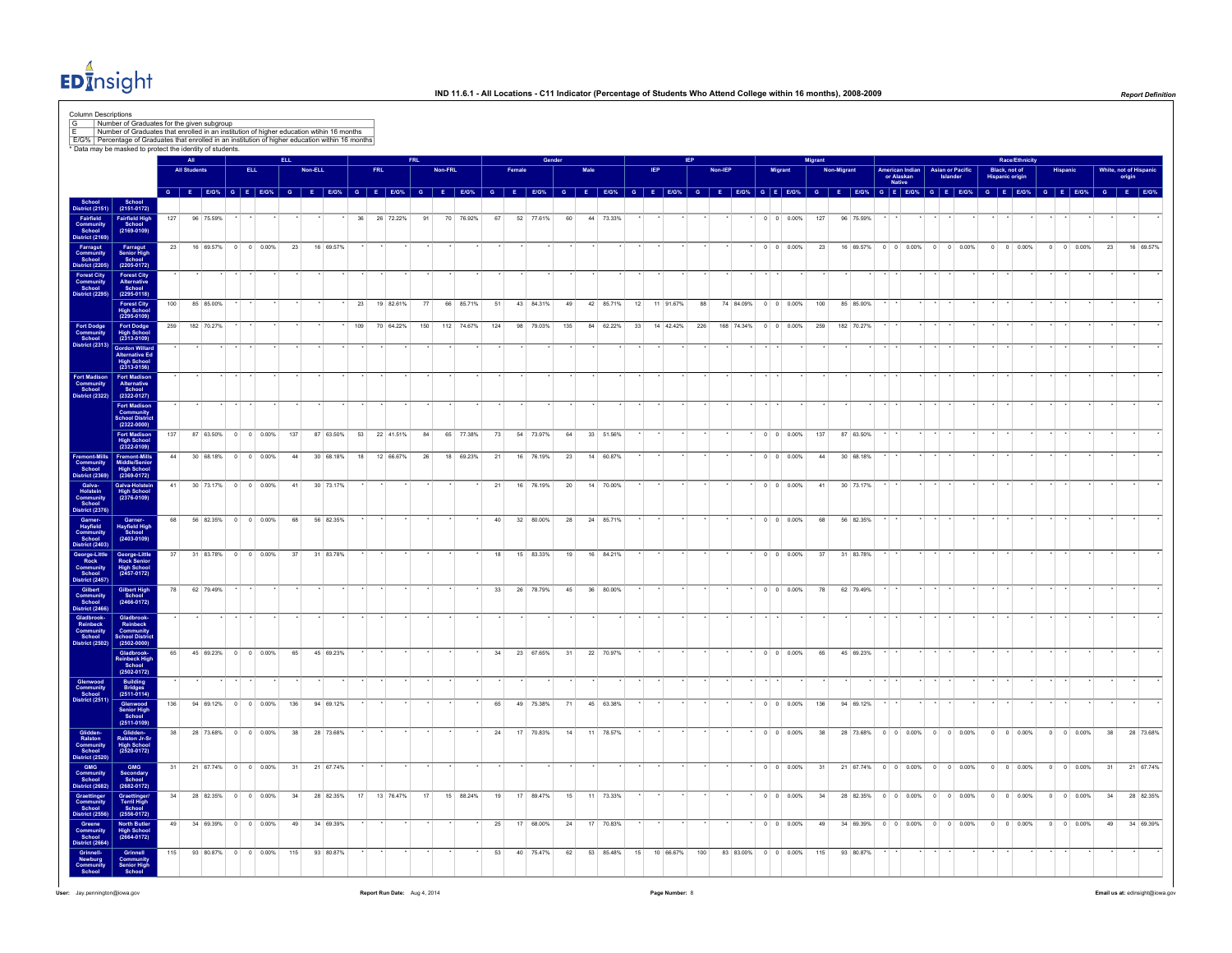# IND 11.6.1 - All Locations - C11 Indicator (Percentage of Students Who Attend College within 16 months), 2008-2009

Report Definition

Column Descriptions

| | |
|---|---|
| G | Number of Graduates for the given subgroup |
| E | Number of Graduates that enrolled in an institution of higher education within 16 months |
| E/G% | Percentage of Graduates that enrolled in an institution of higher education within 16 months |

\* Data may be masked to protect the identity of students.

| | | All | | | ELL | | | | | | FRL | | | | | | Gender | | | | | | IEP | | | | | | Migrant | | | | | | Race/Ethnicity | | | | | | | | | | | | | | |
|---|---|---|---|---|---|---|---|---|---|---|---|---|---|---|---|---|---|---|---|---|---|---|---|---|---|---|---|---|---|---|---|---|---|---|---|---|---|---|---|---|---|---|---|---|---|---|---|---|---|
| | | All Students | | | ELL | | | Non-ELL | | | FRL | | | Non-FRL | | | Female | | | Male | | | IEP | | | Non-IEP | | | Migrant | | | Non-Migrant | | | American Indian or Alaskan Native | | | Asian or Pacific Islander | | | Black, not of Hispanic origin | | | Hispanic | | | White, not of Hispanic origin | | |
| | | G | E | E/G% | G | E | E/G% | G | E | E/G% | G | E | E/G% | G | E | E/G% | G | E | E/G% | G | E | E/G% | G | E | E/G% | G | E | E/G% | G | E | E/G% | G | E | E/G% | G | E | E/G% | G | E | E/G% | G | E | E/G% | G | E | E/G% | G | E | E/G% |
| School District (2151) | School (2151-0172) | | | | | | | | | | | | | | | | | | | | | | | | | | | | | | | | | | | | | | | | | | | | | | | | |
| Fairfield Community School District (2169) | Fairfield High School (2169-0109) | 127 | 96 | 75.59% | * | * | * | * | * | * | 36 | 26 | 72.22% | 91 | 70 | 76.92% | 67 | 52 | 77.61% | 60 | 44 | 73.33% | * | * | * | * | * | * | 0 | 0 | 0.00% | 127 | 96 | 75.59% | * | * | * | * | * | * | * | * | * | * | * | * | * | * | * |
| Farragut Community School District (2205) | Farragut Senior High School (2205-0172) | 23 | 16 | 69.57% | 0 | 0 | 0.00% | 23 | 16 | 69.57% | * | * | * | * | * | * | * | * | * | * | * | * | * | * | * | * | * | * | 0 | 0 | 0.00% | 23 | 16 | 69.57% | 0 | 0 | 0.00% | 0 | 0 | 0.00% | 0 | 0 | 0.00% | 0 | 0 | 0.00% | 23 | 16 | 69.57% |
| Forest City Community School District (2295) | Forest City Alternative School (2295-0118) | * | * | * | * | * | * | * | * | * | * | * | * | * | * | * | * | * | * | * | * | * | * | * | * | * | * | * | * | * | * | * | * | * | * | * | * | * | * | * | * | * | * | * | * | * | * | * | * |
| | Forest City High School (2295-0109) | 100 | 85 | 85.00% | * | * | * | * | * | * | 23 | 19 | 82.61% | 77 | 66 | 85.71% | 51 | 43 | 84.31% | 49 | 42 | 85.71% | 12 | 11 | 91.67% | 88 | 74 | 84.09% | 0 | 0 | 0.00% | 100 | 85 | 85.00% | * | * | * | * | * | * | * | * | * | * | * | * | * | * | * |
| Fort Dodge Community School District (2313) | Fort Dodge High School (2313-0109) | 259 | 182 | 70.27% | * | * | * | * | * | * | 109 | 70 | 64.22% | 150 | 112 | 74.67% | 124 | 98 | 79.03% | 135 | 84 | 62.22% | 33 | 14 | 42.42% | 226 | 168 | 74.34% | 0 | 0 | 0.00% | 259 | 182 | 70.27% | * | * | * | * | * | * | * | * | * | * | * | * | * | * | * |
| | Gordon Willard Alternative Ed High School (2313-0156) | * | * | * | * | * | * | * | * | * | * | * | * | * | * | * | * | * | * | * | * | * | * | * | * | * | * | * | * | * | * | * | * | * | * | * | * | * | * | * | * | * | * | * | * | * | * | * | * |
| Fort Madison Community School District (2322) | Fort Madison Alternative School (2322-0127) | * | * | * | * | * | * | * | * | * | * | * | * | * | * | * | * | * | * | * | * | * | * | * | * | * | * | * | * | * | * | * | * | * | * | * | * | * | * | * | * | * | * | * | * | * | * | * | * |
| | Fort Madison Community School District (2322-0000) | * | * | * | * | * | * | * | * | * | * | * | * | * | * | * | * | * | * | * | * | * | * | * | * | * | * | * | * | * | * | * | * | * | * | * | * | * | * | * | * | * | * | * | * | * | * | * | * |
| | Fort Madison High School (2322-0109) | 137 | 87 | 63.50% | 0 | 0 | 0.00% | 137 | 87 | 63.50% | 53 | 22 | 41.51% | 84 | 65 | 77.38% | 73 | 54 | 73.97% | 64 | 33 | 51.56% | * | * | * | * | * | * | 0 | 0 | 0.00% | 137 | 87 | 63.50% | * | * | * | * | * | * | * | * | * | * | * | * | * | * | * |
| Fremont-Mills Community School District (2369) | Fremont-Mills Middle/Senior High School (2369-0172) | 44 | 30 | 68.18% | 0 | 0 | 0.00% | 44 | 30 | 68.18% | 18 | 12 | 66.67% | 26 | 18 | 69.23% | 21 | 16 | 76.19% | 23 | 14 | 60.87% | * | * | * | * | * | * | 0 | 0 | 0.00% | 44 | 30 | 68.18% | * | * | * | * | * | * | * | * | * | * | * | * | * | * | * |
| Galva-Holstein Community School District (2376) | Galva-Holstein High School (2376-0109) | 41 | 30 | 73.17% | 0 | 0 | 0.00% | 41 | 30 | 73.17% | * | * | * | * | * | * | 21 | 16 | 76.19% | 20 | 14 | 70.00% | * | * | * | * | * | * | 0 | 0 | 0.00% | 41 | 30 | 73.17% | * | * | * | * | * | * | * | * | * | * | * | * | * | * | * |
| Garner-Hayfield Community School District (2403) | Garner-Hayfield High School (2403-0109) | 68 | 56 | 82.35% | 0 | 0 | 0.00% | 68 | 56 | 82.35% | * | * | * | * | * | * | 40 | 32 | 80.00% | 28 | 24 | 85.71% | * | * | * | * | * | * | 0 | 0 | 0.00% | 68 | 56 | 82.35% | * | * | * | * | * | * | * | * | * | * | * | * | * | * | * |
| George-Little Rock Community School District (2457) | George-Little Rock Senior High School (2457-0172) | 37 | 31 | 83.78% | 0 | 0 | 0.00% | 37 | 31 | 83.78% | * | * | * | * | * | * | 18 | 15 | 83.33% | 19 | 16 | 84.21% | * | * | * | * | * | * | 0 | 0 | 0.00% | 37 | 31 | 83.78% | * | * | * | * | * | * | * | * | * | * | * | * | * | * | * |
| Gilbert Community School District (2466) | Gilbert High School (2466-0172) | 78 | 62 | 79.49% | * | * | * | * | * | * | * | * | * | * | * | * | 33 | 26 | 78.79% | 45 | 36 | 80.00% | * | * | * | * | * | * | 0 | 0 | 0.00% | 78 | 62 | 79.49% | * | * | * | * | * | * | * | * | * | * | * | * | * | * | * |
| Gladbrook-Reinbeck Community School District (2502) | Gladbrook-Reinbeck Community School District (2502-0000) | * | * | * | * | * | * | * | * | * | * | * | * | * | * | * | * | * | * | * | * | * | * | * | * | * | * | * | * | * | * | * | * | * | * | * | * | * | * | * | * | * | * | * | * | * | * | * | * |
| | Gladbrook-Reinbeck High School (2502-0172) | 65 | 45 | 69.23% | 0 | 0 | 0.00% | 65 | 45 | 69.23% | * | * | * | * | * | * | 34 | 23 | 67.65% | 31 | 22 | 70.97% | * | * | * | * | * | * | 0 | 0 | 0.00% | 65 | 45 | 69.23% | * | * | * | * | * | * | * | * | * | * | * | * | * | * | * |
| Glenwood Community School District (2511) | Building Bridges (2511-0114) | * | * | * | * | * | * | * | * | * | * | * | * | * | * | * | * | * | * | * | * | * | * | * | * | * | * | * | * | * | * | * | * | * | * | * | * | * | * | * | * | * | * | * | * | * | * | * | * |
| | Glenwood Senior High School (2511-0109) | 136 | 94 | 69.12% | 0 | 0 | 0.00% | 136 | 94 | 69.12% | * | * | * | * | * | * | 65 | 49 | 75.38% | 71 | 45 | 63.38% | * | * | * | * | * | * | 0 | 0 | 0.00% | 136 | 94 | 69.12% | * | * | * | * | * | * | * | * | * | * | * | * | * | * | * |
| Glidden-Ralston Community School District (2520) | Glidden-Ralston Jr-Sr High School (2520-0172) | 38 | 28 | 73.68% | 0 | 0 | 0.00% | 38 | 28 | 73.68% | * | * | * | * | * | * | 24 | 17 | 70.83% | 14 | 11 | 78.57% | * | * | * | * | * | * | 0 | 0 | 0.00% | 38 | 28 | 73.68% | 0 | 0 | 0.00% | 0 | 0 | 0.00% | 0 | 0 | 0.00% | 0 | 0 | 0.00% | 38 | 28 | 73.68% |
| GMG Community School District (2682) | GMG Secondary School (2682-0172) | 31 | 21 | 67.74% | 0 | 0 | 0.00% | 31 | 21 | 67.74% | * | * | * | * | * | * | * | * | * | * | * | * | * | * | * | * | * | * | 0 | 0 | 0.00% | 31 | 21 | 67.74% | 0 | 0 | 0.00% | 0 | 0 | 0.00% | 0 | 0 | 0.00% | 0 | 0 | 0.00% | 31 | 21 | 67.74% |
| Graettinger Community School District (2556) | Graettinger/Terril High School (2556-0172) | 34 | 28 | 82.35% | 0 | 0 | 0.00% | 34 | 28 | 82.35% | 17 | 13 | 76.47% | 17 | 15 | 88.24% | 19 | 17 | 89.47% | 15 | 11 | 73.33% | * | * | * | * | * | * | 0 | 0 | 0.00% | 34 | 28 | 82.35% | 0 | 0 | 0.00% | 0 | 0 | 0.00% | 0 | 0 | 0.00% | 0 | 0 | 0.00% | 34 | 28 | 82.35% |
| Greene Community School District (2664) | North Butler High School (2664-0172) | 49 | 34 | 69.39% | 0 | 0 | 0.00% | 49 | 34 | 69.39% | * | * | * | * | * | * | 25 | 17 | 68.00% | 24 | 17 | 70.83% | * | * | * | * | * | * | 0 | 0 | 0.00% | 49 | 34 | 69.39% | 0 | 0 | 0.00% | 0 | 0 | 0.00% | 0 | 0 | 0.00% | 0 | 0 | 0.00% | 49 | 34 | 69.39% |
| Grinnell-Newburg Community School | Grinnell Community Senior High School | 115 | 93 | 80.87% | 0 | 0 | 0.00% | 115 | 93 | 80.87% | * | * | * | * | * | * | 53 | 40 | 75.47% | 62 | 53 | 85.48% | 15 | 10 | 66.67% | 100 | 83 | 83.00% | 0 | 0 | 0.00% | 115 | 93 | 80.87% | * | * | * | * | * | * | * | * | * | * | * | * | * | * | * |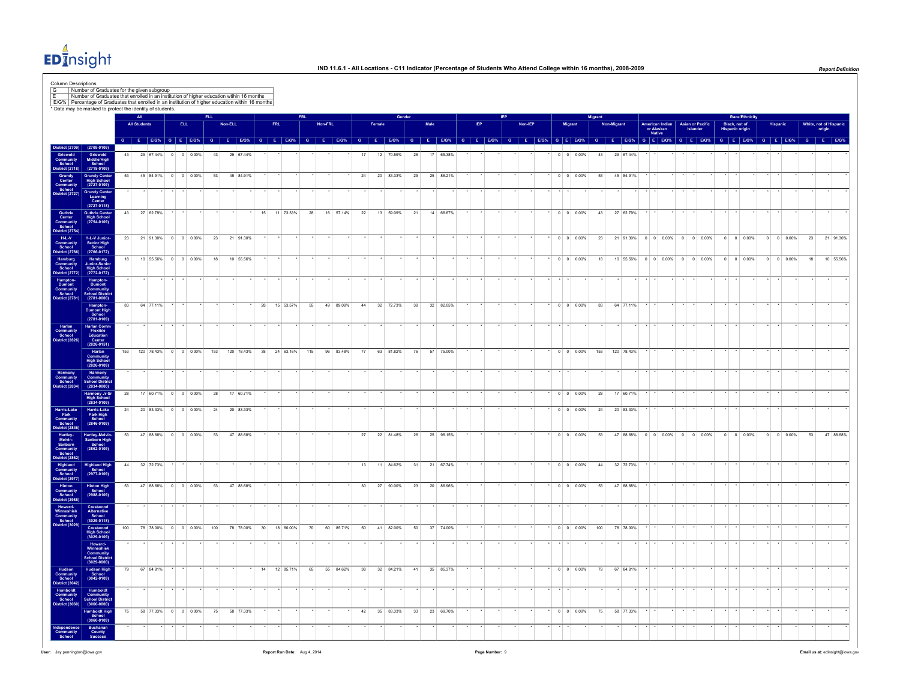# IND 11.6.1 - All Locations - C11 Indicator (Percentage of Students Who Attend College within 16 months), 2008-2009

Column Descriptions

| | |
|---|---|
| G | Number of Graduates for the given subgroup |
| E | Number of Graduates that enrolled in an institution of higher education within 16 months |
| E/G% | Percentage of Graduates that enrolled in an institution of higher education within 16 months |

\* Data may be masked to protect the identity of students.

| | | All | | | ELL | | | | | | FRL | | | | | | Gender | | | | | | IEP | | | | | | Migrant | | | | | | Race/Ethnicity | | | | | | | | | | | | | | |
|---|---|---|---|---|---|---|---|---|---|---|---|---|---|---|---|---|---|---|---|---|---|---|---|---|---|---|---|---|---|---|---|---|---|---|---|---|---|---|---|---|---|---|---|---|---|---|---|---|---|
| | | All Students | | | ELL | | | Non-ELL | | | FRL | | | Non-FRL | | | Female | | | Male | | | IEP | | | Non-IEP | | | Migrant | | | Non-Migrant | | | American Indian or Alaskan Native | | | Asian or Pacific Islander | | | Black, not of Hispanic origin | | | Hispanic | | | White, not of Hispanic origin | | |
| | | G | E | E/G% | G | E | E/G% | G | E | E/G% | G | E | E/G% | G | E | E/G% | G | E | E/G% | G | E | E/G% | G | E | E/G% | G | E | E/G% | G | E | E/G% | G | E | E/G% | G | E | E/G% | G | E | E/G% | G | E | E/G% | G | E | E/G% | G | E | E/G% |
| District (2709) | (2709-0109) | | | | | | | | | | | | | | | | | | | | | | | | | | | | | | | | | | | | | | | | | | | | | | | | |
| Griswold Community School District (2718) | Griswold Middle/High School (2718-0109) | 43 | 29 | 67.44% | 0 | 0 | 0.00% | 43 | 29 | 67.44% | * | * | * | * | * | * | 17 | 12 | 70.59% | 26 | 17 | 65.38% | * | * | * | * | * | * | 0 | 0 | 0.00% | 43 | 29 | 67.44% | * | * | * | * | * | * | * | * | * | * | * | * | * | * | * |
| Grundy Center Community School District (2727) | Grundy Center High School (2727-0109) | 53 | 45 | 84.91% | 0 | 0 | 0.00% | 53 | 45 | 84.91% | * | * | * | * | * | * | 24 | 20 | 83.33% | 29 | 25 | 86.21% | * | * | * | * | * | * | 0 | 0 | 0.00% | 53 | 45 | 84.91% | * | * | * | * | * | * | * | * | * | * | * | * | * | * | * |
| | Grundy Center Learning Center (2727-0118) | * | * | * | * | * | * | * | * | * | * | * | * | * | * | * | * | * | * | * | * | * | * | * | * | * | * | * | * | * | * | * | * | * | * | * | * | * | * | * | * | * | * | * | * | * | * | * | * |
| Guthrie Center Community School District (2754) | Guthrie Center High School (2754-0109) | 43 | 27 | 62.79% | * | * | * | * | * | * | 15 | 11 | 73.33% | 28 | 16 | 57.14% | 22 | 13 | 59.09% | 21 | 14 | 66.67% | * | * | * | * | * | * | 0 | 0 | 0.00% | 43 | 27 | 62.79% | * | * | * | * | * | * | * | * | * | * | * | * | * | * | * |
| H-L-V Community School District (2766) | H-L-V Junior-Senior High School (2766-0172) | 23 | 21 | 91.30% | 0 | 0 | 0.00% | 23 | 21 | 91.30% | * | * | * | * | * | * | * | * | * | * | * | * | * | * | * | * | * | * | 0 | 0 | 0.00% | 23 | 21 | 91.30% | 0 | 0 | 0.00% | 0 | 0 | 0.00% | 0 | 0 | 0.00% | 0 | 0 | 0.00% | 23 | 21 | 91.30% |
| Hamburg Community School District (2772) | Hamburg Junior-Senior High School (2772-0172) | 18 | 10 | 55.56% | 0 | 0 | 0.00% | 18 | 10 | 55.56% | * | * | * | * | * | * | * | * | * | * | * | * | * | * | * | * | * | * | 0 | 0 | 0.00% | 18 | 10 | 55.56% | 0 | 0 | 0.00% | 0 | 0 | 0.00% | 0 | 0 | 0.00% | 0 | 0 | 0.00% | 18 | 10 | 55.56% |
| Hampton-Dumont Community School District (2781) | Hampton-Dumont Community School District (2781-0000) | * | * | * | * | * | * | * | * | * | * | * | * | * | * | * | * | * | * | * | * | * | * | * | * | * | * | * | * | * | * | * | * | * | * | * | * | * | * | * | * | * | * | * | * | * | * | * | * |
| | Hampton-Dumont High School (2781-0109) | 83 | 64 | 77.11% | * | * | * | * | * | * | 28 | 15 | 53.57% | 55 | 49 | 89.09% | 44 | 32 | 72.73% | 39 | 32 | 82.05% | * | * | * | * | * | * | 0 | 0 | 0.00% | 83 | 64 | 77.11% | * | * | * | * | * | * | * | * | * | * | * | * | * | * | * |
| Harlan Community School District (2826) | Harlan Comm Flexible Education Center (2826-0151) | * | * | * | * | * | * | * | * | * | * | * | * | * | * | * | * | * | * | * | * | * | * | * | * | * | * | * | * | * | * | * | * | * | * | * | * | * | * | * | * | * | * | * | * | * | * | * | * |
| | Harlan Community High School (2826-0109) | 153 | 120 | 78.43% | 0 | 0 | 0.00% | 153 | 120 | 78.43% | 38 | 24 | 63.16% | 115 | 96 | 83.48% | 77 | 63 | 81.82% | 76 | 57 | 75.00% | * | * | * | * | * | * | 0 | 0 | 0.00% | 153 | 120 | 78.43% | * | * | * | * | * | * | * | * | * | * | * | * | * | * | * |
| Harmony Community School District (2834) | Harmony Community School District (2834-0000) | * | * | * | * | * | * | * | * | * | * | * | * | * | * | * | * | * | * | * | * | * | * | * | * | * | * | * | * | * | * | * | * | * | * | * | * | * | * | * | * | * | * | * | * | * | * | * | * |
| | Harmony Jr-Sr High School (2834-0109) | 28 | 17 | 60.71% | 0 | 0 | 0.00% | 28 | 17 | 60.71% | * | * | * | * | * | * | * | * | * | * | * | * | * | * | * | * | * | * | 0 | 0 | 0.00% | 28 | 17 | 60.71% | * | * | * | * | * | * | * | * | * | * | * | * | * | * | * |
| Harris-Lake Park Community School District (2846) | Harris-Lake Park High School (2846-0109) | 24 | 20 | 83.33% | 0 | 0 | 0.00% | 24 | 20 | 83.33% | * | * | * | * | * | * | * | * | * | * | * | * | * | * | * | * | * | * | 0 | 0 | 0.00% | 24 | 20 | 83.33% | * | * | * | * | * | * | * | * | * | * | * | * | * | * | * |
| Hartley-Melvin-Sanborn Community School District (2862) | Hartley-Melvin-Sanborn High School (2862-0109) | 53 | 47 | 88.68% | 0 | 0 | 0.00% | 53 | 47 | 88.68% | * | * | * | * | * | * | 27 | 22 | 81.48% | 26 | 25 | 96.15% | * | * | * | * | * | * | 0 | 0 | 0.00% | 53 | 47 | 88.68% | 0 | 0 | 0.00% | 0 | 0 | 0.00% | 0 | 0 | 0.00% | 0 | 0 | 0.00% | 53 | 47 | 88.68% |
| Highland Community School District (2977) | Highland High School (2977-0109) | 44 | 32 | 72.73% | * | * | * | * | * | * | * | * | * | * | * | * | 13 | 11 | 84.62% | 31 | 21 | 67.74% | * | * | * | * | * | * | 0 | 0 | 0.00% | 44 | 32 | 72.73% | * | * | * | * | * | * | * | * | * | * | * | * | * | * | * |
| Hinton Community School District (2988) | Hinton High School (2988-0109) | 53 | 47 | 88.68% | 0 | 0 | 0.00% | 53 | 47 | 88.68% | * | * | * | * | * | * | 30 | 27 | 90.00% | 23 | 20 | 86.96% | * | * | * | * | * | * | 0 | 0 | 0.00% | 53 | 47 | 88.68% | * | * | * | * | * | * | * | * | * | * | * | * | * | * | * |
| Howard-Winneshiek Community School District (3029) | Crestwood Alternative School (3029-0118) | * | * | * | * | * | * | * | * | * | * | * | * | * | * | * | * | * | * | * | * | * | * | * | * | * | * | * | * | * | * | * | * | * | * | * | * | * | * | * | * | * | * | * | * | * | * | * | * |
| | Crestwood High School (3029-0109) | 100 | 78 | 78.00% | 0 | 0 | 0.00% | 100 | 78 | 78.00% | 30 | 18 | 60.00% | 70 | 60 | 85.71% | 50 | 41 | 82.00% | 50 | 37 | 74.00% | * | * | * | * | * | * | 0 | 0 | 0.00% | 100 | 78 | 78.00% | * | * | * | * | * | * | * | * | * | * | * | * | * | * | * |
| | Howard-Winneshiek Community School District (3029-0000) | * | * | * | * | * | * | * | * | * | * | * | * | * | * | * | * | * | * | * | * | * | * | * | * | * | * | * | * | * | * | * | * | * | * | * | * | * | * | * | * | * | * | * | * | * | * | * | * |
| Hudson Community School District (3042) | Hudson High School (3042-0109) | 79 | 67 | 84.81% | * | * | * | * | * | * | 14 | 12 | 85.71% | 65 | 55 | 84.62% | 38 | 32 | 84.21% | 41 | 35 | 85.37% | * | * | * | * | * | * | 0 | 0 | 0.00% | 79 | 67 | 84.81% | * | * | * | * | * | * | * | * | * | * | * | * | * | * | * |
| Humboldt Community School District (3060) | Humboldt Community School District (3060-0000) | * | * | * | * | * | * | * | * | * | * | * | * | * | * | * | * | * | * | * | * | * | * | * | * | * | * | * | * | * | * | * | * | * | * | * | * | * | * | * | * | * | * | * | * | * | * | * | * |
| | Humboldt High School (3060-0109) | 75 | 58 | 77.33% | 0 | 0 | 0.00% | 75 | 58 | 77.33% | * | * | * | * | * | * | 42 | 35 | 83.33% | 33 | 23 | 69.70% | * | * | * | * | * | * | 0 | 0 | 0.00% | 75 | 58 | 77.33% | * | * | * | * | * | * | * | * | * | * | * | * | * | * | * |
| Independence Community School | Buchanan County Success | * | * | * | * | * | * | * | * | * | * | * | * | * | * | * | * | * | * | * | * | * | * | * | * | * | * | * | * | * | * | * | * | * | * | * | * | * | * | * | * | * | * | * | * | * | * | * | * |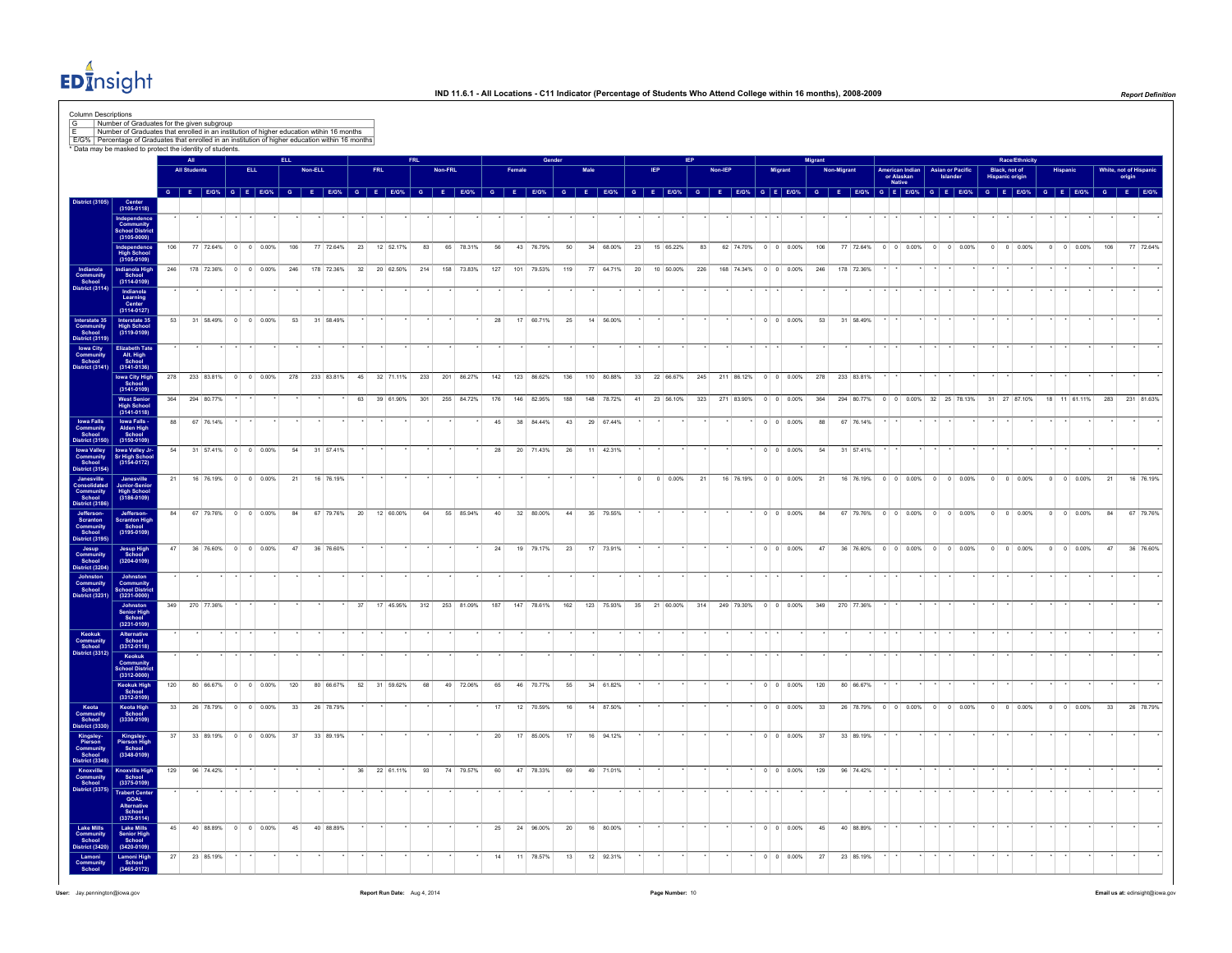# IND 11.6.1 - All Locations - C11 Indicator (Percentage of Students Who Attend College within 16 months), 2008-2009

Column Descriptions

| | |
|---|---|
| G | Number of Graduates for the given subgroup |
| E | Number of Graduates that enrolled in an institution of higher education within 16 months |
| E/G% | Percentage of Graduates that enrolled in an institution of higher education within 16 months |

* Data may be masked to protect the identity of students.

| | | All | | | ELL | | | | | | FRL | | | | | | Gender | | | | | | IEP | | | | | | Migrant | | | | | | Race/Ethnicity | | | | | | | | | | | | | | |
|---|---|---|---|---|---|---|---|---|---|---|---|---|---|---|---|---|---|---|---|---|---|---|---|---|---|---|---|---|---|---|---|---|---|---|---|---|---|---|---|---|---|---|---|---|---|---|---|---|---|
| | | All Students | | | ELL | | | Non-ELL | | | FRL | | | Non-FRL | | | Female | | | Male | | | IEP | | | Non-IEP | | | Migrant | | | Non-Migrant | | | American Indian or Alaskan Native | | | Asian or Pacific Islander | | | Black, not of Hispanic origin | | | Hispanic | | | White, not of Hispanic origin | | |
| | | G | E | E/G% | G | E | E/G% | G | E | E/G% | G | E | E/G% | G | E | E/G% | G | E | E/G% | G | E | E/G% | G | E | E/G% | G | E | E/G% | G | E | E/G% | G | E | E/G% | G | E | E/G% | G | E | E/G% | G | E | E/G% | G | E | E/G% | G | E | E/G% |
| District (3105) | Center (3105-0118) | | | | | | | | | | | | | | | | | | | | | | | | | | | | | | | | | | | | | | | | | | | | | | | | |
| | Independence Community School District (3105-0000) | * | * | * | * | * | * | * | * | * | * | * | * | * | * | * | * | * | * | * | * | * | * | * | * | * | * | * | * | * | * | * | * | * | * | * | * | * | * | * | * | * | * | * | * | * | * | * | * |
| | Independence High School (3105-0109) | 106 | 77 | 72.64% | 0 | 0 | 0.00% | 106 | 77 | 72.64% | 23 | 12 | 52.17% | 83 | 65 | 78.31% | 56 | 43 | 76.79% | 50 | 34 | 68.00% | 23 | 15 | 65.22% | 83 | 62 | 74.70% | 0 | 0 | 0.00% | 106 | 77 | 72.64% | 0 | 0 | 0.00% | 0 | 0 | 0.00% | 0 | 0 | 0.00% | 0 | 0 | 0.00% | 106 | 77 | 72.64% |
| Indianola Community School District (3114) | Indianola High School (3114-0109) | 246 | 178 | 72.36% | 0 | 0 | 0.00% | 246 | 178 | 72.36% | 32 | 20 | 62.50% | 214 | 158 | 73.83% | 127 | 101 | 79.53% | 119 | 77 | 64.71% | 20 | 10 | 50.00% | 226 | 168 | 74.34% | 0 | 0 | 0.00% | 246 | 178 | 72.36% | * | * | * | * | * | * | * | * | * | * | * | * | * | * | * |
| | Indianola Learning Center (3114-0127) | * | * | * | * | * | * | * | * | * | * | * | * | * | * | * | * | * | * | * | * | * | * | * | * | * | * | * | * | * | * | * | * | * | * | * | * | * | * | * | * | * | * | * | * | * | * | * | * |
| Interstate 35 Community School District (3119) | Interstate 35 High School (3119-0109) | 53 | 31 | 58.49% | 0 | 0 | 0.00% | 53 | 31 | 58.49% | * | * | * | * | * | * | 28 | 17 | 60.71% | 25 | 14 | 56.00% | * | * | * | * | * | * | 0 | 0 | 0.00% | 53 | 31 | 58.49% | * | * | * | * | * | * | * | * | * | * | * | * | * | * | * |
| Iowa City Community School District (3141) | Elizabeth Tate Alt. High School (3141-0136) | * | * | * | * | * | * | * | * | * | * | * | * | * | * | * | * | * | * | * | * | * | * | * | * | * | * | * | * | * | * | * | * | * | * | * | * | * | * | * | * | * | * | * | * | * | * | * | * |
| | Iowa City High School (3141-0109) | 278 | 233 | 83.81% | 0 | 0 | 0.00% | 278 | 233 | 83.81% | 45 | 32 | 71.11% | 233 | 201 | 86.27% | 142 | 123 | 86.62% | 136 | 110 | 80.88% | 33 | 22 | 66.67% | 245 | 211 | 86.12% | 0 | 0 | 0.00% | 278 | 233 | 83.81% | * | * | * | * | * | * | * | * | * | * | * | * | * | * | * |
| | West Senior High School (3141-0118) | 364 | 294 | 80.77% | * | * | * | * | * | * | 63 | 39 | 61.90% | 301 | 255 | 84.72% | 176 | 146 | 82.95% | 188 | 148 | 78.72% | 41 | 23 | 56.10% | 323 | 271 | 83.90% | 0 | 0 | 0.00% | 364 | 294 | 80.77% | 0 | 0 | 0.00% | 32 | 25 | 78.13% | 31 | 27 | 87.10% | 18 | 11 | 61.11% | 283 | 231 | 81.63% |
| Iowa Falls Community School District (3150) | Iowa Falls - Alden High School (3150-0109) | 88 | 67 | 76.14% | * | * | * | * | * | * | * | * | * | * | * | * | 45 | 38 | 84.44% | 43 | 29 | 67.44% | * | * | * | * | * | * | 0 | 0 | 0.00% | 88 | 67 | 76.14% | * | * | * | * | * | * | * | * | * | * | * | * | * | * | * |
| Iowa Valley Community School District (3154) | Iowa Valley Jr-Sr High School (3154-0172) | 54 | 31 | 57.41% | 0 | 0 | 0.00% | 54 | 31 | 57.41% | * | * | * | * | * | * | 28 | 20 | 71.43% | 26 | 11 | 42.31% | * | * | * | * | * | * | 0 | 0 | 0.00% | 54 | 31 | 57.41% | * | * | * | * | * | * | * | * | * | * | * | * | * | * | * |
| Janesville Consolidated Community School District (3186) | Janesville Junior-Senior High School (3186-0109) | 21 | 16 | 76.19% | 0 | 0 | 0.00% | 21 | 16 | 76.19% | * | * | * | * | * | * | * | * | * | * | * | * | 0 | 0 | 0.00% | 21 | 16 | 76.19% | 0 | 0 | 0.00% | 21 | 16 | 76.19% | 0 | 0 | 0.00% | 0 | 0 | 0.00% | 0 | 0 | 0.00% | 0 | 0 | 0.00% | 21 | 16 | 76.19% |
| Jefferson-Scranton Community School District (3195) | Jefferson-Scranton High School (3195-0109) | 84 | 67 | 79.76% | 0 | 0 | 0.00% | 84 | 67 | 79.76% | 20 | 12 | 60.00% | 64 | 55 | 85.94% | 40 | 32 | 80.00% | 44 | 35 | 79.55% | * | * | * | * | * | * | 0 | 0 | 0.00% | 84 | 67 | 79.76% | 0 | 0 | 0.00% | 0 | 0 | 0.00% | 0 | 0 | 0.00% | 0 | 0 | 0.00% | 84 | 67 | 79.76% |
| Jesup Community School District (3204) | Jesup High School (3204-0109) | 47 | 36 | 76.60% | 0 | 0 | 0.00% | 47 | 36 | 76.60% | * | * | * | * | * | * | 24 | 19 | 79.17% | 23 | 17 | 73.91% | * | * | * | * | * | * | 0 | 0 | 0.00% | 47 | 36 | 76.60% | 0 | 0 | 0.00% | 0 | 0 | 0.00% | 0 | 0 | 0.00% | 0 | 0 | 0.00% | 47 | 36 | 76.60% |
| Johnston Community School District (3231) | Johnston Community School District (3231-0000) | * | * | * | * | * | * | * | * | * | * | * | * | * | * | * | * | * | * | * | * | * | * | * | * | * | * | * | * | * | * | * | * | * | * | * | * | * | * | * | * | * | * | * | * | * | * | * | * |
| | Johnston Senior High School (3231-0109) | 349 | 270 | 77.36% | * | * | * | * | * | * | 37 | 17 | 45.95% | 312 | 253 | 81.09% | 187 | 147 | 78.61% | 162 | 123 | 75.93% | 35 | 21 | 60.00% | 314 | 249 | 79.30% | 0 | 0 | 0.00% | 349 | 270 | 77.36% | * | * | * | * | * | * | * | * | * | * | * | * | * | * | * |
| Keokuk Community School District (3312) | Alternative School (3312-0118) | * | * | * | * | * | * | * | * | * | * | * | * | * | * | * | * | * | * | * | * | * | * | * | * | * | * | * | * | * | * | * | * | * | * | * | * | * | * | * | * | * | * | * | * | * | * | * | * |
| | Keokuk Community School District (3312-0000) | * | * | * | * | * | * | * | * | * | * | * | * | * | * | * | * | * | * | * | * | * | * | * | * | * | * | * | * | * | * | * | * | * | * | * | * | * | * | * | * | * | * | * | * | * | * | * | * |
| | Keokuk High School (3312-0109) | 120 | 80 | 66.67% | 0 | 0 | 0.00% | 120 | 80 | 66.67% | 52 | 31 | 59.62% | 68 | 49 | 72.06% | 65 | 46 | 70.77% | 55 | 34 | 61.82% | * | * | * | * | * | * | 0 | 0 | 0.00% | 120 | 80 | 66.67% | * | * | * | * | * | * | * | * | * | * | * | * | * | * | * |
| Keota Community School District (3330) | Keota High School (3330-0109) | 33 | 26 | 78.79% | 0 | 0 | 0.00% | 33 | 26 | 78.79% | * | * | * | * | * | * | 17 | 12 | 70.59% | 16 | 14 | 87.50% | * | * | * | * | * | * | 0 | 0 | 0.00% | 33 | 26 | 78.79% | 0 | 0 | 0.00% | 0 | 0 | 0.00% | 0 | 0 | 0.00% | 0 | 0 | 0.00% | 33 | 26 | 78.79% |
| Kingsley-Pierson Community School District (3348) | Kingsley-Pierson High School (3348-0109) | 37 | 33 | 89.19% | 0 | 0 | 0.00% | 37 | 33 | 89.19% | * | * | * | * | * | * | 20 | 17 | 85.00% | 17 | 16 | 94.12% | * | * | * | * | * | * | 0 | 0 | 0.00% | 37 | 33 | 89.19% | * | * | * | * | * | * | * | * | * | * | * | * | * | * | * |
| Knoxville Community School District (3375) | Knoxville High School (3375-0109) | 129 | 96 | 74.42% | * | * | * | * | * | * | 36 | 22 | 61.11% | 93 | 74 | 79.57% | 60 | 47 | 78.33% | 69 | 49 | 71.01% | * | * | * | * | * | * | 0 | 0 | 0.00% | 129 | 96 | 74.42% | * | * | * | * | * | * | * | * | * | * | * | * | * | * | * |
| | Trabert Center GOAL Alternative School (3375-0114) | * | * | * | * | * | * | * | * | * | * | * | * | * | * | * | * | * | * | * | * | * | * | * | * | * | * | * | * | * | * | * | * | * | * | * | * | * | * | * | * | * | * | * | * | * | * | * | * |
| Lake Mills Community School District (3420) | Lake Mills Senior High School (3420-0109) | 45 | 40 | 88.89% | 0 | 0 | 0.00% | 45 | 40 | 88.89% | * | * | * | * | * | * | 25 | 24 | 96.00% | 20 | 16 | 80.00% | * | * | * | * | * | * | 0 | 0 | 0.00% | 45 | 40 | 88.89% | * | * | * | * | * | * | * | * | * | * | * | * | * | * | * |
| Lamoni Community School | Lamoni High School (3465-0172) | 27 | 23 | 85.19% | * | * | * | * | * | * | * | * | * | * | * | * | 14 | 11 | 78.57% | 13 | 12 | 92.31% | * | * | * | * | * | * | 0 | 0 | 0.00% | 27 | 23 | 85.19% | * | * | * | * | * | * | * | * | * | * | * | * | * | * | * |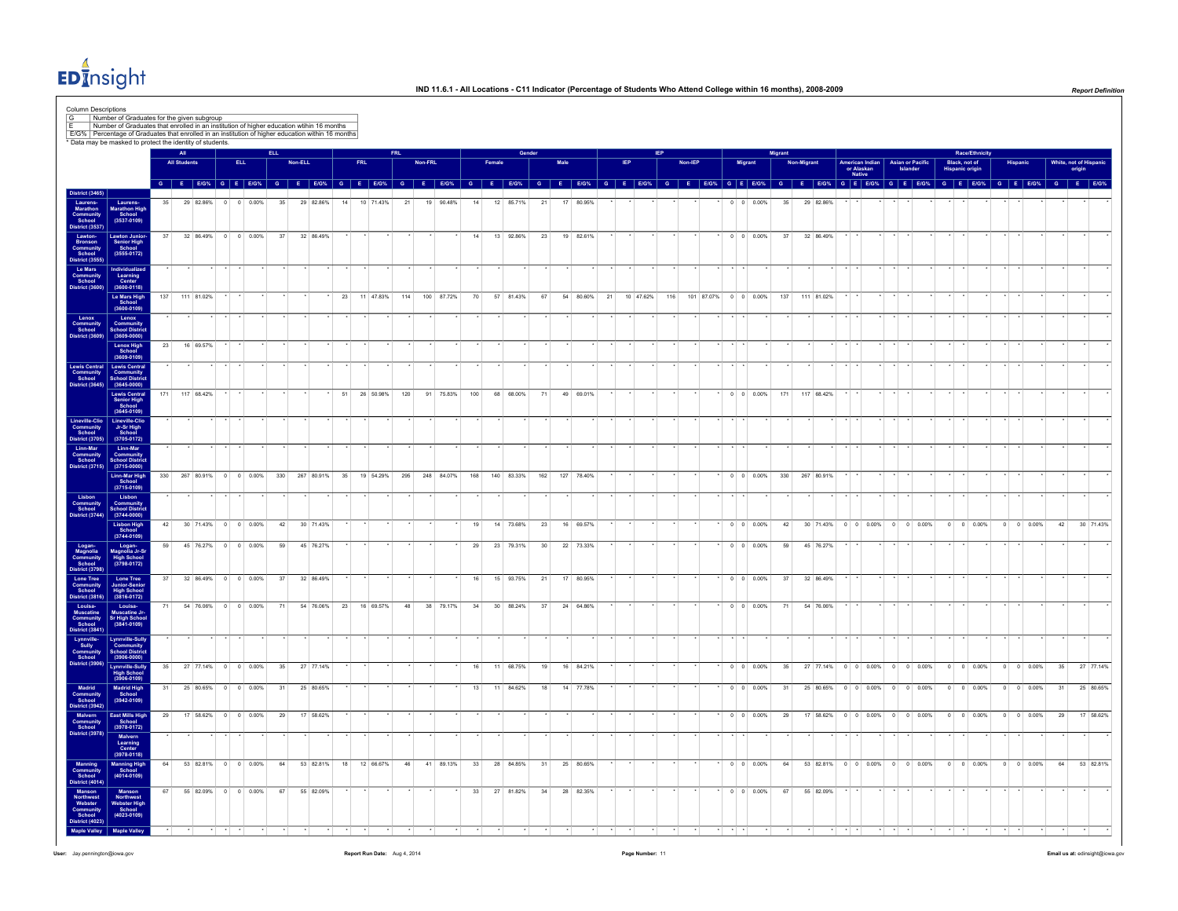# IND 11.6.1 - All Locations - C11 Indicator (Percentage of Students Who Attend College within 16 months), 2008-2009

Column Descriptions

| | |
|---|---|
| G | Number of Graduates for the given subgroup |
| E | Number of Graduates that enrolled in an institution of higher education within 16 months |
| E/G% | Percentage of Graduates that enrolled in an institution of higher education within 16 months |

* Data may be masked to protect the identity of students.

| | | All | | | ELL | | | | | | FRL | | | | | | Gender | | | | | | IEP | | | | | | Migrant | | | | | | Race/Ethnicity | | | | | | | | | | | | | | |
|---|---|---|---|---|---|---|---|---|---|---|---|---|---|---|---|---|---|---|---|---|---|---|---|---|---|---|---|---|---|---|---|---|---|---|---|---|---|---|---|---|---|---|---|---|---|---|---|---|---|---|---|---|
| | | All Students | | | ELL | | | Non-ELL | | | FRL | | | Non-FRL | | | Female | | | Male | | | IEP | | | Non-IEP | | | Migrant | | | Non-Migrant | | | American Indian or Alaskan Native | | | Asian or Pacific Islander | | | Black, not of Hispanic origin | | | Hispanic | | | White, not of Hispanic origin | | |
| | | G | E | E/G% | G | E | E/G% | G | E | E/G% | G | E | E/G% | G | E | E/G% | G | E | E/G% | G | E | E/G% | G | E | E/G% | G | E | E/G% | G | E | E/G% | G | E | E/G% | G | E | E/G% | G | E | E/G% | G | E | E/G% | G | E | E/G% | G | E | E/G% |
| District (3465) | | | | | | | | | | | | | | | | | | | | | | | | | | | | | | | | | | | | | | | | | | | | | | | | | | | | |
| Laurens-Marathon Community School District (3537) | Laurens-Marathon High School (3537-0109) | 35 | 29 | 82.86% | 0 | 0 | 0.00% | 35 | 29 | 82.86% | 14 | 10 | 71.43% | 21 | 19 | 90.48% | 14 | 12 | 85.71% | 21 | 17 | 80.95% | * | * | * | * | * | * | 0 | 0 | 0.00% | 35 | 29 | 82.86% | * | * | * | * | * | * | * | * | * | * | * | * | * | * | * |
| Lawton-Bronson Community School District (3555) | Lawton Junior-Senior High School (3555-0172) | 37 | 32 | 86.49% | 0 | 0 | 0.00% | 37 | 32 | 86.49% | * | * | * | * | * | * | 14 | 13 | 92.86% | 23 | 19 | 82.61% | * | * | * | * | * | * | 0 | 0 | 0.00% | 37 | 32 | 86.49% | * | * | * | * | * | * | * | * | * | * | * | * | * | * | * |
| Le Mars Community School District (3600) | Individualized Learning Center (3600-0118) | * | * | * | * | * | * | * | * | * | * | * | * | * | * | * | * | * | * | * | * | * | * | * | * | * | * | * | * | * | * | * | * | * | * | * | * | * | * | * | * | * | * | * | * | * | * | * | * |
| | Le Mars High School (3600-0109) | 137 | 111 | 81.02% | * | * | * | * | * | * | 23 | 11 | 47.83% | 114 | 100 | 87.72% | 70 | 57 | 81.43% | 67 | 54 | 80.60% | 21 | 10 | 47.62% | 116 | 101 | 87.07% | 0 | 0 | 0.00% | 137 | 111 | 81.02% | * | * | * | * | * | * | * | * | * | * | * | * | * | * | * |
| Lenox Community School District (3609) | Lenox Community School District (3609-0000) | * | * | * | * | * | * | * | * | * | * | * | * | * | * | * | * | * | * | * | * | * | * | * | * | * | * | * | * | * | * | * | * | * | * | * | * | * | * | * | * | * | * | * | * | * | * | * | * |
| | Lenox High School (3609-0109) | 23 | 16 | 69.57% | * | * | * | * | * | * | * | * | * | * | * | * | * | * | * | * | * | * | * | * | * | * | * | * | * | * | * | * | * | * | * | * | * | * | * | * | * | * | * | * | * | * | * | * | * |
| Lewis Central Community School District (3645) | Lewis Central Community School District (3645-0000) | * | * | * | * | * | * | * | * | * | * | * | * | * | * | * | * | * | * | * | * | * | * | * | * | * | * | * | * | * | * | * | * | * | * | * | * | * | * | * | * | * | * | * | * | * | * | * | * |
| | Lewis Central Senior High School (3645-0109) | 171 | 117 | 68.42% | * | * | * | * | * | * | 51 | 26 | 50.98% | 120 | 91 | 75.83% | 100 | 68 | 68.00% | 71 | 49 | 69.01% | * | * | * | * | * | * | 0 | 0 | 0.00% | 171 | 117 | 68.42% | * | * | * | * | * | * | * | * | * | * | * | * | * | * | * |
| Lineville-Clio Community School District (3705) | Lineville-Clio Jr-Sr High School (3705-0172) | * | * | * | * | * | * | * | * | * | * | * | * | * | * | * | * | * | * | * | * | * | * | * | * | * | * | * | * | * | * | * | * | * | * | * | * | * | * | * | * | * | * | * | * | * | * | * | * |
| Linn-Mar Community School District (3715) | Linn-Mar Community School District (3715-0000) | * | * | * | * | * | * | * | * | * | * | * | * | * | * | * | * | * | * | * | * | * | * | * | * | * | * | * | * | * | * | * | * | * | * | * | * | * | * | * | * | * | * | * | * | * | * | * | * |
| | Linn-Mar High School (3715-0109) | 330 | 267 | 80.91% | 0 | 0 | 0.00% | 330 | 267 | 80.91% | 35 | 19 | 54.29% | 295 | 248 | 84.07% | 168 | 140 | 83.33% | 162 | 127 | 78.40% | * | * | * | * | * | * | 0 | 0 | 0.00% | 330 | 267 | 80.91% | * | * | * | * | * | * | * | * | * | * | * | * | * | * | * |
| Lisbon Community School District (3744) | Lisbon Community School District (3744-0000) | * | * | * | * | * | * | * | * | * | * | * | * | * | * | * | * | * | * | * | * | * | * | * | * | * | * | * | * | * | * | * | * | * | * | * | * | * | * | * | * | * | * | * | * | * | * | * | * |
| | Lisbon High School (3744-0109) | 42 | 30 | 71.43% | 0 | 0 | 0.00% | 42 | 30 | 71.43% | * | * | * | * | * | * | 19 | 14 | 73.68% | 23 | 16 | 69.57% | * | * | * | * | * | * | 0 | 0 | 0.00% | 42 | 30 | 71.43% | 0 | 0 | 0.00% | 0 | 0 | 0.00% | 0 | 0 | 0.00% | 0 | 0 | 0.00% | 42 | 30 | 71.43% |
| Logan-Magnolia Community School District (3798) | Logan-Magnolia Jr-Sr High School (3798-0172) | 59 | 45 | 76.27% | 0 | 0 | 0.00% | 59 | 45 | 76.27% | * | * | * | * | * | * | 29 | 23 | 79.31% | 30 | 22 | 73.33% | * | * | * | * | * | * | 0 | 0 | 0.00% | 59 | 45 | 76.27% | * | * | * | * | * | * | * | * | * | * | * | * | * | * | * |
| Lone Tree Community School District (3816) | Lone Tree Junior-Senior High School (3816-0172) | 37 | 32 | 86.49% | 0 | 0 | 0.00% | 37 | 32 | 86.49% | * | * | * | * | * | * | 16 | 15 | 93.75% | 21 | 17 | 80.95% | * | * | * | * | * | * | 0 | 0 | 0.00% | 37 | 32 | 86.49% | * | * | * | * | * | * | * | * | * | * | * | * | * | * | * |
| Louisa-Muscatine Community School District (3841) | Louisa-Muscatine Jr-Sr High School (3841-0109) | 71 | 54 | 76.06% | 0 | 0 | 0.00% | 71 | 54 | 76.06% | 23 | 16 | 69.57% | 48 | 38 | 79.17% | 34 | 30 | 88.24% | 37 | 24 | 64.86% | * | * | * | * | * | * | 0 | 0 | 0.00% | 71 | 54 | 76.06% | * | * | * | * | * | * | * | * | * | * | * | * | * | * | * |
| Lynnville-Sully Community School District (3906) | Lynnville-Sully Community School District (3906-0000) | * | * | * | * | * | * | * | * | * | * | * | * | * | * | * | * | * | * | * | * | * | * | * | * | * | * | * | * | * | * | * | * | * | * | * | * | * | * | * | * | * | * | * | * | * | * | * | * |
| | Lynnville-Sully High School (3906-0109) | 35 | 27 | 77.14% | 0 | 0 | 0.00% | 35 | 27 | 77.14% | * | * | * | * | * | * | 16 | 11 | 68.75% | 19 | 16 | 84.21% | * | * | * | * | * | * | 0 | 0 | 0.00% | 35 | 27 | 77.14% | 0 | 0 | 0.00% | 0 | 0 | 0.00% | 0 | 0 | 0.00% | 0 | 0 | 0.00% | 35 | 27 | 77.14% |
| Madrid Community School District (3942) | Madrid High School (3942-0109) | 31 | 25 | 80.65% | 0 | 0 | 0.00% | 31 | 25 | 80.65% | * | * | * | * | * | * | 13 | 11 | 84.62% | 18 | 14 | 77.78% | * | * | * | * | * | * | 0 | 0 | 0.00% | 31 | 25 | 80.65% | 0 | 0 | 0.00% | 0 | 0 | 0.00% | 0 | 0 | 0.00% | 0 | 0 | 0.00% | 31 | 25 | 80.65% |
| Malvern Community School District (3978) | East Mills High School (3978-0172) | 29 | 17 | 58.62% | 0 | 0 | 0.00% | 29 | 17 | 58.62% | * | * | * | * | * | * | * | * | * | * | * | * | * | * | * | * | * | * | 0 | 0 | 0.00% | 29 | 17 | 58.62% | 0 | 0 | 0.00% | 0 | 0 | 0.00% | 0 | 0 | 0.00% | 0 | 0 | 0.00% | 29 | 17 | 58.62% |
| | Malvern Learning Center (3978-0118) | * | * | * | * | * | * | * | * | * | * | * | * | * | * | * | * | * | * | * | * | * | * | * | * | * | * | * | * | * | * | * | * | * | * | * | * | * | * | * | * | * | * | * | * | * | * | * | * |
| Manning Community School District (4014) | Manning High School (4014-0109) | 64 | 53 | 82.81% | 0 | 0 | 0.00% | 64 | 53 | 82.81% | 18 | 12 | 66.67% | 46 | 41 | 89.13% | 33 | 28 | 84.85% | 31 | 25 | 80.65% | * | * | * | * | * | * | 0 | 0 | 0.00% | 64 | 53 | 82.81% | 0 | 0 | 0.00% | 0 | 0 | 0.00% | 0 | 0 | 0.00% | 0 | 0 | 0.00% | 64 | 53 | 82.81% |
| Manson Northwest Webster Community School District (4023) | Manson Northwest Webster High School (4023-0109) | 67 | 55 | 82.09% | 0 | 0 | 0.00% | 67 | 55 | 82.09% | * | * | * | * | * | * | 33 | 27 | 81.82% | 34 | 28 | 82.35% | * | * | * | * | * | * | 0 | 0 | 0.00% | 67 | 55 | 82.09% | * | * | * | * | * | * | * | * | * | * | * | * | * | * | * |
| Maple Valley | Maple Valley | * | * | * | * | * | * | * | * | * | * | * | * | * | * | * | * | * | * | * | * | * | * | * | * | * | * | * | * | * | * | * | * | * | * | * | * | * | * | * | * | * | * | * | * | * | * | * | * |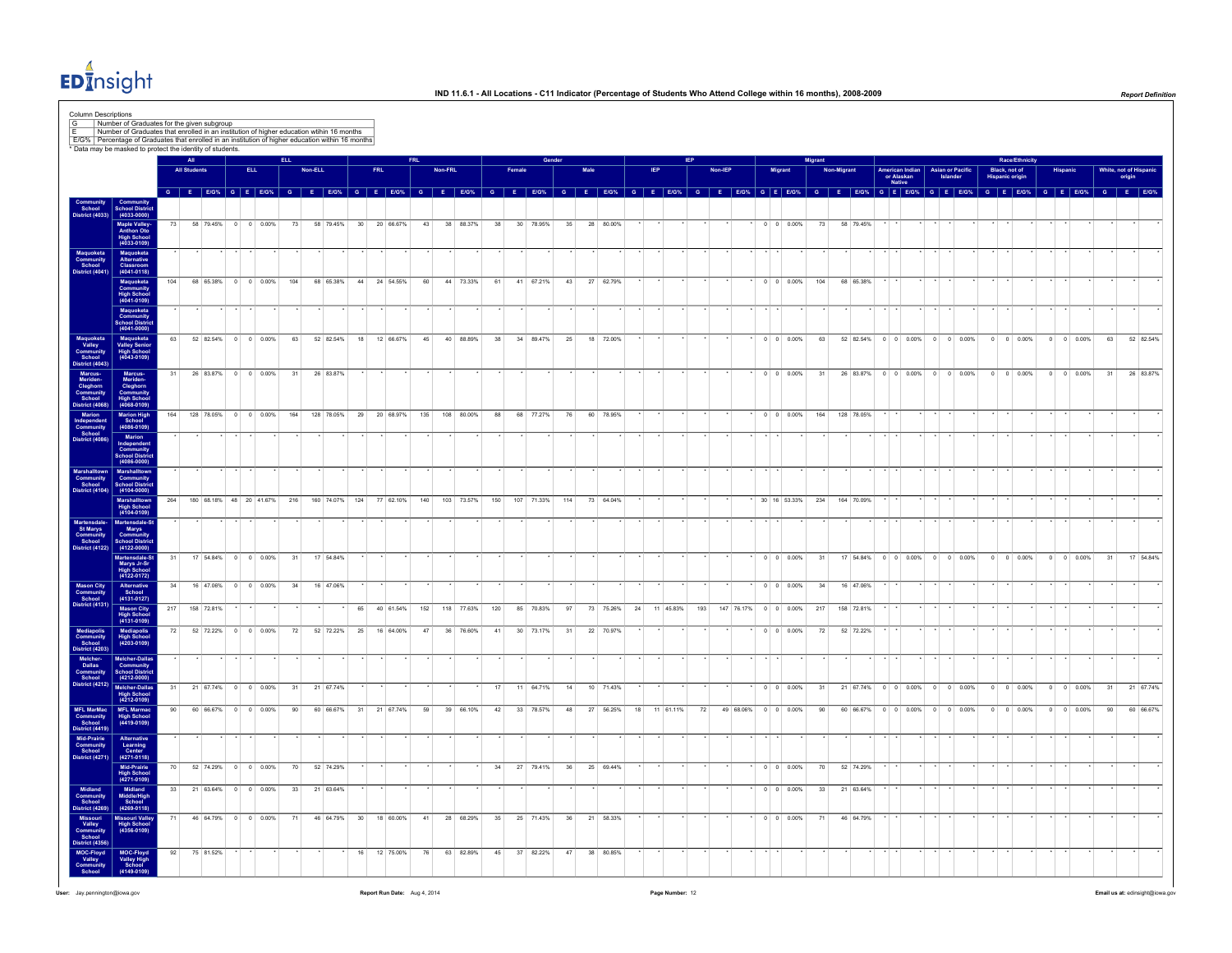# IND 11.6.1 - All Locations - C11 Indicator (Percentage of Students Who Attend College within 16 months), 2008-2009

Column Descriptions

| | |
|---|---|
| G | Number of Graduates for the given subgroup |
| E | Number of Graduates that enrolled in an institution of higher education wtihin 16 months |
| E/G% | Percentage of Graduates that enrolled in an institution of higher education within 16 months |

\* Data may be masked to protect the identity of students.

| | | All | | | ELL | | | | | | FRL | | | | | | Gender | | | | | | IEP | | | | | | Migrant | | | | | | Race/Ethnicity | | | | | | | | | | | | | | |
|---|---|---|---|---|---|---|---|---|---|---|---|---|---|---|---|---|---|---|---|---|---|---|---|---|---|---|---|---|---|---|---|---|---|---|---|---|---|---|---|---|---|---|---|---|---|---|---|---|---|
| | | All Students | | | ELL | | | Non-ELL | | | FRL | | | Non-FRL | | | Female | | | Male | | | IEP | | | Non-IEP | | | Migrant | | | Non-Migrant | | | American Indian or Alaskan Native | | | Asian or Pacific Islander | | | Black, not of Hispanic origin | | | Hispanic | | | White, not of Hispanic origin | | |
| | | G | E | E/G% | G | E | E/G% | G | E | E/G% | G | E | E/G% | G | E | E/G% | G | E | E/G% | G | E | E/G% | G | E | E/G% | G | E | E/G% | G | E | E/G% | G | E | E/G% | G | E | E/G% | G | E | E/G% | G | E | E/G% | G | E | E/G% | G | E | E/G% |
| Community School District (4033) | Community School District (4033-0000) | | | | | | | | | | | | | | | | | | | | | | | | | | | | | | | | | | | | | | | | | | | | | | | | |
| | Maple Valley-Anthon Oto High School (4033-0109) | 73 | 58 | 79.45% | 0 | 0 | 0.00% | 73 | 58 | 79.45% | 30 | 20 | 66.67% | 43 | 38 | 88.37% | 38 | 30 | 78.95% | 35 | 28 | 80.00% | * | * | * | * | * | * | 0 | 0 | 0.00% | 73 | 58 | 79.45% | * | * | * | * | * | * | * | * | * | * | * | * | * | * | * |
| Maquoketa Community School District (4041) | Maquoketa Alternative Classroom (4041-0118) | * | * | * | * | * | * | * | * | * | * | * | * | * | * | * | * | * | * | * | * | * | * | * | * | * | * | * | * | * | * | * | * | * | * | * | * | * | * | * | * | * | * | * | * | * | * | * | * |
| | Maquoketa Community High School (4041-0109) | 104 | 68 | 65.38% | 0 | 0 | 0.00% | 104 | 68 | 65.38% | 44 | 24 | 54.55% | 60 | 44 | 73.33% | 61 | 41 | 67.21% | 43 | 27 | 62.79% | * | * | * | * | * | * | 0 | 0 | 0.00% | 104 | 68 | 65.38% | * | * | * | * | * | * | * | * | * | * | * | * | * | * | * |
| | Maquoketa Community School District (4041-0000) | * | * | * | * | * | * | * | * | * | * | * | * | * | * | * | * | * | * | * | * | * | * | * | * | * | * | * | * | * | * | * | * | * | * | * | * | * | * | * | * | * | * | * | * | * | * | * | * |
| Maquoketa Valley Community School District (4043) | Maquoketa Valley Senior High School (4043-0109) | 63 | 52 | 82.54% | 0 | 0 | 0.00% | 63 | 52 | 82.54% | 18 | 12 | 66.67% | 45 | 40 | 88.89% | 38 | 34 | 89.47% | 25 | 18 | 72.00% | * | * | * | * | * | * | 0 | 0 | 0.00% | 63 | 52 | 82.54% | 0 | 0 | 0.00% | 0 | 0 | 0.00% | 0 | 0 | 0.00% | 0 | 0 | 0.00% | 63 | 52 | 82.54% |
| Marcus-Meriden-Cleghorn Community School District (4068) | Marcus-Meriden-Cleghorn Community High School (4068-0109) | 31 | 26 | 83.87% | 0 | 0 | 0.00% | 31 | 26 | 83.87% | * | * | * | * | * | * | * | * | * | * | * | * | * | * | * | * | * | * | 0 | 0 | 0.00% | 31 | 26 | 83.87% | 0 | 0 | 0.00% | 0 | 0 | 0.00% | 0 | 0 | 0.00% | 0 | 0 | 0.00% | 31 | 26 | 83.87% |
| Marion Independent Community School District (4086) | Marion High School (4086-0109) | 164 | 128 | 78.05% | 0 | 0 | 0.00% | 164 | 128 | 78.05% | 29 | 20 | 68.97% | 135 | 108 | 80.00% | 88 | 68 | 77.27% | 76 | 60 | 78.95% | * | * | * | * | * | * | 0 | 0 | 0.00% | 164 | 128 | 78.05% | * | * | * | * | * | * | * | * | * | * | * | * | * | * | * |
| | Marion Independent Community School District (4086-0000) | * | * | * | * | * | * | * | * | * | * | * | * | * | * | * | * | * | * | * | * | * | * | * | * | * | * | * | * | * | * | * | * | * | * | * | * | * | * | * | * | * | * | * | * | * | * | * | * |
| Marshalltown Community School District (4104) | Marshalltown Community School District (4104-0000) | * | * | * | * | * | * | * | * | * | * | * | * | * | * | * | * | * | * | * | * | * | * | * | * | * | * | * | * | * | * | * | * | * | * | * | * | * | * | * | * | * | * | * | * | * | * | * | * |
| | Marshalltown High School (4104-0109) | 264 | 180 | 68.18% | 48 | 20 | 41.67% | 216 | 160 | 74.07% | 124 | 77 | 62.10% | 140 | 103 | 73.57% | 150 | 107 | 71.33% | 114 | 73 | 64.04% | * | * | * | * | * | * | 30 | 16 | 53.33% | 234 | 164 | 70.09% | * | * | * | * | * | * | * | * | * | * | * | * | * | * | * |
| Martensdale-St Marys Community School District (4122) | Martensdale-St Marys Community School District (4122-0000) | * | * | * | * | * | * | * | * | * | * | * | * | * | * | * | * | * | * | * | * | * | * | * | * | * | * | * | * | * | * | * | * | * | * | * | * | * | * | * | * | * | * | * | * | * | * | * | * |
| | Martensdale-St Marys Jr-Sr High School (4122-0172) | 31 | 17 | 54.84% | 0 | 0 | 0.00% | 31 | 17 | 54.84% | * | * | * | * | * | * | * | * | * | * | * | * | * | * | * | * | * | * | 0 | 0 | 0.00% | 31 | 17 | 54.84% | 0 | 0 | 0.00% | 0 | 0 | 0.00% | 0 | 0 | 0.00% | 0 | 0 | 0.00% | 31 | 17 | 54.84% |
| Mason City Community School District (4131) | Alternative School (4131-0127) | 34 | 16 | 47.06% | 0 | 0 | 0.00% | 34 | 16 | 47.06% | * | * | * | * | * | * | * | * | * | * | * | * | * | * | * | * | * | * | 0 | 0 | 0.00% | 34 | 16 | 47.06% | * | * | * | * | * | * | * | * | * | * | * | * | * | * | * |
| | Mason City High School (4131-0109) | 217 | 158 | 72.81% | * | * | * | * | * | * | 65 | 40 | 61.54% | 152 | 118 | 77.63% | 120 | 85 | 70.83% | 97 | 73 | 75.26% | 24 | 11 | 45.83% | 193 | 147 | 76.17% | 0 | 0 | 0.00% | 217 | 158 | 72.81% | * | * | * | * | * | * | * | * | * | * | * | * | * | * | * |
| Mediapolis Community School District (4203) | Mediapolis High School (4203-0109) | 72 | 52 | 72.22% | 0 | 0 | 0.00% | 72 | 52 | 72.22% | 25 | 16 | 64.00% | 47 | 36 | 76.60% | 41 | 30 | 73.17% | 31 | 22 | 70.97% | * | * | * | * | * | * | 0 | 0 | 0.00% | 72 | 52 | 72.22% | * | * | * | * | * | * | * | * | * | * | * | * | * | * | * |
| Melcher-Dallas Community School District (4212) | Melcher-Dallas Community School District (4212-0000) | * | * | * | * | * | * | * | * | * | * | * | * | * | * | * | * | * | * | * | * | * | * | * | * | * | * | * | * | * | * | * | * | * | * | * | * | * | * | * | * | * | * | * | * | * | * | * | * |
| | Melcher-Dallas High School (4212-0109) | 31 | 21 | 67.74% | 0 | 0 | 0.00% | 31 | 21 | 67.74% | * | * | * | * | * | * | 17 | 11 | 64.71% | 14 | 10 | 71.43% | * | * | * | * | * | * | 0 | 0 | 0.00% | 31 | 21 | 67.74% | 0 | 0 | 0.00% | 0 | 0 | 0.00% | 0 | 0 | 0.00% | 0 | 0 | 0.00% | 31 | 21 | 67.74% |
| MFL MarMac Community School District (4419) | MFL Marmac High School (4419-0109) | 90 | 60 | 66.67% | 0 | 0 | 0.00% | 90 | 60 | 66.67% | 31 | 21 | 67.74% | 59 | 39 | 66.10% | 42 | 33 | 78.57% | 48 | 27 | 56.25% | 18 | 11 | 61.11% | 72 | 49 | 68.06% | 0 | 0 | 0.00% | 90 | 60 | 66.67% | 0 | 0 | 0.00% | 0 | 0 | 0.00% | 0 | 0 | 0.00% | 0 | 0 | 0.00% | 90 | 60 | 66.67% |
| Mid-Prairie Community School District (4271) | Alternative Learning Center (4271-0118) | * | * | * | * | * | * | * | * | * | * | * | * | * | * | * | * | * | * | * | * | * | * | * | * | * | * | * | * | * | * | * | * | * | * | * | * | * | * | * | * | * | * | * | * | * | * | * | * |
| | Mid-Prairie High School (4271-0109) | 70 | 52 | 74.29% | 0 | 0 | 0.00% | 70 | 52 | 74.29% | * | * | * | * | * | * | 34 | 27 | 79.41% | 36 | 25 | 69.44% | * | * | * | * | * | * | 0 | 0 | 0.00% | 70 | 52 | 74.29% | * | * | * | * | * | * | * | * | * | * | * | * | * | * | * |
| Midland Community School District (4269) | Midland Middle/High School (4269-0118) | 33 | 21 | 63.64% | 0 | 0 | 0.00% | 33 | 21 | 63.64% | * | * | * | * | * | * | * | * | * | * | * | * | * | * | * | * | * | * | 0 | 0 | 0.00% | 33 | 21 | 63.64% | * | * | * | * | * | * | * | * | * | * | * | * | * | * | * |
| Missouri Valley Community School District (4356) | Missouri Valley High School (4356-0109) | 71 | 46 | 64.79% | 0 | 0 | 0.00% | 71 | 46 | 64.79% | 30 | 18 | 60.00% | 41 | 28 | 68.29% | 35 | 25 | 71.43% | 36 | 21 | 58.33% | * | * | * | * | * | * | 0 | 0 | 0.00% | 71 | 46 | 64.79% | * | * | * | * | * | * | * | * | * | * | * | * | * | * | * |
| MOC-Floyd Valley Community School | MOC-Floyd Valley High School (4149-0109) | 92 | 75 | 81.52% | * | * | * | * | * | * | 16 | 12 | 75.00% | 76 | 63 | 82.89% | 45 | 37 | 82.22% | 47 | 38 | 80.85% | * | * | * | * | * | * | * | * | * | * | * | * | * | * | * | * | * | * | * | * | * | * | * | * | * | * | * |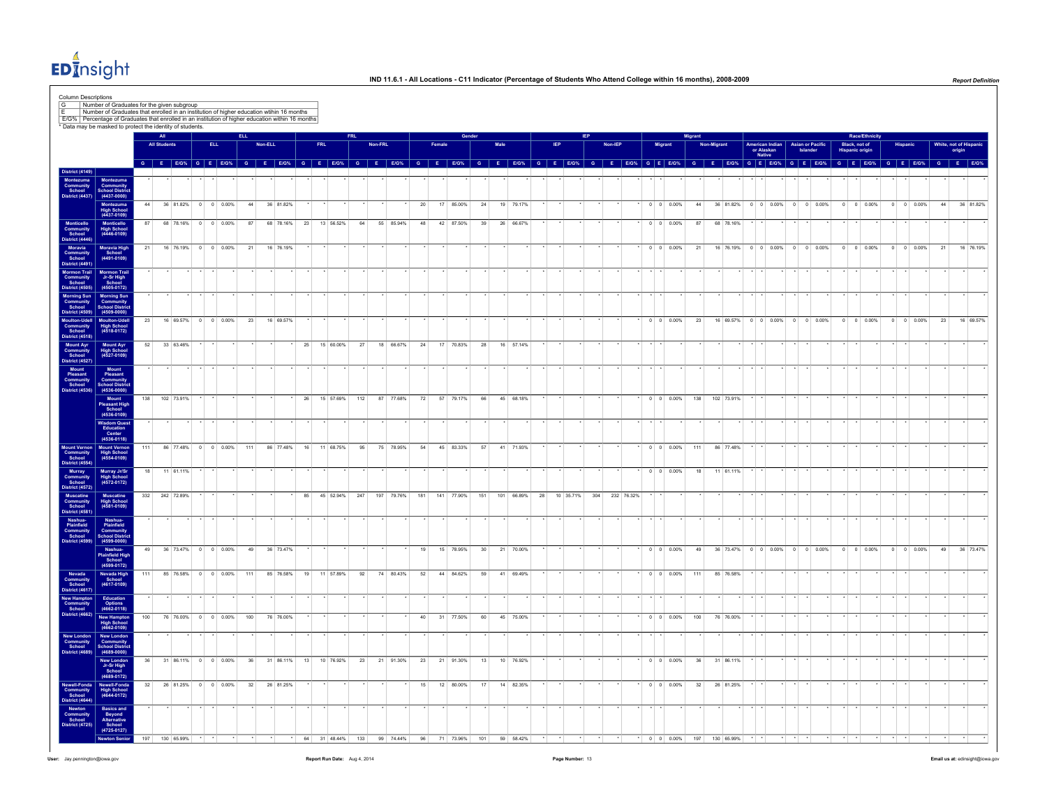# IND 11.6.1 - All Locations - C11 Indicator (Percentage of Students Who Attend College within 16 months), 2008-2009

Column Descriptions

| | |
|---|---|
| G | Number of Graduates for the given subgroup |
| E | Number of Graduates that enrolled in an institution of higher education within 16 months |
| E/G% | Percentage of Graduates that enrolled in an institution of higher education within 16 months |

* Data may be masked to protect the identity of students.

| | | All | | | ELL | | | | | | FRL | | | | | | Gender | | | | | | IEP | | | | | | Migrant | | | | | | Race/Ethnicity | | | | | | | | | | | | | | |
|---|---|---|---|---|---|---|---|---|---|---|---|---|---|---|---|---|---|---|---|---|---|---|---|---|---|---|---|---|---|---|---|---|---|---|---|---|---|---|---|---|---|---|---|---|---|---|---|---|---|---|---|---|
| | | All Students | | | ELL | | | Non-ELL | | | FRL | | | Non-FRL | | | Female | | | Male | | | IEP | | | Non-IEP | | | Migrant | | | Non-Migrant | | | American Indian or Alaskan Native | | | Asian or Pacific Islander | | | Black, not of Hispanic origin | | | Hispanic | | | White, not of Hispanic origin | | |
| | | G | E | E/G% | G | E | E/G% | G | E | E/G% | G | E | E/G% | G | E | E/G% | G | E | E/G% | G | E | E/G% | G | E | E/G% | G | E | E/G% | G | E | E/G% | G | E | E/G% | G | E | E/G% | G | E | E/G% | G | E | E/G% | G | E | E/G% | G | E | E/G% |
| District (4149) | | | | | | | | | | | | | | | | | | | | | | | | | | | | | | | | | | | | | | | | | | | | | | | | | | | | |
| Montezuma Community School District (4437) | Montezuma Community School District (4437-0000) | * | * | * | * | * | * | * | * | * | * | * | * | * | * | * | * | * | * | * | * | * | * | * | * | * | * | * | * | * | * | * | * | * | * | * | * | * | * | * | * | * | * | * | * | * | * | * | * |
| | Montezuma High School (4437-0109) | 44 | 36 | 81.82% | 0 | 0 | 0.00% | 44 | 36 | 81.82% | * | * | * | * | * | * | 20 | 17 | 85.00% | 24 | 19 | 79.17% | * | * | * | * | * | * | 0 | 0 | 0.00% | 44 | 36 | 81.82% | 0 | 0 | 0.00% | 0 | 0 | 0.00% | 0 | 0 | 0.00% | 0 | 0 | 0.00% | 44 | 36 | 81.82% |
| Monticello Community School District (4446) | Monticello High School (4446-0109) | 87 | 68 | 78.16% | 0 | 0 | 0.00% | 87 | 68 | 78.16% | 23 | 13 | 56.52% | 64 | 55 | 85.94% | 48 | 42 | 87.50% | 39 | 26 | 66.67% | * | * | * | * | * | * | 0 | 0 | 0.00% | 87 | 68 | 78.16% | * | * | * | * | * | * | * | * | * | * | * | * | * | * | * |
| Moravia Community School District (4491) | Moravia High School (4491-0109) | 21 | 16 | 76.19% | 0 | 0 | 0.00% | 21 | 16 | 76.19% | * | * | * | * | * | * | * | * | * | * | * | * | * | * | * | * | * | * | 0 | 0 | 0.00% | 21 | 16 | 76.19% | 0 | 0 | 0.00% | 0 | 0 | 0.00% | 0 | 0 | 0.00% | 0 | 0 | 0.00% | 21 | 16 | 76.19% |
| Mormon Trail Community School District (4505) | Mormon Trail Jr-Sr High School (4505-0172) | * | * | * | * | * | * | * | * | * | * | * | * | * | * | * | * | * | * | * | * | * | * | * | * | * | * | * | * | * | * | * | * | * | * | * | * | * | * | * | * | * | * | * | * | * | * | * | * | * | * | * |
| Morning Sun Community School District (4509) | Morning Sun Community School District (4509-0000) | * | * | * | * | * | * | * | * | * | * | * | * | * | * | * | * | * | * | * | * | * | * | * | * | * | * | * | * | * | * | * | * | * | * | * | * | * | * | * | * | * | * | * | * | * | * | * | * | * | * | * |
| Moulton-Udell Community School District (4518) | Moulton-Udell High School (4518-0172) | 23 | 16 | 69.57% | 0 | 0 | 0.00% | 23 | 16 | 69.57% | * | * | * | * | * | * | * | * | * | * | * | * | * | * | * | * | * | * | 0 | 0 | 0.00% | 23 | 16 | 69.57% | 0 | 0 | 0.00% | 0 | 0 | 0.00% | 0 | 0 | 0.00% | 0 | 0 | 0.00% | 23 | 16 | 69.57% |
| Mount Ayr Community School District (4527) | Mount Ayr High School (4527-0109) | 52 | 33 | 63.46% | * | * | * | * | * | * | 25 | 15 | 60.00% | 27 | 18 | 66.67% | 24 | 17 | 70.83% | 28 | 16 | 57.14% | * | * | * | * | * | * | * | * | * | * | * | * | * | * | * | * | * | * | * | * | * | * | * | * | * | * | * |
| Mount Pleasant Community School District (4536) | Mount Pleasant Community School District (4536-0000) | * | * | * | * | * | * | * | * | * | * | * | * | * | * | * | * | * | * | * | * | * | * | * | * | * | * | * | * | * | * | * | * | * | * | * | * | * | * | * | * | * | * | * | * | * | * | * | * | * | * | * |
| | Mount Pleasant High School (4536-0109) | 138 | 102 | 73.91% | * | * | * | * | * | * | 26 | 15 | 57.69% | 112 | 87 | 77.68% | 72 | 57 | 79.17% | 66 | 45 | 68.18% | * | * | * | * | * | * | 0 | 0 | 0.00% | 138 | 102 | 73.91% | * | * | * | * | * | * | * | * | * | * | * | * | * | * | * |
| | Wisdom Quest Education Center (4536-0118) | * | * | * | * | * | * | * | * | * | * | * | * | * | * | * | * | * | * | * | * | * | * | * | * | * | * | * | * | * | * | * | * | * | * | * | * | * | * | * | * | * | * | * | * | * | * | * | * | * | * | * |
| Mount Vernon Community School District (4554) | Mount Vernon High School (4554-0109) | 111 | 86 | 77.48% | 0 | 0 | 0.00% | 111 | 86 | 77.48% | 16 | 11 | 68.75% | 95 | 75 | 78.95% | 54 | 45 | 83.33% | 57 | 41 | 71.93% | * | * | * | * | * | * | 0 | 0 | 0.00% | 111 | 86 | 77.48% | * | * | * | * | * | * | * | * | * | * | * | * | * | * | * |
| Murray Community School District (4572) | Murray Jr/Sr High School (4572-0172) | 18 | 11 | 61.11% | * | * | * | * | * | * | * | * | * | * | * | * | * | * | * | * | * | * | * | * | * | * | * | * | 0 | 0 | 0.00% | 18 | 11 | 61.11% | * | * | * | * | * | * | * | * | * | * | * | * | * | * | * |
| Muscatine Community School District (4581) | Muscatine High School (4581-0109) | 332 | 242 | 72.89% | * | * | * | * | * | * | 85 | 45 | 52.94% | 247 | 197 | 79.76% | 181 | 141 | 77.90% | 151 | 101 | 66.89% | 28 | 10 | 35.71% | 304 | 232 | 76.32% | * | * | * | * | * | * | * | * | * | * | * | * | * | * | * | * | * | * | * | * | * |
| Nashua-Plainfield Community School District (4599) | Nashua-Plainfield Community School District (4599-0000) | * | * | * | * | * | * | * | * | * | * | * | * | * | * | * | * | * | * | * | * | * | * | * | * | * | * | * | * | * | * | * | * | * | * | * | * | * | * | * | * | * | * | * | * | * | * | * | * | * | * | * |
| | Nashua-Plainfield High School (4599-0172) | 49 | 36 | 73.47% | 0 | 0 | 0.00% | 49 | 36 | 73.47% | * | * | * | * | * | * | 19 | 15 | 78.95% | 30 | 21 | 70.00% | * | * | * | * | * | * | 0 | 0 | 0.00% | 49 | 36 | 73.47% | 0 | 0 | 0.00% | 0 | 0 | 0.00% | 0 | 0 | 0.00% | 0 | 0 | 0.00% | 49 | 36 | 73.47% |
| Nevada Community School District (4617) | Nevada High School (4617-0109) | 111 | 85 | 76.58% | 0 | 0 | 0.00% | 111 | 85 | 76.58% | 19 | 11 | 57.89% | 92 | 74 | 80.43% | 52 | 44 | 84.62% | 59 | 41 | 69.49% | * | * | * | * | * | * | 0 | 0 | 0.00% | 111 | 85 | 76.58% | * | * | * | * | * | * | * | * | * | * | * | * | * | * | * |
| New Hampton Community School District (4662) | Education Options (4662-0118) | * | * | * | * | * | * | * | * | * | * | * | * | * | * | * | * | * | * | * | * | * | * | * | * | * | * | * | * | * | * | * | * | * | * | * | * | * | * | * | * | * | * | * | * | * | * | * | * | * | * | * |
| | New Hampton High School (4662-0109) | 100 | 76 | 76.00% | 0 | 0 | 0.00% | 100 | 76 | 76.00% | * | * | * | * | * | * | 40 | 31 | 77.50% | 60 | 45 | 75.00% | * | * | * | * | * | * | 0 | 0 | 0.00% | 100 | 76 | 76.00% | * | * | * | * | * | * | * | * | * | * | * | * | * | * | * |
| New London Community School District (4689) | New London Community School District (4689-0000) | * | * | * | * | * | * | * | * | * | * | * | * | * | * | * | * | * | * | * | * | * | * | * | * | * | * | * | * | * | * | * | * | * | * | * | * | * | * | * | * | * | * | * | * | * | * | * | * | * | * | * |
| | New London Jr-Sr High School (4689-0172) | 36 | 31 | 86.11% | 0 | 0 | 0.00% | 36 | 31 | 86.11% | 13 | 10 | 76.92% | 23 | 21 | 91.30% | 23 | 21 | 91.30% | 13 | 10 | 76.92% | * | * | * | * | * | * | 0 | 0 | 0.00% | 36 | 31 | 86.11% | * | * | * | * | * | * | * | * | * | * | * | * | * | * | * |
| Newell-Fonda Community School District (4644) | Newell-Fonda High School (4644-0172) | 32 | 26 | 81.25% | 0 | 0 | 0.00% | 32 | 26 | 81.25% | * | * | * | * | * | * | 15 | 12 | 80.00% | 17 | 14 | 82.35% | * | * | * | * | * | * | 0 | 0 | 0.00% | 32 | 26 | 81.25% | * | * | * | * | * | * | * | * | * | * | * | * | * | * | * |
| Newton Community School District (4725) | Basics and Beyond Alternative School (4725-0127) | * | * | * | * | * | * | * | * | * | * | * | * | * | * | * | * | * | * | * | * | * | * | * | * | * | * | * | * | * | * | * | * | * | * | * | * | * | * | * | * | * | * | * | * | * | * | * | * | * | * | * |
| | Newton Senior | 197 | 130 | 65.99% | * | * | * | * | * | * | 64 | 31 | 48.44% | 133 | 99 | 74.44% | 96 | 71 | 73.96% | 101 | 59 | 58.42% | * | * | * | * | * | * | 0 | 0 | 0.00% | 197 | 130 | 65.99% | * | * | * | * | * | * | * | * | * | * | * | * | * | * | * |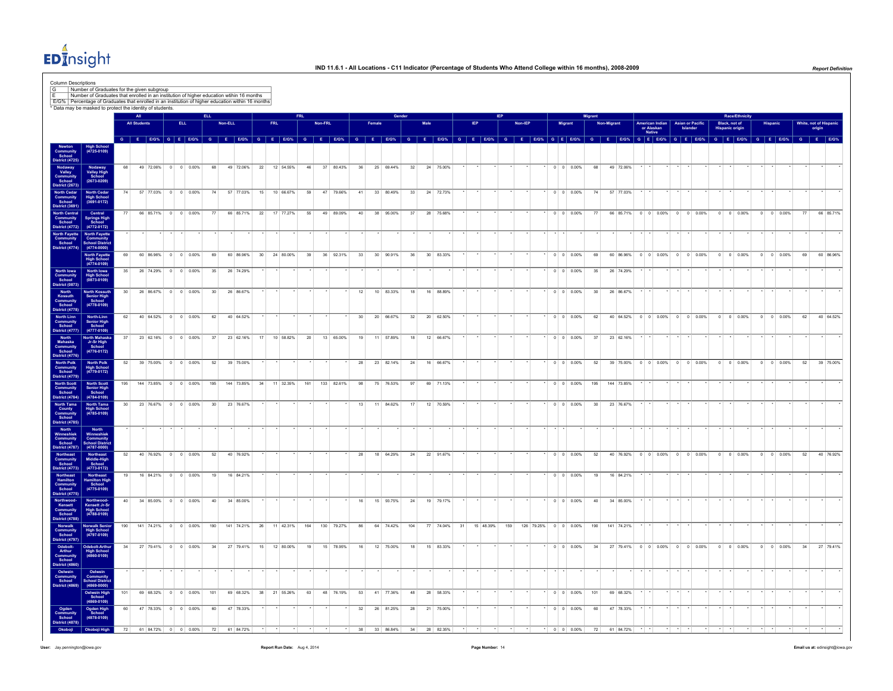# IND 11.6.1 - All Locations - C11 Indicator (Percentage of Students Who Attend College within 16 months), 2008-2009

Column Descriptions

| | |
|---|---|
| G | Number of Graduates for the given subgroup |
| E | Number of Graduates that enrolled in an institution of higher education within 16 months |
| E/G% | Percentage of Graduates that enrolled in an institution of higher education within 16 months |

* Data may be masked to protect the identity of students.

| | | All | | | ELL | | | | | | FRL | | | | | | Gender | | | | | | IEP | | | | | | Migrant | | | | | | Race/Ethnicity | | | | | | | | | | | | | | |
|---|---|---|---|---|---|---|---|---|---|---|---|---|---|---|---|---|---|---|---|---|---|---|---|---|---|---|---|---|---|---|---|---|---|---|---|---|---|---|---|---|---|---|---|---|---|---|---|---|---|---|---|---|
| | | All Students | | | ELL | | | Non-ELL | | | FRL | | | Non-FRL | | | Female | | | Male | | | IEP | | | Non-IEP | | | Migrant | | | Non-Migrant | | | American Indian or Alaskan Native | | | Asian or Pacific Islander | | | Black, not of Hispanic origin | | | Hispanic | | | White, not of Hispanic origin | | |
| | | G | E | E/G% | G | E | E/G% | G | E | E/G% | G | E | E/G% | G | E | E/G% | G | E | E/G% | G | E | E/G% | G | E | E/G% | G | E | E/G% | G | E | E/G% | G | E | E/G% | G | E | E/G% | G | E | E/G% | G | E | E/G% | G | E | E/G% | G | E | E/G% |
| Newton Community School District (4725) | High School (4725-0109) | | | | | | | | | | | | | | | | | | | | | | | | | | | | | | | | | | | | | | | | | | | | | | | | | | | |
| Nodaway Valley Community School District (2673) | Nodaway Valley High School (2673-0209) | 68 | 49 | 72.06% | 0 | 0 | 0.00% | 68 | 49 | 72.06% | 22 | 12 | 54.55% | 46 | 37 | 80.43% | 36 | 25 | 69.44% | 32 | 24 | 75.00% | * | * | * | * | * | * | 0 | 0 | 0.00% | 68 | 49 | 72.06% | * | * | * | * | * | * | * | * | * | * | * | * | * | * | * |
| North Cedar Community School District (3691) | North Cedar High School (3691-0172) | 74 | 57 | 77.03% | 0 | 0 | 0.00% | 74 | 57 | 77.03% | 15 | 10 | 66.67% | 59 | 47 | 79.66% | 41 | 33 | 80.49% | 33 | 24 | 72.73% | * | * | * | * | * | * | 0 | 0 | 0.00% | 74 | 57 | 77.03% | * | * | * | * | * | * | * | * | * | * | * | * | * | * | * |
| North Central Community School District (4772) | Central Springs High School (4772-0172) | 77 | 66 | 85.71% | 0 | 0 | 0.00% | 77 | 66 | 85.71% | 22 | 17 | 77.27% | 55 | 49 | 89.09% | 40 | 38 | 95.00% | 37 | 28 | 75.68% | * | * | * | * | * | * | 0 | 0 | 0.00% | 77 | 66 | 85.71% | 0 | 0 | 0.00% | 0 | 0 | 0.00% | 0 | 0 | 0.00% | 0 | 0 | 0.00% | 77 | 66 | 85.71% |
| North Fayette Community School District (4774) | North Fayette Community School District (4774-0000) | * | * | * | * | * | * | * | * | * | * | * | * | * | * | * | * | * | * | * | * | * | * | * | * | * | * | * | * | * | * | * | * | * | * | * | * | * | * | * | * | * | * | * | * | * | * | * | * |
| | North Fayette High School (4774-0109) | 69 | 60 | 86.96% | 0 | 0 | 0.00% | 69 | 60 | 86.96% | 30 | 24 | 80.00% | 39 | 36 | 92.31% | 33 | 30 | 90.91% | 36 | 30 | 83.33% | * | * | * | * | * | * | 0 | 0 | 0.00% | 69 | 60 | 86.96% | 0 | 0 | 0.00% | 0 | 0 | 0.00% | 0 | 0 | 0.00% | 0 | 0 | 0.00% | 69 | 60 | 86.96% |
| North Iowa Community School District (0873) | North Iowa High School (0873-0109) | 35 | 26 | 74.29% | 0 | 0 | 0.00% | 35 | 26 | 74.29% | * | * | * | * | * | * | * | * | * | * | * | * | * | * | * | * | * | * | 0 | 0 | 0.00% | 35 | 26 | 74.29% | * | * | * | * | * | * | * | * | * | * | * | * | * | * | * |
| North Kossuth Community School District (4778) | North Kossuth Senior High School (4778-0109) | 30 | 26 | 86.67% | 0 | 0 | 0.00% | 30 | 26 | 86.67% | * | * | * | * | * | * | 12 | 10 | 83.33% | 18 | 16 | 88.89% | * | * | * | * | * | * | 0 | 0 | 0.00% | 30 | 26 | 86.67% | * | * | * | * | * | * | * | * | * | * | * | * | * | * | * |
| North Linn Community School District (4777) | North-Linn Senior High School (4777-0109) | 62 | 40 | 64.52% | 0 | 0 | 0.00% | 62 | 40 | 64.52% | * | * | * | * | * | * | 30 | 20 | 66.67% | 32 | 20 | 62.50% | * | * | * | * | * | * | 0 | 0 | 0.00% | 62 | 40 | 64.52% | 0 | 0 | 0.00% | 0 | 0 | 0.00% | 0 | 0 | 0.00% | 0 | 0 | 0.00% | 62 | 40 | 64.52% |
| North Mahaska Community School District (4776) | North Mahaska Jr-Sr High School (4776-0172) | 37 | 23 | 62.16% | 0 | 0 | 0.00% | 37 | 23 | 62.16% | 17 | 10 | 58.82% | 20 | 13 | 65.00% | 19 | 11 | 57.89% | 18 | 12 | 66.67% | * | * | * | * | * | * | 0 | 0 | 0.00% | 37 | 23 | 62.16% | * | * | * | * | * | * | * | * | * | * | * | * | * | * | * |
| North Polk Community School District (4779) | North Polk High School (4779-0172) | 52 | 39 | 75.00% | 0 | 0 | 0.00% | 52 | 39 | 75.00% | * | * | * | * | * | * | 28 | 23 | 82.14% | 24 | 16 | 66.67% | * | * | * | * | * | * | 0 | 0 | 0.00% | 52 | 39 | 75.00% | 0 | 0 | 0.00% | 0 | 0 | 0.00% | 0 | 0 | 0.00% | 0 | 0 | 0.00% | 52 | 39 | 75.00% |
| North Scott Community School District (4784) | North Scott Senior High School (4784-0109) | 195 | 144 | 73.85% | 0 | 0 | 0.00% | 195 | 144 | 73.85% | 34 | 11 | 32.35% | 161 | 133 | 82.61% | 98 | 75 | 76.53% | 97 | 69 | 71.13% | * | * | * | * | * | * | 0 | 0 | 0.00% | 195 | 144 | 73.85% | * | * | * | * | * | * | * | * | * | * | * | * | * | * | * |
| North Tama County Community School District (4785) | North Tama High School (4785-0109) | 30 | 23 | 76.67% | 0 | 0 | 0.00% | 30 | 23 | 76.67% | * | * | * | * | * | * | 13 | 11 | 84.62% | 17 | 12 | 70.59% | * | * | * | * | * | * | 0 | 0 | 0.00% | 30 | 23 | 76.67% | * | * | * | * | * | * | * | * | * | * | * | * | * | * | * |
| North Winneshiek Community School District (4787) | North Winneshiek Community School District (4787-0000) | * | * | * | * | * | * | * | * | * | * | * | * | * | * | * | * | * | * | * | * | * | * | * | * | * | * | * | * | * | * | * | * | * | * | * | * | * | * | * | * | * | * | * | * | * | * | * | * |
| Northeast Community School District (4773) | Northeast Middle-High School (4773-0172) | 52 | 40 | 76.92% | 0 | 0 | 0.00% | 52 | 40 | 76.92% | * | * | * | * | * | * | 28 | 18 | 64.29% | 24 | 22 | 91.67% | * | * | * | * | * | * | 0 | 0 | 0.00% | 52 | 40 | 76.92% | 0 | 0 | 0.00% | 0 | 0 | 0.00% | 0 | 0 | 0.00% | 0 | 0 | 0.00% | 52 | 40 | 76.92% |
| Northeast Hamilton Community School District (4775) | Northeast Hamilton High School (4775-0109) | 19 | 16 | 84.21% | 0 | 0 | 0.00% | 19 | 16 | 84.21% | * | * | * | * | * | * | * | * | * | * | * | * | * | * | * | * | * | * | 0 | 0 | 0.00% | 19 | 16 | 84.21% | * | * | * | * | * | * | * | * | * | * | * | * | * | * | * |
| Northwood-Kensett Community School District (4788) | Northwood-Kensett Jr-Sr High School (4788-0109) | 40 | 34 | 85.00% | 0 | 0 | 0.00% | 40 | 34 | 85.00% | * | * | * | * | * | * | 16 | 15 | 93.75% | 24 | 19 | 79.17% | * | * | * | * | * | * | 0 | 0 | 0.00% | 40 | 34 | 85.00% | * | * | * | * | * | * | * | * | * | * | * | * | * | * | * |
| Norwalk Community School District (4797) | Norwalk Senior High School (4797-0109) | 190 | 141 | 74.21% | 0 | 0 | 0.00% | 190 | 141 | 74.21% | 26 | 11 | 42.31% | 164 | 130 | 79.27% | 86 | 64 | 74.42% | 104 | 77 | 74.04% | 31 | 15 | 48.39% | 159 | 126 | 79.25% | 0 | 0 | 0.00% | 190 | 141 | 74.21% | * | * | * | * | * | * | * | * | * | * | * | * | * | * | * |
| Odebolt-Arthur Community School District (4860) | Odebolt-Arthur High School (4860-0109) | 34 | 27 | 79.41% | 0 | 0 | 0.00% | 34 | 27 | 79.41% | 15 | 12 | 80.00% | 19 | 15 | 78.95% | 16 | 12 | 75.00% | 18 | 15 | 83.33% | * | * | * | * | * | * | 0 | 0 | 0.00% | 34 | 27 | 79.41% | 0 | 0 | 0.00% | 0 | 0 | 0.00% | 0 | 0 | 0.00% | 0 | 0 | 0.00% | 34 | 27 | 79.41% |
| Oelwein Community School District (4869) | Oelwein Community School District (4869-0000) | * | * | * | * | * | * | * | * | * | * | * | * | * | * | * | * | * | * | * | * | * | * | * | * | * | * | * | * | * | * | * | * | * | * | * | * | * | * | * | * | * | * | * | * | * | * | * | * |
| | Oelwein High School (4869-0109) | 101 | 69 | 68.32% | 0 | 0 | 0.00% | 101 | 69 | 68.32% | 38 | 21 | 55.26% | 63 | 48 | 76.19% | 53 | 41 | 77.36% | 48 | 28 | 58.33% | * | * | * | * | * | * | 0 | 0 | 0.00% | 101 | 69 | 68.32% | * | * | * | * | * | * | * | * | * | * | * | * | * | * | * |
| Ogden Community School District (4878) | Ogden High School (4878-0109) | 60 | 47 | 78.33% | 0 | 0 | 0.00% | 60 | 47 | 78.33% | * | * | * | * | * | * | 32 | 26 | 81.25% | 28 | 21 | 75.00% | * | * | * | * | * | * | 0 | 0 | 0.00% | 60 | 47 | 78.33% | * | * | * | * | * | * | * | * | * | * | * | * | * | * | * |
| Okoboji | Okoboji High | 72 | 61 | 84.72% | 0 | 0 | 0.00% | 72 | 61 | 84.72% | * | * | * | * | * | * | 38 | 33 | 86.84% | 34 | 28 | 82.35% | * | * | * | * | * | * | 0 | 0 | 0.00% | 72 | 61 | 84.72% | * | * | * | * | * | * | * | * | * | * | * | * | * | * | * |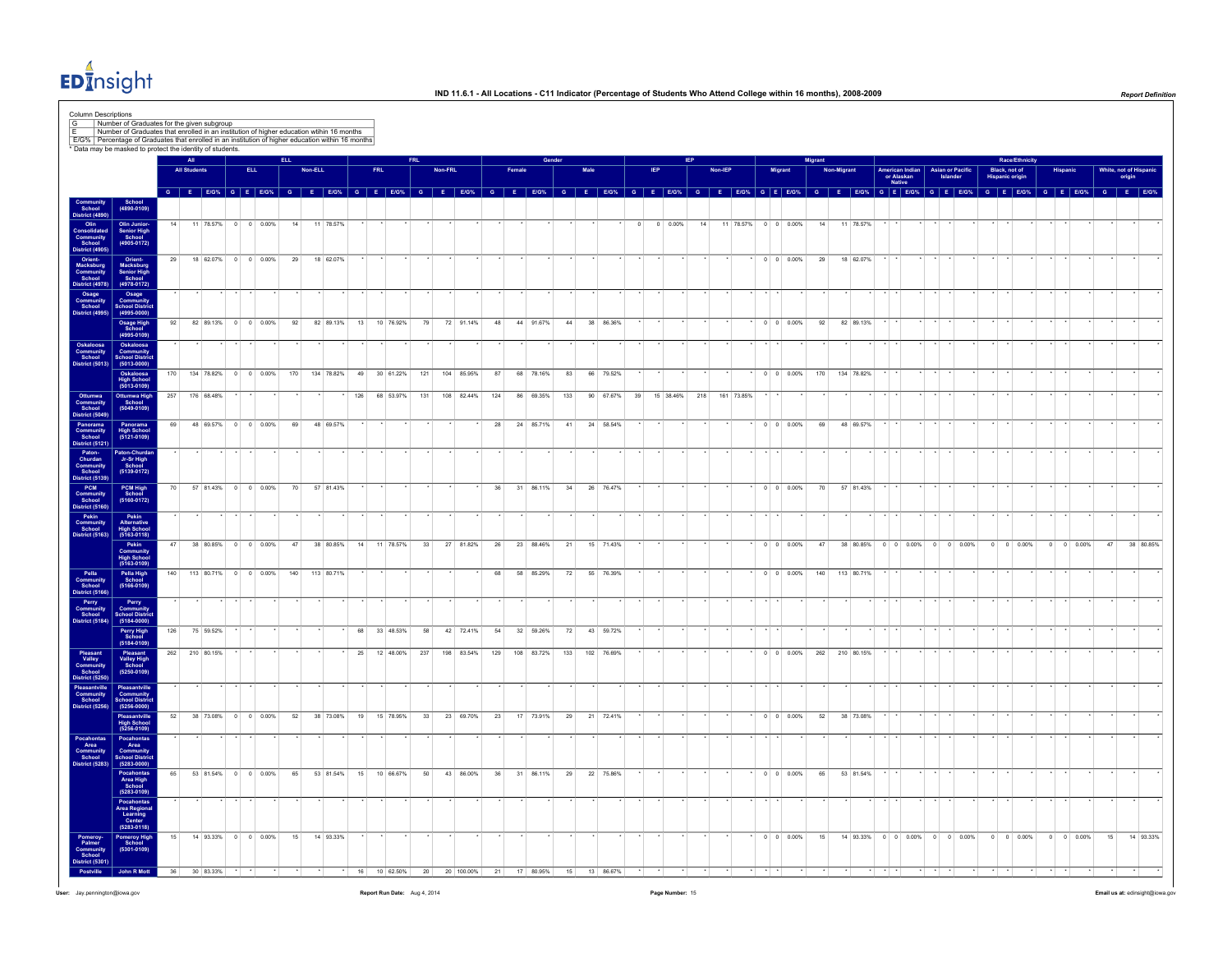# IND 11.6.1 - All Locations - C11 Indicator (Percentage of Students Who Attend College within 16 months), 2008-2009

Column Descriptions

| | |
|---|---|
| G | Number of Graduates for the given subgroup |
| E | Number of Graduates that enrolled in an institution of higher education within 16 months |
| E/G% | Percentage of Graduates that enrolled in an institution of higher education within 16 months |

* Data may be masked to protect the identity of students.

| | | All | | | ELL | | | | | | FRL | | | | | | Gender | | | | | | IEP | | | | | | Migrant | | | | | | Race/Ethnicity | | | | | | | | | | | | | | |
|---|---|---|---|---|---|---|---|---|---|---|---|---|---|---|---|---|---|---|---|---|---|---|---|---|---|---|---|---|---|---|---|---|---|---|---|---|---|---|---|---|---|---|---|---|---|---|---|---|---|---|---|---|
| | | All Students | | | ELL | | | Non-ELL | | | FRL | | | Non-FRL | | | Female | | | Male | | | IEP | | | Non-IEP | | | Migrant | | | Non-Migrant | | | American Indian or Alaskan Native | | | Asian or Pacific Islander | | | Black, not of Hispanic origin | | | Hispanic | | | White, not of Hispanic origin | | |
| | | G | E | E/G% | G | E | E/G% | G | E | E/G% | G | E | E/G% | G | E | E/G% | G | E | E/G% | G | E | E/G% | G | E | E/G% | G | E | E/G% | G | E | E/G% | G | E | E/G% | G | E | E/G% | G | E | E/G% | G | E | E/G% | G | E | E/G% | G | E | E/G% |
| Community School District (4890) | School (4890-0109) | | | | | | | | | | | | | | | | | | | | | | | | | | | | | | | | | | | | | | | | | | | | | | | | | | | |
| Olin Consolidated Community School District (4905) | Olin Junior-Senior High School (4905-0172) | 14 | 11 | 78.57% | 0 | 0 | 0.00% | 14 | 11 | 78.57% | * | * | * | * | * | * | * | * | * | * | * | * | 0 | 0 | 0.00% | 14 | 11 | 78.57% | 0 | 0 | 0.00% | 14 | 11 | 78.57% | * | * | * | * | * | * | * | * | * | * | * | * | * | * | * |
| Orient-Macksburg Community School District (4978) | Orient-Macksburg Senior High School (4978-0172) | 29 | 18 | 62.07% | 0 | 0 | 0.00% | 29 | 18 | 62.07% | * | * | * | * | * | * | * | * | * | * | * | * | * | * | * | * | * | * | 0 | 0 | 0.00% | 29 | 18 | 62.07% | * | * | * | * | * | * | * | * | * | * | * | * | * | * | * |
| Osage Community School District (4995) | Osage Community School District (4995-0000) | * | * | * | * | * | * | * | * | * | * | * | * | * | * | * | * | * | * | * | * | * | * | * | * | * | * | * | * | * | * | * | * | * | * | * | * | * | * | * | * | * | * | * | * | * | * | * | * |
| | Osage High School (4995-0109) | 92 | 82 | 89.13% | 0 | 0 | 0.00% | 92 | 82 | 89.13% | 13 | 10 | 76.92% | 79 | 72 | 91.14% | 48 | 44 | 91.67% | 44 | 38 | 86.36% | * | * | * | * | * | * | 0 | 0 | 0.00% | 92 | 82 | 89.13% | * | * | * | * | * | * | * | * | * | * | * | * | * | * | * |
| Oskaloosa Community School District (5013) | Oskaloosa Community School District (5013-0000) | * | * | * | * | * | * | * | * | * | * | * | * | * | * | * | * | * | * | * | * | * | * | * | * | * | * | * | * | * | * | * | * | * | * | * | * | * | * | * | * | * | * | * | * | * | * | * | * |
| | Oskaloosa High School (5013-0109) | 170 | 134 | 78.82% | 0 | 0 | 0.00% | 170 | 134 | 78.82% | 49 | 30 | 61.22% | 121 | 104 | 85.95% | 87 | 68 | 78.16% | 83 | 66 | 79.52% | * | * | * | * | * | * | 0 | 0 | 0.00% | 170 | 134 | 78.82% | * | * | * | * | * | * | * | * | * | * | * | * | * | * | * |
| Ottumwa Community School District (5049) | Ottumwa High School (5049-0109) | 257 | 176 | 68.48% | * | * | * | * | * | * | 126 | 68 | 53.97% | 131 | 108 | 82.44% | 124 | 86 | 69.35% | 133 | 90 | 67.67% | 39 | 15 | 38.46% | 218 | 161 | 73.85% | * | * | * | * | * | * | * | * | * | * | * | * | * | * | * | * | * | * | * | * | * |
| Panorama Community School District (5121) | Panorama High School (5121-0109) | 69 | 48 | 69.57% | 0 | 0 | 0.00% | 69 | 48 | 69.57% | * | * | * | * | * | * | 28 | 24 | 85.71% | 41 | 24 | 58.54% | * | * | * | * | * | * | 0 | 0 | 0.00% | 69 | 48 | 69.57% | * | * | * | * | * | * | * | * | * | * | * | * | * | * | * |
| Paton-Churdan Community School District (5139) | Paton-Churdan Jr-Sr High School (5139-0172) | * | * | * | * | * | * | * | * | * | * | * | * | * | * | * | * | * | * | * | * | * | * | * | * | * | * | * | * | * | * | * | * | * | * | * | * | * | * | * | * | * | * | * | * | * | * | * | * |
| PCM Community School District (5160) | PCM High School (5160-0172) | 70 | 57 | 81.43% | 0 | 0 | 0.00% | 70 | 57 | 81.43% | * | * | * | * | * | * | 36 | 31 | 86.11% | 34 | 26 | 76.47% | * | * | * | * | * | * | 0 | 0 | 0.00% | 70 | 57 | 81.43% | * | * | * | * | * | * | * | * | * | * | * | * | * | * | * |
| Pekin Community School District (5163) | Pekin Alternative High School (5163-0118) | * | * | * | * | * | * | * | * | * | * | * | * | * | * | * | * | * | * | * | * | * | * | * | * | * | * | * | * | * | * | * | * | * | * | * | * | * | * | * | * | * | * | * | * | * | * | * | * |
| | Pekin Community High School (5163-0109) | 47 | 38 | 80.85% | 0 | 0 | 0.00% | 47 | 38 | 80.85% | 14 | 11 | 78.57% | 33 | 27 | 81.82% | 26 | 23 | 88.46% | 21 | 15 | 71.43% | * | * | * | * | * | * | 0 | 0 | 0.00% | 47 | 38 | 80.85% | 0 | 0 | 0.00% | 0 | 0 | 0.00% | 0 | 0 | 0.00% | 0 | 0 | 0.00% | 47 | 38 | 80.85% |
| Pella Community School District (5166) | Pella High School (5166-0109) | 140 | 113 | 80.71% | 0 | 0 | 0.00% | 140 | 113 | 80.71% | * | * | * | * | * | * | 68 | 58 | 85.29% | 72 | 55 | 76.39% | * | * | * | * | * | * | 0 | 0 | 0.00% | 140 | 113 | 80.71% | * | * | * | * | * | * | * | * | * | * | * | * | * | * | * |
| Perry Community School District (5184) | Perry Community School District (5184-0000) | * | * | * | * | * | * | * | * | * | * | * | * | * | * | * | * | * | * | * | * | * | * | * | * | * | * | * | * | * | * | * | * | * | * | * | * | * | * | * | * | * | * | * | * | * | * | * | * |
| | Perry High School (5184-0109) | 126 | 75 | 59.52% | * | * | * | * | * | * | 68 | 33 | 48.53% | 58 | 42 | 72.41% | 54 | 32 | 59.26% | 72 | 43 | 59.72% | * | * | * | * | * | * | * | * | * | * | * | * | * | * | * | * | * | * | * | * | * | * | * | * | * | * | * |
| Pleasant Valley Community School District (5250) | Pleasant Valley High School (5250-0109) | 262 | 210 | 80.15% | * | * | * | * | * | * | 25 | 12 | 48.00% | 237 | 198 | 83.54% | 129 | 108 | 83.72% | 133 | 102 | 76.69% | * | * | * | * | * | * | 0 | 0 | 0.00% | 262 | 210 | 80.15% | * | * | * | * | * | * | * | * | * | * | * | * | * | * | * |
| Pleasantville Community School District (5256) | Pleasantville Community School District (5256-0000) | * | * | * | * | * | * | * | * | * | * | * | * | * | * | * | * | * | * | * | * | * | * | * | * | * | * | * | * | * | * | * | * | * | * | * | * | * | * | * | * | * | * | * | * | * | * | * | * |
| | Pleasantville High School (5256-0109) | 52 | 38 | 73.08% | 0 | 0 | 0.00% | 52 | 38 | 73.08% | 19 | 15 | 78.95% | 33 | 23 | 69.70% | 23 | 17 | 73.91% | 29 | 21 | 72.41% | * | * | * | * | * | * | 0 | 0 | 0.00% | 52 | 38 | 73.08% | * | * | * | * | * | * | * | * | * | * | * | * | * | * | * |
| Pocahontas Area Community School District (5283) | Pocahontas Area Community School District (5283-0000) | * | * | * | * | * | * | * | * | * | * | * | * | * | * | * | * | * | * | * | * | * | * | * | * | * | * | * | * | * | * | * | * | * | * | * | * | * | * | * | * | * | * | * | * | * | * | * | * |
| | Pocahontas Area High School (5283-0109) | 65 | 53 | 81.54% | 0 | 0 | 0.00% | 65 | 53 | 81.54% | 15 | 10 | 66.67% | 50 | 43 | 86.00% | 36 | 31 | 86.11% | 29 | 22 | 75.86% | * | * | * | * | * | * | 0 | 0 | 0.00% | 65 | 53 | 81.54% | * | * | * | * | * | * | * | * | * | * | * | * | * | * | * |
| | Pocahontas Area Regional Learning Center (5283-0118) | * | * | * | * | * | * | * | * | * | * | * | * | * | * | * | * | * | * | * | * | * | * | * | * | * | * | * | * | * | * | * | * | * | * | * | * | * | * | * | * | * | * | * | * | * | * | * | * |
| Pomeroy-Palmer Community School District (5301) | Pomeroy High School (5301-0109) | 15 | 14 | 93.33% | 0 | 0 | 0.00% | 15 | 14 | 93.33% | * | * | * | * | * | * | * | * | * | * | * | * | * | * | * | * | * | * | 0 | 0 | 0.00% | 15 | 14 | 93.33% | 0 | 0 | 0.00% | 0 | 0 | 0.00% | 0 | 0 | 0.00% | 0 | 0 | 0.00% | 15 | 14 | 93.33% |
| Postville | John R Mott | 36 | 30 | 83.33% | * | * | * | * | * | * | 16 | 10 | 62.50% | 20 | 20 | 100.00% | 21 | 17 | 80.95% | 15 | 13 | 86.67% | * | * | * | * | * | * | * | * | * | * | * | * | * | * | * | * | * | * | * | * | * | * | * | * | * | * | * |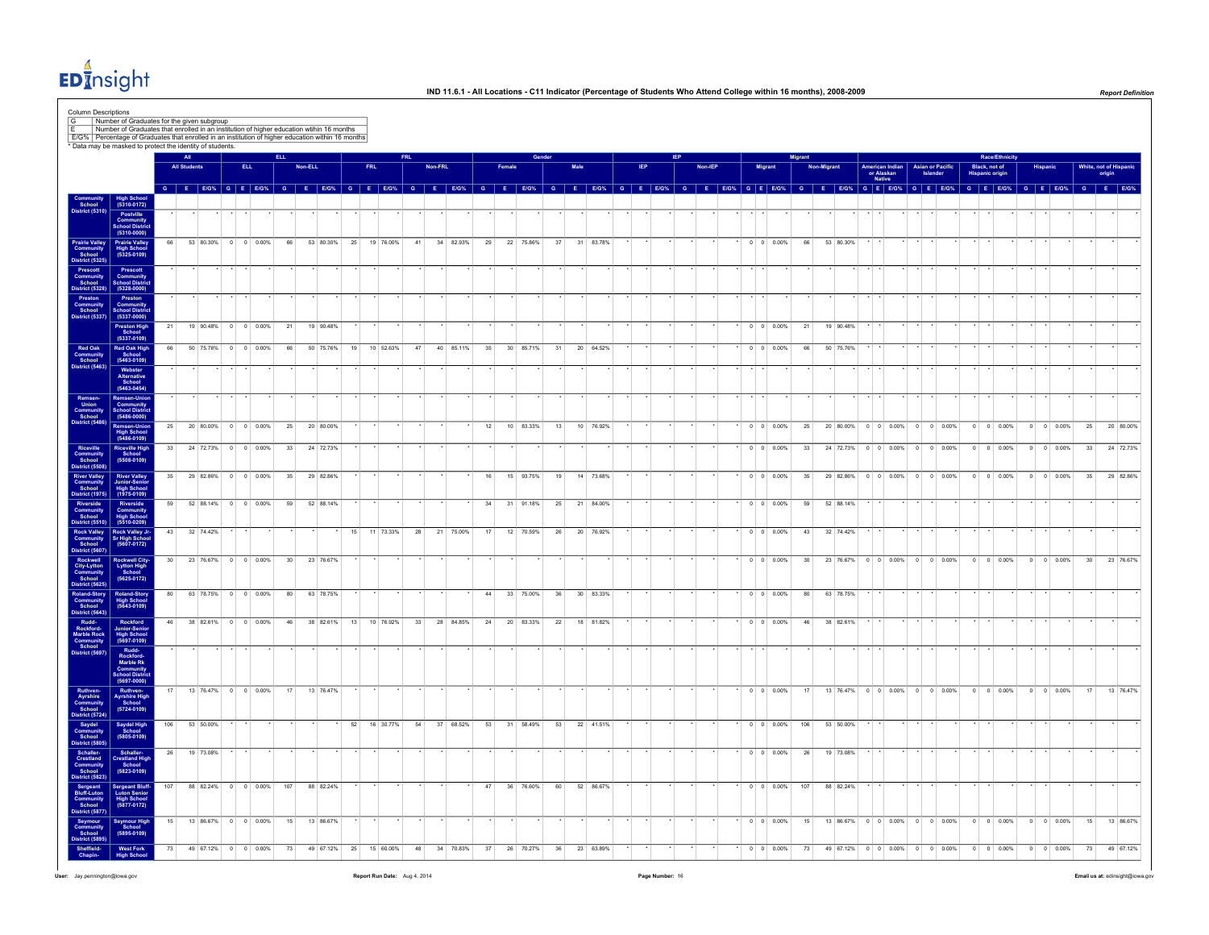# IND 11.6.1 - All Locations - C11 Indicator (Percentage of Students Who Attend College within 16 months), 2008-2009

Column Descriptions

| | |
|---|---|
| G | Number of Graduates for the given subgroup |
| E | Number of Graduates that enrolled in an institution of higher education within 16 months |
| E/G% | Percentage of Graduates that enrolled in an institution of higher education within 16 months |

* Data may be masked to protect the identity of students.

| District | School | All: All Students | | | ELL: ELL | | | ELL: Non-ELL | | | FRL: FRL | | | FRL: Non-FRL | | | Gender: Female | | | Gender: Male | | | IEP: IEP | | | IEP: Non-IEP | | | Migrant: Migrant | | | Migrant: Non-Migrant | | | Race/Ethnicity: American Indian or Alaskan Native | | | Race/Ethnicity: Asian or Pacific Islander | | | Race/Ethnicity: Black, not of Hispanic origin | | | Race/Ethnicity: Hispanic | | | Race/Ethnicity: White, not of Hispanic origin | | |
|---|---|---|---|---|---|---|---|---|---|---|---|---|---|---|---|---|---|---|---|---|---|---|---|---|---|---|---|---|---|---|---|---|---|---|---|---|---|---|---|---|---|---|---|---|---|---|---|---|---|---|---|---|
| | | G | E | E/G% | G | E | E/G% | G | E | E/G% | G | E | E/G% | G | E | E/G% | G | E | E/G% | G | E | E/G% | G | E | E/G% | G | E | E/G% | G | E | E/G% | G | E | E/G% | G | E | E/G% | G | E | E/G% | G | E | E/G% | G | E | E/G% | G | E | E/G% |
| Community School District (5310) | High School (5310-0172) | | | | | | | | | | | | | | | | | | | | | | | | | | | | | | | | | | | | | | | | | | | | | | | | | | | |
| | Postville Community School District (5310-0000) | * | * | * | * | * | * | * | * | * | * | * | * | * | * | * | * | * | * | * | * | * | * | * | * | * | * | * | * | * | * | * | * | * | * | * | * | * | * | * | * | * | * | * | * | * | * | * | * | * | * | * |
| Prairie Valley Community School District (5325) | Prairie Valley High School (5325-0109) | 66 | 53 | 80.30% | 0 | 0 | 0.00% | 66 | 53 | 80.30% | 25 | 19 | 76.00% | 41 | 34 | 82.93% | 29 | 22 | 75.86% | 37 | 31 | 83.78% | * | * | * | * | * | * | 0 | 0 | 0.00% | 66 | 53 | 80.30% | * | * | * | * | * | * | * | * | * | * | * | * | * | * | * |
| Prescott Community School District (5328) | Prescott Community School District (5328-0000) | * | * | * | * | * | * | * | * | * | * | * | * | * | * | * | * | * | * | * | * | * | * | * | * | * | * | * | * | * | * | * | * | * | * | * | * | * | * | * | * | * | * | * | * | * | * | * | * | * | * | * |
| Preston Community School District (5337) | Preston Community School District (5337-0000) | * | * | * | * | * | * | * | * | * | * | * | * | * | * | * | * | * | * | * | * | * | * | * | * | * | * | * | * | * | * | * | * | * | * | * | * | * | * | * | * | * | * | * | * | * | * | * | * | * | * | * |
| | Preston High School (5337-0109) | 21 | 19 | 90.48% | 0 | 0 | 0.00% | 21 | 19 | 90.48% | * | * | * | * | * | * | * | * | * | * | * | * | * | * | * | * | * | * | 0 | 0 | 0.00% | 21 | 19 | 90.48% | * | * | * | * | * | * | * | * | * | * | * | * | * | * | * |
| Red Oak Community School District (5463) | Red Oak High School (5463-0109) | 66 | 50 | 75.76% | 0 | 0 | 0.00% | 66 | 50 | 75.76% | 19 | 10 | 52.63% | 47 | 40 | 85.11% | 35 | 30 | 85.71% | 31 | 20 | 64.52% | * | * | * | * | * | * | 0 | 0 | 0.00% | 66 | 50 | 75.76% | * | * | * | * | * | * | * | * | * | * | * | * | * | * | * |
| | Webster Alternative School (5463-0454) | * | * | * | * | * | * | * | * | * | * | * | * | * | * | * | * | * | * | * | * | * | * | * | * | * | * | * | * | * | * | * | * | * | * | * | * | * | * | * | * | * | * | * | * | * | * | * | * | * | * | * |
| Remsen-Union Community School District (5486) | Remsen-Union Community School District (5486-0000) | * | * | * | * | * | * | * | * | * | * | * | * | * | * | * | * | * | * | * | * | * | * | * | * | * | * | * | * | * | * | * | * | * | * | * | * | * | * | * | * | * | * | * | * | * | * | * | * | * | * | * |
| | Remsen-Union High School (5486-0109) | 25 | 20 | 80.00% | 0 | 0 | 0.00% | 25 | 20 | 80.00% | * | * | * | * | * | * | 12 | 10 | 83.33% | 13 | 10 | 76.92% | * | * | * | * | * | * | 0 | 0 | 0.00% | 25 | 20 | 80.00% | 0 | 0 | 0.00% | 0 | 0 | 0.00% | 0 | 0 | 0.00% | 0 | 0 | 0.00% | 25 | 20 | 80.00% |
| Riceville Community School District (5508) | Riceville High School (5508-0109) | 33 | 24 | 72.73% | 0 | 0 | 0.00% | 33 | 24 | 72.73% | * | * | * | * | * | * | * | * | * | * | * | * | * | * | * | * | * | * | 0 | 0 | 0.00% | 33 | 24 | 72.73% | 0 | 0 | 0.00% | 0 | 0 | 0.00% | 0 | 0 | 0.00% | 0 | 0 | 0.00% | 33 | 24 | 72.73% |
| River Valley Community School District (1975) | River Valley Junior-Senior High School (1975-0109) | 35 | 29 | 82.86% | 0 | 0 | 0.00% | 35 | 29 | 82.86% | * | * | * | * | * | * | 16 | 15 | 93.75% | 19 | 14 | 73.68% | * | * | * | * | * | * | 0 | 0 | 0.00% | 35 | 29 | 82.86% | 0 | 0 | 0.00% | 0 | 0 | 0.00% | 0 | 0 | 0.00% | 0 | 0 | 0.00% | 35 | 29 | 82.86% |
| Riverside Community School District (5510) | Riverside Community High School (5510-0209) | 59 | 52 | 88.14% | 0 | 0 | 0.00% | 59 | 52 | 88.14% | * | * | * | * | * | * | 34 | 31 | 91.18% | 25 | 21 | 84.00% | * | * | * | * | * | * | 0 | 0 | 0.00% | 59 | 52 | 88.14% | * | * | * | * | * | * | * | * | * | * | * | * | * | * | * |
| Rock Valley Community School District (5607) | Rock Valley Jr-Sr High School (5607-0172) | 43 | 32 | 74.42% | * | * | * | * | * | * | 15 | 11 | 73.33% | 28 | 21 | 75.00% | 17 | 12 | 70.59% | 26 | 20 | 76.92% | * | * | * | * | * | * | 0 | 0 | 0.00% | 43 | 32 | 74.42% | * | * | * | * | * | * | * | * | * | * | * | * | * | * | * |
| Rockwell City-Lytton Community School District (5625) | Rockwell City-Lytton High School (5625-0172) | 30 | 23 | 76.67% | 0 | 0 | 0.00% | 30 | 23 | 76.67% | * | * | * | * | * | * | * | * | * | * | * | * | * | * | * | * | * | * | 0 | 0 | 0.00% | 30 | 23 | 76.67% | 0 | 0 | 0.00% | 0 | 0 | 0.00% | 0 | 0 | 0.00% | 0 | 0 | 0.00% | 30 | 23 | 76.67% |
| Roland-Story Community School District (5643) | Roland-Story High School (5643-0109) | 80 | 63 | 78.75% | 0 | 0 | 0.00% | 80 | 63 | 78.75% | * | * | * | * | * | * | 44 | 33 | 75.00% | 36 | 30 | 83.33% | * | * | * | * | * | * | 0 | 0 | 0.00% | 80 | 63 | 78.75% | * | * | * | * | * | * | * | * | * | * | * | * | * | * | * |
| Rudd-Rockford-Marble Rock Community School District (5697) | Rockford Junior-Senior High School (5697-0109) | 46 | 38 | 82.61% | 0 | 0 | 0.00% | 46 | 38 | 82.61% | 13 | 10 | 76.92% | 33 | 28 | 84.85% | 24 | 20 | 83.33% | 22 | 18 | 81.82% | * | * | * | * | * | * | 0 | 0 | 0.00% | 46 | 38 | 82.61% | * | * | * | * | * | * | * | * | * | * | * | * | * | * | * |
| | Rudd-Rockford-Marble Rk Community School District (5697-0000) | * | * | * | * | * | * | * | * | * | * | * | * | * | * | * | * | * | * | * | * | * | * | * | * | * | * | * | * | * | * | * | * | * | * | * | * | * | * | * | * | * | * | * | * | * | * | * | * | * | * | * |
| Ruthven-Ayrshire Community School District (5724) | Ruthven-Ayrshire High School (5724-0109) | 17 | 13 | 76.47% | 0 | 0 | 0.00% | 17 | 13 | 76.47% | * | * | * | * | * | * | * | * | * | * | * | * | * | * | * | * | * | * | 0 | 0 | 0.00% | 17 | 13 | 76.47% | 0 | 0 | 0.00% | 0 | 0 | 0.00% | 0 | 0 | 0.00% | 0 | 0 | 0.00% | 17 | 13 | 76.47% |
| Saydel Community School District (5805) | Saydel High School (5805-0109) | 106 | 53 | 50.00% | * | * | * | * | * | * | 52 | 16 | 30.77% | 54 | 37 | 68.52% | 53 | 31 | 58.49% | 53 | 22 | 41.51% | * | * | * | * | * | * | 0 | 0 | 0.00% | 106 | 53 | 50.00% | * | * | * | * | * | * | * | * | * | * | * | * | * | * | * |
| Schaller-Crestland Community School District (5823) | Schaller-Crestland High School (5823-0109) | 26 | 19 | 73.08% | * | * | * | * | * | * | * | * | * | * | * | * | * | * | * | * | * | * | * | * | * | * | * | * | 0 | 0 | 0.00% | 26 | 19 | 73.08% | * | * | * | * | * | * | * | * | * | * | * | * | * | * | * |
| Sergeant Bluff-Luton Community School District (5877) | Sergeant Bluff-Luton Senior High School (5877-0172) | 107 | 88 | 82.24% | 0 | 0 | 0.00% | 107 | 88 | 82.24% | * | * | * | * | * | * | 47 | 36 | 76.60% | 60 | 52 | 86.67% | * | * | * | * | * | * | 0 | 0 | 0.00% | 107 | 88 | 82.24% | * | * | * | * | * | * | * | * | * | * | * | * | * | * | * |
| Seymour Community School District (5895) | Seymour High School (5895-0109) | 15 | 13 | 86.67% | 0 | 0 | 0.00% | 15 | 13 | 86.67% | * | * | * | * | * | * | * | * | * | * | * | * | * | * | * | * | * | * | 0 | 0 | 0.00% | 15 | 13 | 86.67% | 0 | 0 | 0.00% | 0 | 0 | 0.00% | 0 | 0 | 0.00% | 0 | 0 | 0.00% | 15 | 13 | 86.67% |
| Sheffield-Chapin- | West Fork High School | 73 | 49 | 67.12% | 0 | 0 | 0.00% | 73 | 49 | 67.12% | 25 | 15 | 60.00% | 48 | 34 | 70.83% | 37 | 26 | 70.27% | 36 | 23 | 63.89% | * | * | * | * | * | * | 0 | 0 | 0.00% | 73 | 49 | 67.12% | 0 | 0 | 0.00% | 0 | 0 | 0.00% | 0 | 0 | 0.00% | 0 | 0 | 0.00% | 73 | 49 | 67.12% |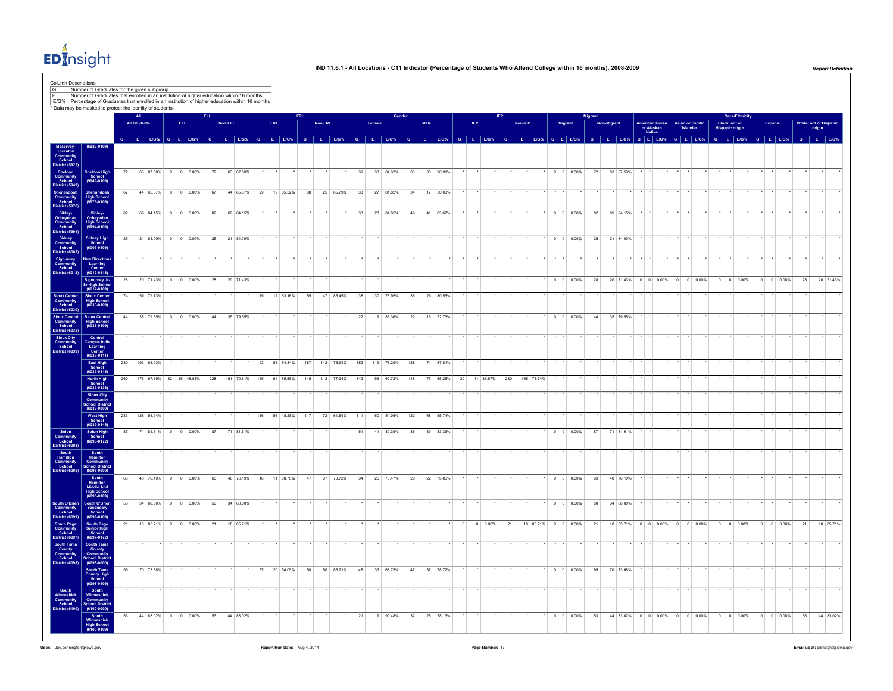# IND 11.6.1 - All Locations - C11 Indicator (Percentage of Students Who Attend College within 16 months), 2008-2009

Column Descriptions

| | |
|---|---|
| G | Number of Graduates for the given subgroup |
| E | Number of Graduates that enrolled in an institution of higher education within 16 months |
| E/G% | Percentage of Graduates that enrolled in an institution of higher education within 16 months |

* Data may be masked to protect the identity of students.

| | | All | | | ELL | | | | | | FRL | | | | | | Gender | | | | | | IEP | | | | | | Migrant | | | | | | Race/Ethnicity | | | | | | | | | | | | | | |
|---|---|---|---|---|---|---|---|---|---|---|---|---|---|---|---|---|---|---|---|---|---|---|---|---|---|---|---|---|---|---|---|---|---|---|---|---|---|---|---|---|---|---|---|---|---|---|---|---|---|---|---|---|
| | | All Students | | | ELL | | | Non-ELL | | | FRL | | | Non-FRL | | | Female | | | Male | | | IEP | | | Non-IEP | | | Migrant | | | Non-Migrant | | | American Indian or Alaskan Native | | | Asian or Pacific Islander | | | Black, not of Hispanic origin | | | Hispanic | | | White, not of Hispanic origin | | |
| | | G | E | E/G% | G | E | E/G% | G | E | E/G% | G | E | E/G% | G | E | E/G% | G | E | E/G% | G | E | E/G% | G | E | E/G% | G | E | E/G% | G | E | E/G% | G | E | E/G% | G | E | E/G% | G | E | E/G% | G | E | E/G% | G | E | E/G% | G | E | E/G% |
| Meservey-Thornton Community School District (5922) | (5922-0109) | | | | | | | | | | | | | | | | | | | | | | | | | | | | | | | | | | | | | | | | | | | | | | | | | | | |
| Sheldon Community School District (5949) | Sheldon High School (5949-0109) | 72 | 63 | 87.50% | 0 | 0 | 0.00% | 72 | 63 | 87.50% | * | * | * | * | * | * | 39 | 33 | 84.62% | 33 | 30 | 90.91% | * | * | * | * | * | * | 0 | 0 | 0.00% | 72 | 63 | 87.50% | * | * | * | * | * | * | * | * | * | * | * | * | * | * | * |
| Shenandoah Community School District (5976) | Shenandoah High School (5976-0109) | 67 | 44 | 65.67% | 0 | 0 | 0.00% | 67 | 44 | 65.67% | 29 | 19 | 65.52% | 38 | 25 | 65.79% | 33 | 27 | 81.82% | 34 | 17 | 50.00% | * | * | * | * | * | * | * | * | * | * | * | * | * | * | * | * | * | * | * | * | * | * | * | * | * | * | * |
| Sibley-Ocheyedan Community School District (5994) | Sibley-Ocheyedan High School (5994-0109) | 82 | 69 | 84.15% | 0 | 0 | 0.00% | 82 | 69 | 84.15% | * | * | * | * | * | * | 33 | 28 | 84.85% | 49 | 41 | 83.67% | * | * | * | * | * | * | 0 | 0 | 0.00% | 82 | 69 | 84.15% | * | * | * | * | * | * | * | * | * | * | * | * | * | * | * |
| Sidney Community School District (6003) | Sidney High School (6003-0109) | 25 | 21 | 84.00% | 0 | 0 | 0.00% | 25 | 21 | 84.00% | * | * | * | * | * | * | * | * | * | * | * | * | * | * | * | * | * | * | 0 | 0 | 0.00% | 25 | 21 | 84.00% | * | * | * | * | * | * | * | * | * | * | * | * | * | * | * |
| Sigourney Community School District (6012) | New Directions Learning Center (6012-0118) | * | * | * | * | * | * | * | * | * | * | * | * | * | * | * | * | * | * | * | * | * | * | * | * | * | * | * | * | * | * | * | * | * | * | * | * | * | * | * | * | * | * | * | * | * | * | * | * |
| | Sigourney Jr-Sr High School (6012-0109) | 28 | 20 | 71.43% | 0 | 0 | 0.00% | 28 | 20 | 71.43% | * | * | * | * | * | * | * | * | * | * | * | * | * | * | * | * | * | * | 0 | 0 | 0.00% | 28 | 20 | 71.43% | 0 | 0 | 0.00% | 0 | 0 | 0.00% | 0 | 0 | 0.00% | 0 | 0 | 0.00% | 28 | 20 | 71.43% |
| Sioux Center Community School District (6030) | Sioux Center High School (6030-0109) | 74 | 59 | 79.73% | * | * | * | * | * | * | 19 | 12 | 63.16% | 55 | 47 | 85.45% | 38 | 30 | 78.95% | 36 | 29 | 80.56% | * | * | * | * | * | * | * | * | * | * | * | * | * | * | * | * | * | * | * | * | * | * | * | * | * | * | * |
| Sioux Central Community School District (6035) | Sioux Central High School (6035-0109) | 44 | 35 | 79.55% | 0 | 0 | 0.00% | 44 | 35 | 79.55% | * | * | * | * | * | * | 22 | 19 | 86.36% | 22 | 16 | 72.73% | * | * | * | * | * | * | 0 | 0 | 0.00% | 44 | 35 | 79.55% | * | * | * | * | * | * | * | * | * | * | * | * | * | * | * |
| Sioux City Community School District (6039) | Central Campus Indiv Learning Center (6039-0111) | * | * | * | * | * | * | * | * | * | * | * | * | * | * | * | * | * | * | * | * | * | * | * | * | * | * | * | * | * | * | * | * | * | * | * | * | * | * | * | * | * | * | * | * | * | * | * | * |
| | East High School (6039-0118) | 280 | 193 | 68.93% | * | * | * | * | * | * | 93 | 51 | 54.84% | 187 | 142 | 75.94% | 152 | 119 | 78.29% | 128 | 74 | 57.81% | * | * | * | * | * | * | * | * | * | * | * | * | * | * | * | * | * | * | * | * | * | * | * | * | * | * | * |
| | North High School (6039-0136) | 260 | 176 | 67.69% | 32 | 15 | 46.88% | 228 | 161 | 70.61% | 115 | 64 | 55.65% | 145 | 112 | 77.24% | 142 | 99 | 69.72% | 118 | 77 | 65.25% | 30 | 11 | 36.67% | 230 | 165 | 71.74% | * | * | * | * | * | * | * | * | * | * | * | * | * | * | * | * | * | * | * | * | * |
| | Sioux City Community School District (6039-0000) | * | * | * | * | * | * | * | * | * | * | * | * | * | * | * | * | * | * | * | * | * | * | * | * | * | * | * | * | * | * | * | * | * | * | * | * | * | * | * | * | * | * | * | * | * | * | * | * |
| | West High School (6039-0145) | 233 | 128 | 54.94% | * | * | * | * | * | * | 116 | 56 | 48.28% | 117 | 72 | 61.54% | 111 | 60 | 54.05% | 122 | 68 | 55.74% | * | * | * | * | * | * | * | * | * | * | * | * | * | * | * | * | * | * | * | * | * | * | * | * | * | * | * |
| Solon Community School District (6093) | Solon High School (6093-0172) | 87 | 71 | 81.61% | 0 | 0 | 0.00% | 87 | 71 | 81.61% | * | * | * | * | * | * | 51 | 41 | 80.39% | 36 | 30 | 83.33% | * | * | * | * | * | * | 0 | 0 | 0.00% | 87 | 71 | 81.61% | * | * | * | * | * | * | * | * | * | * | * | * | * | * | * |
| South Hamilton Community School District (6095) | South Hamilton Community School District (6095-0000) | * | * | * | * | * | * | * | * | * | * | * | * | * | * | * | * | * | * | * | * | * | * | * | * | * | * | * | * | * | * | * | * | * | * | * | * | * | * | * | * | * | * | * | * | * | * | * | * |
| | South Hamilton Middle And High School (6095-0109) | 63 | 48 | 76.19% | 0 | 0 | 0.00% | 63 | 48 | 76.19% | 16 | 11 | 68.75% | 47 | 37 | 78.72% | 34 | 26 | 76.47% | 29 | 22 | 75.86% | * | * | * | * | * | * | 0 | 0 | 0.00% | 63 | 48 | 76.19% | * | * | * | * | * | * | * | * | * | * | * | * | * | * | * |
| South O'Brien Community School District (6099) | South O'Brien Secondary School (6099-0109) | 50 | 34 | 68.00% | 0 | 0 | 0.00% | 50 | 34 | 68.00% | * | * | * | * | * | * | * | * | * | * | * | * | * | * | * | * | * | * | 0 | 0 | 0.00% | 50 | 34 | 68.00% | * | * | * | * | * | * | * | * | * | * | * | * | * | * | * |
| South Page Community School District (6097) | South Page Senior High School (6097-0172) | 21 | 18 | 85.71% | 0 | 0 | 0.00% | 21 | 18 | 85.71% | * | * | * | * | * | * | * | * | * | * | * | * | 0 | 0 | 0.00% | 21 | 18 | 85.71% | 0 | 0 | 0.00% | 21 | 18 | 85.71% | 0 | 0 | 0.00% | 0 | 0 | 0.00% | 0 | 0 | 0.00% | 0 | 0 | 0.00% | 21 | 18 | 85.71% |
| South Tama County Community School District (6098) | South Tama County Community School District (6098-0000) | * | * | * | * | * | * | * | * | * | * | * | * | * | * | * | * | * | * | * | * | * | * | * | * | * | * | * | * | * | * | * | * | * | * | * | * | * | * | * | * | * | * | * | * | * | * | * | * |
| | South Tama County High School (6098-0109) | 95 | 70 | 73.68% | * | * | * | * | * | * | 37 | 20 | 54.05% | 58 | 50 | 86.21% | 48 | 33 | 68.75% | 47 | 37 | 78.72% | * | * | * | * | * | * | 0 | 0 | 0.00% | 95 | 70 | 73.68% | * | * | * | * | * | * | * | * | * | * | * | * | * | * | * |
| South Winneshiek Community School District (6100) | South Winneshiek Community School District (6100-0000) | * | * | * | * | * | * | * | * | * | * | * | * | * | * | * | * | * | * | * | * | * | * | * | * | * | * | * | * | * | * | * | * | * | * | * | * | * | * | * | * | * | * | * | * | * | * | * | * |
| | South Winneshiek High School (6100-0109) | 53 | 44 | 83.02% | 0 | 0 | 0.00% | 53 | 44 | 83.02% | * | * | * | * | * | * | 21 | 19 | 90.48% | 32 | 25 | 78.13% | * | * | * | * | * | * | 0 | 0 | 0.00% | 53 | 44 | 83.02% | 0 | 0 | 0.00% | 0 | 0 | 0.00% | 0 | 0 | 0.00% | 0 | 0 | 0.00% | 53 | 44 | 83.02% |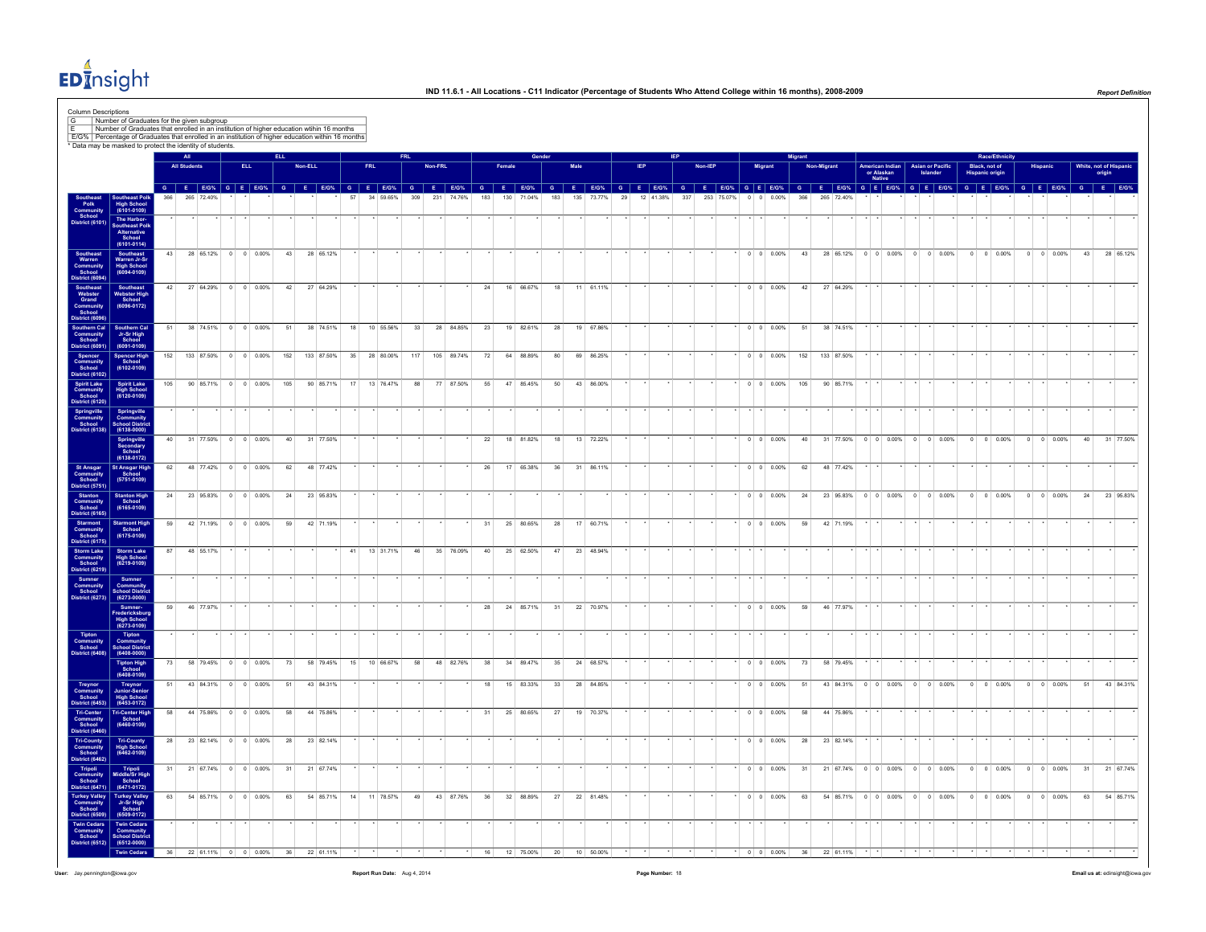# IND 11.6.1 - All Locations - C11 Indicator (Percentage of Students Who Attend College within 16 months), 2008-2009

Report Definition

**Column Descriptions**

| | |
|---|---|
| G | Number of Graduates for the given subgroup |
| E | Number of Graduates that enrolled in an institution of higher education within 16 months |
| E/G% | Percentage of Graduates that enrolled in an institution of higher education within 16 months |

\* Data may be masked to protect the identity of students.

| | | All Students | | | ELL | | | Non-ELL | | | FRL | | | Non-FRL | | | Female | | | Male | | | IEP | | | Non-IEP | | | Migrant | | | Non-Migrant | | | American Indian or Alaskan Native | | | Asian or Pacific Islander | | | Black, not of Hispanic origin | | | Hispanic | | | White, not of Hispanic origin | | |
|---|---|---|---|---|---|---|---|---|---|---|---|---|---|---|---|---|---|---|---|---|---|---|---|---|---|---|---|---|---|---|---|---|---|---|---|---|---|---|---|---|---|---|---|---|---|---|---|---|---|
| | | G | E | E/G% | G | E | E/G% | G | E | E/G% | G | E | E/G% | G | E | E/G% | G | E | E/G% | G | E | E/G% | G | E | E/G% | G | E | E/G% | G | E | E/G% | G | E | E/G% | G | E | E/G% | G | E | E/G% | G | E | E/G% | G | E | E/G% | G | E | E/G% |
| Southeast Polk Community School District (6101) | Southeast Polk High School (6101-0109) | 366 | 265 | 72.40% | * | * | * | * | * | * | 57 | 34 | 59.65% | 309 | 231 | 74.76% | 183 | 130 | 71.04% | 183 | 135 | 73.77% | 29 | 12 | 41.38% | 337 | 253 | 75.07% | 0 | 0 | 0.00% | 366 | 265 | 72.40% | * | * | * | * | * | * | * | * | * | * | * | * | * | * | * |
| | The Harbor-Southeast Polk Alternative School (6101-0114) | * | * | * | * | * | * | * | * | * | * | * | * | * | * | * | * | * | * | * | * | * | * | * | * | * | * | * | * | * | * | * | * | * | * | * | * | * | * | * | * | * | * | * | * | * | * | * | * |
| Southeast Warren Community School District (6094) | Southeast Warren Jr-Sr High School (6094-0109) | 43 | 28 | 65.12% | 0 | 0 | 0.00% | 43 | 28 | 65.12% | * | * | * | * | * | * | * | * | * | * | * | * | * | * | * | * | * | * | 0 | 0 | 0.00% | 43 | 28 | 65.12% | 0 | 0 | 0.00% | 0 | 0 | 0.00% | 0 | 0 | 0.00% | 0 | 0 | 0.00% | 43 | 28 | 65.12% |
| Southeast Webster Grand Community School District (6096) | Southeast Webster High School (6096-0172) | 42 | 27 | 64.29% | 0 | 0 | 0.00% | 42 | 27 | 64.29% | * | * | * | * | * | * | 24 | 16 | 66.67% | 18 | 11 | 61.11% | * | * | * | * | * | * | 0 | 0 | 0.00% | 42 | 27 | 64.29% | * | * | * | * | * | * | * | * | * | * | * | * | * | * | * |
| Southern Cal Community School District (6091) | Southern Cal Jr-Sr High School (6091-0109) | 51 | 38 | 74.51% | 0 | 0 | 0.00% | 51 | 38 | 74.51% | 18 | 10 | 55.56% | 33 | 28 | 84.85% | 23 | 19 | 82.61% | 28 | 19 | 67.86% | * | * | * | * | * | * | 0 | 0 | 0.00% | 51 | 38 | 74.51% | * | * | * | * | * | * | * | * | * | * | * | * | * | * | * |
| Spencer Community School District (6102) | Spencer High School (6102-0109) | 152 | 133 | 87.50% | 0 | 0 | 0.00% | 152 | 133 | 87.50% | 35 | 28 | 80.00% | 117 | 105 | 89.74% | 72 | 64 | 88.89% | 80 | 69 | 86.25% | * | * | * | * | * | * | 0 | 0 | 0.00% | 152 | 133 | 87.50% | * | * | * | * | * | * | * | * | * | * | * | * | * | * | * |
| Spirit Lake Community School District (6120) | Spirit Lake High School (6120-0109) | 105 | 90 | 85.71% | 0 | 0 | 0.00% | 105 | 90 | 85.71% | 17 | 13 | 76.47% | 88 | 77 | 87.50% | 55 | 47 | 85.45% | 50 | 43 | 86.00% | * | * | * | * | * | * | 0 | 0 | 0.00% | 105 | 90 | 85.71% | * | * | * | * | * | * | * | * | * | * | * | * | * | * | * |
| Springville Community School District (6138) | Springville Community School District (6138-0000) | * | * | * | * | * | * | * | * | * | * | * | * | * | * | * | * | * | * | * | * | * | * | * | * | * | * | * | * | * | * | * | * | * | * | * | * | * | * | * | * | * | * | * | * | * | * | * | * |
| | Springville Secondary School (6138-0172) | 40 | 31 | 77.50% | 0 | 0 | 0.00% | 40 | 31 | 77.50% | * | * | * | * | * | * | 22 | 18 | 81.82% | 18 | 13 | 72.22% | * | * | * | * | * | * | 0 | 0 | 0.00% | 40 | 31 | 77.50% | 0 | 0 | 0.00% | 0 | 0 | 0.00% | 0 | 0 | 0.00% | 0 | 0 | 0.00% | 40 | 31 | 77.50% |
| St Ansgar Community School District (5751) | St Ansgar High School (5751-0109) | 62 | 48 | 77.42% | 0 | 0 | 0.00% | 62 | 48 | 77.42% | * | * | * | * | * | * | 26 | 17 | 65.38% | 36 | 31 | 86.11% | * | * | * | * | * | * | 0 | 0 | 0.00% | 62 | 48 | 77.42% | * | * | * | * | * | * | * | * | * | * | * | * | * | * | * |
| Stanton Community School District (6165) | Stanton High School (6165-0109) | 24 | 23 | 95.83% | 0 | 0 | 0.00% | 24 | 23 | 95.83% | * | * | * | * | * | * | * | * | * | * | * | * | * | * | * | * | * | * | 0 | 0 | 0.00% | 24 | 23 | 95.83% | 0 | 0 | 0.00% | 0 | 0 | 0.00% | 0 | 0 | 0.00% | 0 | 0 | 0.00% | 24 | 23 | 95.83% |
| Starmont Community School District (6175) | Starmont High School (6175-0109) | 59 | 42 | 71.19% | 0 | 0 | 0.00% | 59 | 42 | 71.19% | * | * | * | * | * | * | 31 | 25 | 80.65% | 28 | 17 | 60.71% | * | * | * | * | * | * | 0 | 0 | 0.00% | 59 | 42 | 71.19% | * | * | * | * | * | * | * | * | * | * | * | * | * | * | * |
| Storm Lake Community School District (6219) | Storm Lake High School (6219-0109) | 87 | 48 | 55.17% | * | * | * | * | * | * | 41 | 13 | 31.71% | 46 | 35 | 76.09% | 40 | 25 | 62.50% | 47 | 23 | 48.94% | * | * | * | * | * | * | * | * | * | * | * | * | * | * | * | * | * | * | * | * | * | * | * | * | * | * | * |
| Sumner Community School District (6273) | Sumner Community School District (6273-0000) | * | * | * | * | * | * | * | * | * | * | * | * | * | * | * | * | * | * | * | * | * | * | * | * | * | * | * | * | * | * | * | * | * | * | * | * | * | * | * | * | * | * | * | * | * | * | * | * |
| | Sumner-Fredericksburg High School (6273-0109) | 59 | 46 | 77.97% | * | * | * | * | * | * | * | * | * | * | * | * | 28 | 24 | 85.71% | 31 | 22 | 70.97% | * | * | * | * | * | * | 0 | 0 | 0.00% | 59 | 46 | 77.97% | * | * | * | * | * | * | * | * | * | * | * | * | * | * | * |
| Tipton Community School District (6408) | Tipton Community School District (6408-0000) | * | * | * | * | * | * | * | * | * | * | * | * | * | * | * | * | * | * | * | * | * | * | * | * | * | * | * | * | * | * | * | * | * | * | * | * | * | * | * | * | * | * | * | * | * | * | * | * |
| | Tipton High School (6408-0109) | 73 | 58 | 79.45% | 0 | 0 | 0.00% | 73 | 58 | 79.45% | 15 | 10 | 66.67% | 58 | 48 | 82.76% | 38 | 34 | 89.47% | 35 | 24 | 68.57% | * | * | * | * | * | * | 0 | 0 | 0.00% | 73 | 58 | 79.45% | * | * | * | * | * | * | * | * | * | * | * | * | * | * | * |
| Treynor Community School District (6453) | Treynor Junior-Senior High School (6453-0172) | 51 | 43 | 84.31% | 0 | 0 | 0.00% | 51 | 43 | 84.31% | * | * | * | * | * | * | 18 | 15 | 83.33% | 33 | 28 | 84.85% | * | * | * | * | * | * | 0 | 0 | 0.00% | 51 | 43 | 84.31% | 0 | 0 | 0.00% | 0 | 0 | 0.00% | 0 | 0 | 0.00% | 0 | 0 | 0.00% | 51 | 43 | 84.31% |
| Tri-Center Community School District (6460) | Tri-Center High School (6460-0109) | 58 | 44 | 75.86% | 0 | 0 | 0.00% | 58 | 44 | 75.86% | * | * | * | * | * | * | 31 | 25 | 80.65% | 27 | 19 | 70.37% | * | * | * | * | * | * | 0 | 0 | 0.00% | 58 | 44 | 75.86% | * | * | * | * | * | * | * | * | * | * | * | * | * | * | * |
| Tri-County Community School District (6462) | Tri-County High School (6462-0109) | 28 | 23 | 82.14% | 0 | 0 | 0.00% | 28 | 23 | 82.14% | * | * | * | * | * | * | * | * | * | * | * | * | * | * | * | * | * | * | 0 | 0 | 0.00% | 28 | 23 | 82.14% | * | * | * | * | * | * | * | * | * | * | * | * | * | * | * |
| Tripoli Community School District (6471) | Tripoli Middle/Sr High School (6471-0172) | 31 | 21 | 67.74% | 0 | 0 | 0.00% | 31 | 21 | 67.74% | * | * | * | * | * | * | * | * | * | * | * | * | * | * | * | * | * | * | 0 | 0 | 0.00% | 31 | 21 | 67.74% | 0 | 0 | 0.00% | 0 | 0 | 0.00% | 0 | 0 | 0.00% | 0 | 0 | 0.00% | 31 | 21 | 67.74% |
| Turkey Valley Community School District (6509) | Turkey Valley Jr-Sr High School (6509-0172) | 63 | 54 | 85.71% | 0 | 0 | 0.00% | 63 | 54 | 85.71% | 14 | 11 | 78.57% | 49 | 43 | 87.76% | 36 | 32 | 88.89% | 27 | 22 | 81.48% | * | * | * | * | * | * | 0 | 0 | 0.00% | 63 | 54 | 85.71% | 0 | 0 | 0.00% | 0 | 0 | 0.00% | 0 | 0 | 0.00% | 0 | 0 | 0.00% | 63 | 54 | 85.71% |
| Twin Cedars Community School District (6512) | Twin Cedars Community School District (6512-0000) | * | * | * | * | * | * | * | * | * | * | * | * | * | * | * | * | * | * | * | * | * | * | * | * | * | * | * | * | * | * | * | * | * | * | * | * | * | * | * | * | * | * | * | * | * | * | * | * |
| | Twin Cedars | 36 | 22 | 61.11% | 0 | 0 | 0.00% | 36 | 22 | 61.11% | * | * | * | * | * | * | 16 | 12 | 75.00% | 20 | 10 | 50.00% | * | * | * | * | * | * | 0 | 0 | 0.00% | 36 | 22 | 61.11% | * | * | * | * | * | * | * | * | * | * | * | * | * | * | * |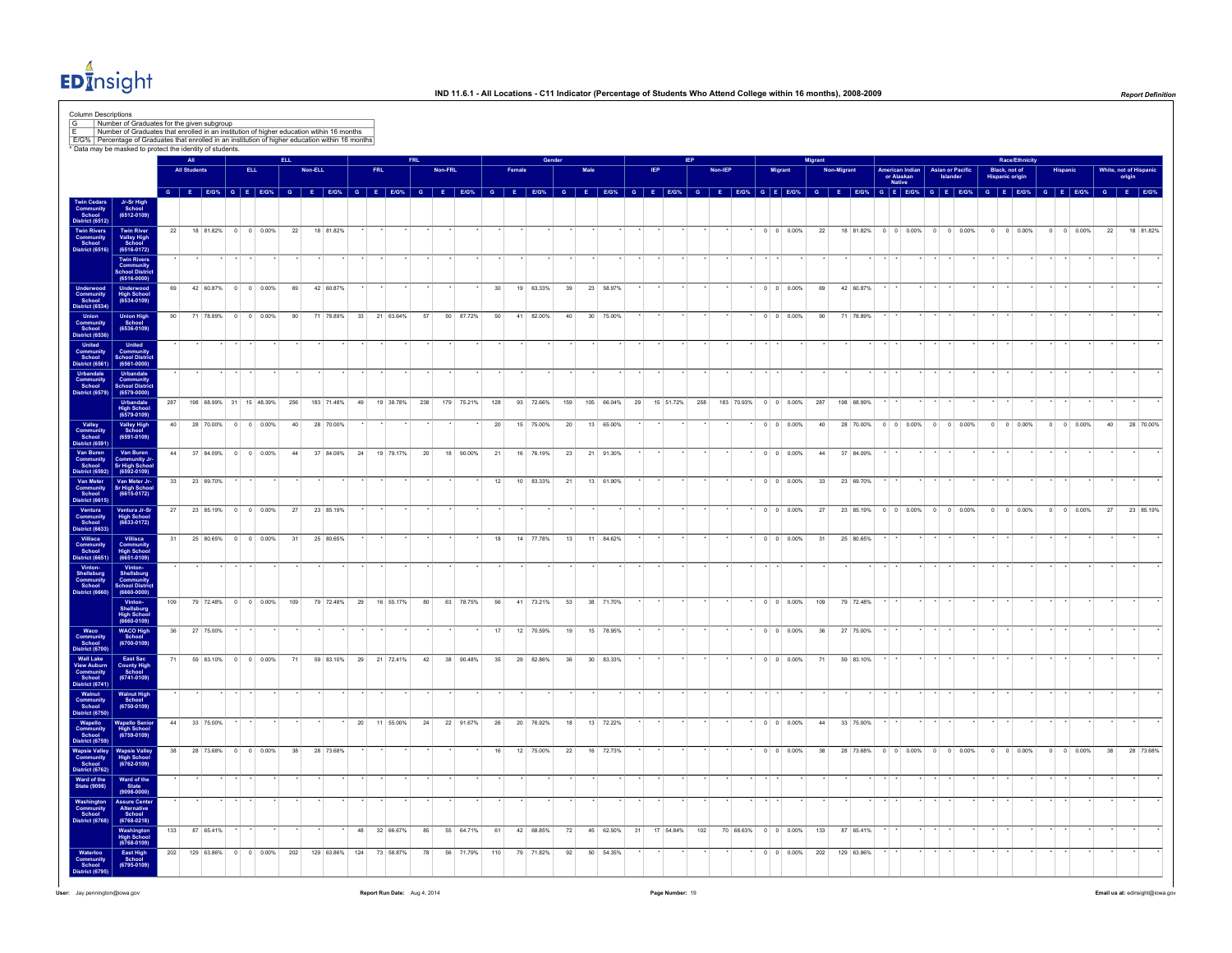# IND 11.6.1 - All Locations - C11 Indicator (Percentage of Students Who Attend College within 16 months), 2008-2009

Column Descriptions

| | |
|---|---|
| G | Number of Graduates for the given subgroup |
| E | Number of Graduates that enrolled in an institution of higher education within 16 months |
| E/G% | Percentage of Graduates that enrolled in an institution of higher education within 16 months |

* Data may be masked to protect the identity of students.

| | | All | | | ELL | | | | | | FRL | | | | | | Gender | | | | | | IEP | | | | | | Migrant | | | | | | Race/Ethnicity | | | | | | | | | | | | | | |
|---|---|---|---|---|---|---|---|---|---|---|---|---|---|---|---|---|---|---|---|---|---|---|---|---|---|---|---|---|---|---|---|---|---|---|---|---|---|---|---|---|---|---|---|---|---|---|---|---|---|
| | | All Students | | | ELL | | | Non-ELL | | | FRL | | | Non-FRL | | | Female | | | Male | | | IEP | | | Non-IEP | | | Migrant | | | Non-Migrant | | | American Indian or Alaskan Native | | | Asian or Pacific Islander | | | Black, not of Hispanic origin | | | Hispanic | | | White, not of Hispanic origin | | |
| | | G | E | E/G% | G | E | E/G% | G | E | E/G% | G | E | E/G% | G | E | E/G% | G | E | E/G% | G | E | E/G% | G | E | E/G% | G | E | E/G% | G | E | E/G% | G | E | E/G% | G | E | E/G% | G | E | E/G% | G | E | E/G% | G | E | E/G% | G | E | E/G% |
| Twin Cedars Community School District (6512) | Jr-Sr High School (6512-0109) | | | | | | | | | | | | | | | | | | | | | | | | | | | | | | | | | | | | | | | | | | | | | | | | |
| Twin Rivers Community School District (6516) | Twin River Valley High School (6516-0172) | 22 | 18 | 81.82% | 0 | 0 | 0.00% | 22 | 18 | 81.82% | * | * | * | * | * | * | * | * | * | * | * | * | * | * | * | * | * | * | 0 | 0 | 0.00% | 22 | 18 | 81.82% | 0 | 0 | 0.00% | 0 | 0 | 0.00% | 0 | 0 | 0.00% | 0 | 0 | 0.00% | 22 | 18 | 81.82% |
| | Twin Rivers Community School District (6516-0000) | * | * | * | * | * | * | * | * | * | * | * | * | * | * | * | * | * | * | * | * | * | * | * | * | * | * | * | * | * | * | * | * | * | * | * | * | * | * | * | * | * | * | * | * | * | * | * | * |
| Underwood Community School District (6534) | Underwood High School (6534-0109) | 69 | 42 | 60.87% | 0 | 0 | 0.00% | 69 | 42 | 60.87% | * | * | * | * | * | * | 30 | 19 | 63.33% | 39 | 23 | 58.97% | * | * | * | * | * | * | 0 | 0 | 0.00% | 69 | 42 | 60.87% | * | * | * | * | * | * | * | * | * | * | * | * | * | * | * |
| Union Community School District (6536) | Union High School (6536-0109) | 90 | 71 | 78.89% | 0 | 0 | 0.00% | 90 | 71 | 78.89% | 33 | 21 | 63.64% | 57 | 50 | 87.72% | 50 | 41 | 82.00% | 40 | 30 | 75.00% | * | * | * | * | * | * | 0 | 0 | 0.00% | 90 | 71 | 78.89% | * | * | * | * | * | * | * | * | * | * | * | * | * | * | * |
| United Community School District (6561) | United Community School District (6561-0000) | * | * | * | * | * | * | * | * | * | * | * | * | * | * | * | * | * | * | * | * | * | * | * | * | * | * | * | * | * | * | * | * | * | * | * | * | * | * | * | * | * | * | * | * | * | * | * | * |
| Urbandale Community School District (6579) | Urbandale Community School District (6579-0000) | * | * | * | * | * | * | * | * | * | * | * | * | * | * | * | * | * | * | * | * | * | * | * | * | * | * | * | * | * | * | * | * | * | * | * | * | * | * | * | * | * | * | * | * | * | * | * | * |
| | Urbandale High School (6579-0109) | 287 | 198 | 68.99% | 31 | 15 | 48.39% | 256 | 183 | 71.48% | 49 | 19 | 38.78% | 238 | 179 | 75.21% | 128 | 93 | 72.66% | 159 | 105 | 66.04% | 29 | 15 | 51.72% | 258 | 183 | 70.93% | 0 | 0 | 0.00% | 287 | 198 | 68.99% | * | * | * | * | * | * | * | * | * | * | * | * | * | * | * |
| Valley Community School District (6591) | Valley High School (6591-0109) | 40 | 28 | 70.00% | 0 | 0 | 0.00% | 40 | 28 | 70.00% | * | * | * | * | * | * | 20 | 15 | 75.00% | 20 | 13 | 65.00% | * | * | * | * | * | * | 0 | 0 | 0.00% | 40 | 28 | 70.00% | 0 | 0 | 0.00% | 0 | 0 | 0.00% | 0 | 0 | 0.00% | 0 | 0 | 0.00% | 40 | 28 | 70.00% |
| Van Buren Community School District (6592) | Van Buren Community Jr-Sr High School (6592-0109) | 44 | 37 | 84.09% | 0 | 0 | 0.00% | 44 | 37 | 84.09% | 24 | 19 | 79.17% | 20 | 18 | 90.00% | 21 | 16 | 76.19% | 23 | 21 | 91.30% | * | * | * | * | * | * | 0 | 0 | 0.00% | 44 | 37 | 84.09% | * | * | * | * | * | * | * | * | * | * | * | * | * | * | * |
| Van Meter Community School District (6615) | Van Meter Jr-Sr High School (6615-0172) | 33 | 23 | 69.70% | * | * | * | * | * | * | * | * | * | * | * | * | 12 | 10 | 83.33% | 21 | 13 | 61.90% | * | * | * | * | * | * | 0 | 0 | 0.00% | 33 | 23 | 69.70% | * | * | * | * | * | * | * | * | * | * | * | * | * | * | * |
| Ventura Community School District (6633) | Ventura Jr-Sr High School (6633-0172) | 27 | 23 | 85.19% | 0 | 0 | 0.00% | 27 | 23 | 85.19% | * | * | * | * | * | * | * | * | * | * | * | * | * | * | * | * | * | * | 0 | 0 | 0.00% | 27 | 23 | 85.19% | 0 | 0 | 0.00% | 0 | 0 | 0.00% | 0 | 0 | 0.00% | 0 | 0 | 0.00% | 27 | 23 | 85.19% |
| Villisca Community School District (6651) | Villisca Community High School (6651-0109) | 31 | 25 | 80.65% | 0 | 0 | 0.00% | 31 | 25 | 80.65% | * | * | * | * | * | * | 18 | 14 | 77.78% | 13 | 11 | 84.62% | * | * | * | * | * | * | 0 | 0 | 0.00% | 31 | 25 | 80.65% | * | * | * | * | * | * | * | * | * | * | * | * | * | * | * |
| Vinton-Shellsburg Community School District (6660) | Vinton-Shellsburg Community School District (6660-0000) | * | * | * | * | * | * | * | * | * | * | * | * | * | * | * | * | * | * | * | * | * | * | * | * | * | * | * | * | * | * | * | * | * | * | * | * | * | * | * | * | * | * | * | * | * | * | * | * |
| | Vinton-Shellsburg High School (6660-0109) | 109 | 79 | 72.48% | 0 | 0 | 0.00% | 109 | 79 | 72.48% | 29 | 16 | 55.17% | 80 | 63 | 78.75% | 56 | 41 | 73.21% | 53 | 38 | 71.70% | * | * | * | * | * | * | 0 | 0 | 0.00% | 109 | 79 | 72.48% | * | * | * | * | * | * | * | * | * | * | * | * | * | * | * |
| Waco Community School District (6700) | WACO High School (6700-0109) | 36 | 27 | 75.00% | * | * | * | * | * | * | * | * | * | * | * | * | 17 | 12 | 70.59% | 19 | 15 | 78.95% | * | * | * | * | * | * | 0 | 0 | 0.00% | 36 | 27 | 75.00% | * | * | * | * | * | * | * | * | * | * | * | * | * | * | * |
| Wall Lake View Auburn Community School District (6741) | East Sac County High School (6741-0109) | 71 | 59 | 83.10% | 0 | 0 | 0.00% | 71 | 59 | 83.10% | 29 | 21 | 72.41% | 42 | 38 | 90.48% | 35 | 29 | 82.86% | 36 | 30 | 83.33% | * | * | * | * | * | * | 0 | 0 | 0.00% | 71 | 59 | 83.10% | * | * | * | * | * | * | * | * | * | * | * | * | * | * | * |
| Walnut Community School District (6750) | Walnut High School (6750-0109) | * | * | * | * | * | * | * | * | * | * | * | * | * | * | * | * | * | * | * | * | * | * | * | * | * | * | * | * | * | * | * | * | * | * | * | * | * | * | * | * | * | * | * | * | * | * | * | * |
| Wapello Community School District (6759) | Wapello Senior High School (6759-0109) | 44 | 33 | 75.00% | * | * | * | * | * | * | 20 | 11 | 55.00% | 24 | 22 | 91.67% | 26 | 20 | 76.92% | 18 | 13 | 72.22% | * | * | * | * | * | * | 0 | 0 | 0.00% | 44 | 33 | 75.00% | * | * | * | * | * | * | * | * | * | * | * | * | * | * | * |
| Wapsie Valley Community School District (6762) | Wapsie Valley High School (6762-0109) | 38 | 28 | 73.68% | 0 | 0 | 0.00% | 38 | 28 | 73.68% | * | * | * | * | * | * | 16 | 12 | 75.00% | 22 | 16 | 72.73% | * | * | * | * | * | * | 0 | 0 | 0.00% | 38 | 28 | 73.68% | 0 | 0 | 0.00% | 0 | 0 | 0.00% | 0 | 0 | 0.00% | 0 | 0 | 0.00% | 38 | 28 | 73.68% |
| Ward of the State (9098) | Ward of the State (9098-0000) | * | * | * | * | * | * | * | * | * | * | * | * | * | * | * | * | * | * | * | * | * | * | * | * | * | * | * | * | * | * | * | * | * | * | * | * | * | * | * | * | * | * | * | * | * | * | * | * |
| Washington Community School District (6768) | Assure Center Alternative School (6768-0218) | * | * | * | * | * | * | * | * | * | * | * | * | * | * | * | * | * | * | * | * | * | * | * | * | * | * | * | * | * | * | * | * | * | * | * | * | * | * | * | * | * | * | * | * | * | * | * | * |
| | Washington High School (6768-0109) | 133 | 87 | 65.41% | * | * | * | * | * | * | 48 | 32 | 66.67% | 85 | 55 | 64.71% | 61 | 42 | 68.85% | 72 | 45 | 62.50% | 31 | 17 | 54.84% | 102 | 70 | 68.63% | 0 | 0 | 0.00% | 133 | 87 | 65.41% | * | * | * | * | * | * | * | * | * | * | * | * | * | * | * |
| Waterloo Community School District (6795) | East High School (6795-0109) | 202 | 129 | 63.86% | 0 | 0 | 0.00% | 202 | 129 | 63.86% | 124 | 73 | 58.87% | 78 | 56 | 71.79% | 110 | 79 | 71.82% | 92 | 50 | 54.35% | * | * | * | * | * | * | 0 | 0 | 0.00% | 202 | 129 | 63.86% | * | * | * | * | * | * | * | * | * | * | * | * | * | * | * |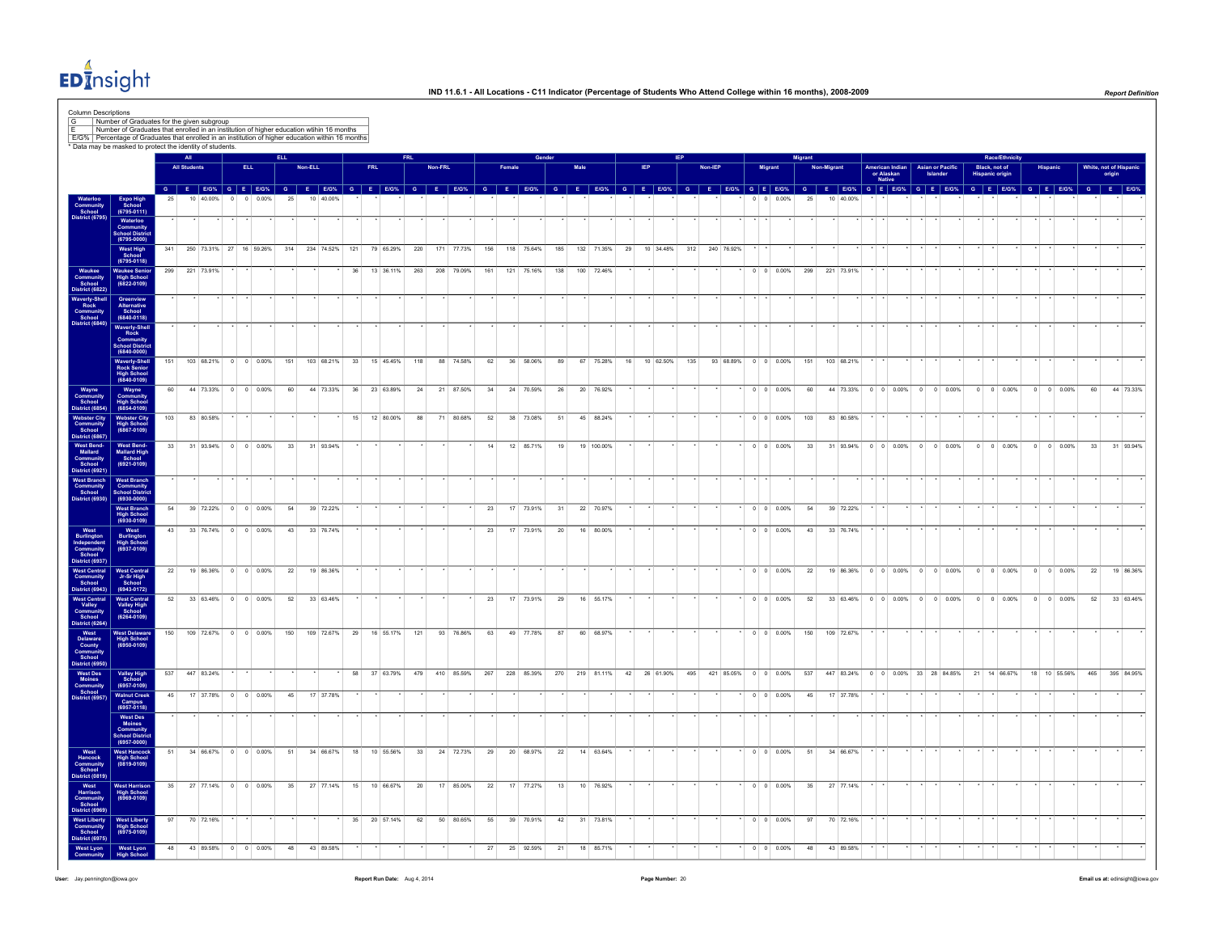# IND 11.6.1 - All Locations - C11 Indicator (Percentage of Students Who Attend College within 16 months), 2008-2009

Column Descriptions

| | |
|---|---|
| G | Number of Graduates for the given subgroup |
| E | Number of Graduates that enrolled in an institution of higher education within 16 months |
| E/G% | Percentage of Graduates that enrolled in an institution of higher education within 16 months |

* Data may be masked to protect the identity of students.

| | | All | | | ELL | | | | | | FRL | | | | | | Gender | | | | | | IEP | | | | | | Migrant | | | | | | Race/Ethnicity | | | | | | | | | | | | | | |
|---|---|---|---|---|---|---|---|---|---|---|---|---|---|---|---|---|---|---|---|---|---|---|---|---|---|---|---|---|---|---|---|---|---|---|---|---|---|---|---|---|---|---|---|---|---|---|---|---|---|---|---|---|
| | | All Students | | | ELL | | | Non-ELL | | | FRL | | | Non-FRL | | | Female | | | Male | | | IEP | | | Non-IEP | | | Migrant | | | Non-Migrant | | | American Indian or Alaskan Native | | | Asian or Pacific Islander | | | Black, not of Hispanic origin | | | Hispanic | | | White, not of Hispanic origin | | |
| | | G | E | E/G% | G | E | E/G% | G | E | E/G% | G | E | E/G% | G | E | E/G% | G | E | E/G% | G | E | E/G% | G | E | E/G% | G | E | E/G% | G | E | E/G% | G | E | E/G% | G | E | E/G% | G | E | E/G% | G | E | E/G% | G | E | E/G% | G | E | E/G% |
| Waterloo Community School District (6795) | Expo High School (6795-0111) | 25 | 10 | 40.00% | 0 | 0 | 0.00% | 25 | 10 | 40.00% | * | * | * | * | * | * | * | * | * | * | * | * | * | * | * | * | * | * | 0 | 0 | 0.00% | 25 | 10 | 40.00% | * | * | * | * | * | * | * | * | * | * | * | * | * | * | * |
| | Waterloo Community School District (6795-0000) | * | * | * | * | * | * | * | * | * | * | * | * | * | * | * | * | * | * | * | * | * | * | * | * | * | * | * | * | * | * | * | * | * | * | * | * | * | * | * | * | * | * | * | * | * | * | * | * |
| | West High School (6795-0118) | 341 | 250 | 73.31% | 27 | 16 | 59.26% | 314 | 234 | 74.52% | 121 | 79 | 65.29% | 220 | 171 | 77.73% | 156 | 118 | 75.64% | 185 | 132 | 71.35% | 29 | 10 | 34.48% | 312 | 240 | 76.92% | * | * | * | * | * | * | * | * | * | * | * | * | * | * | * | * | * | * | * | * | * |
| Waukee Community School District (6822) | Waukee Senior High School (6822-0109) | 299 | 221 | 73.91% | * | * | * | * | * | * | 36 | 13 | 36.11% | 263 | 208 | 79.09% | 161 | 121 | 75.16% | 138 | 100 | 72.46% | * | * | * | * | * | * | 0 | 0 | 0.00% | 299 | 221 | 73.91% | * | * | * | * | * | * | * | * | * | * | * | * | * | * | * |
| Waverly-Shell Rock Community School District (6840) | Greenview Alternative School (6840-0118) | * | * | * | * | * | * | * | * | * | * | * | * | * | * | * | * | * | * | * | * | * | * | * | * | * | * | * | * | * | * | * | * | * | * | * | * | * | * | * | * | * | * | * | * | * | * | * | * |
| | Waverly-Shell Rock Community School District (6840-0000) | * | * | * | * | * | * | * | * | * | * | * | * | * | * | * | * | * | * | * | * | * | * | * | * | * | * | * | * | * | * | * | * | * | * | * | * | * | * | * | * | * | * | * | * | * | * | * | * |
| | Waverly-Shell Rock Senior High School (6840-0109) | 151 | 103 | 68.21% | 0 | 0 | 0.00% | 151 | 103 | 68.21% | 33 | 15 | 45.45% | 118 | 88 | 74.58% | 62 | 36 | 58.06% | 89 | 67 | 75.28% | 16 | 10 | 62.50% | 135 | 93 | 68.89% | 0 | 0 | 0.00% | 151 | 103 | 68.21% | * | * | * | * | * | * | * | * | * | * | * | * | * | * | * |
| Wayne Community School District (6854) | Wayne Community High School (6854-0109) | 60 | 44 | 73.33% | 0 | 0 | 0.00% | 60 | 44 | 73.33% | 36 | 23 | 63.89% | 24 | 21 | 87.50% | 34 | 24 | 70.59% | 26 | 20 | 76.92% | * | * | * | * | * | * | 0 | 0 | 0.00% | 60 | 44 | 73.33% | 0 | 0 | 0.00% | 0 | 0 | 0.00% | 0 | 0 | 0.00% | 0 | 0 | 0.00% | 60 | 44 | 73.33% |
| Webster City Community School District (6867) | Webster City High School (6867-0109) | 103 | 83 | 80.58% | * | * | * | * | * | * | 15 | 12 | 80.00% | 88 | 71 | 80.68% | 52 | 38 | 73.08% | 51 | 45 | 88.24% | * | * | * | * | * | * | 0 | 0 | 0.00% | 103 | 83 | 80.58% | * | * | * | * | * | * | * | * | * | * | * | * | * | * | * |
| West Bend-Mallard Community School District (6921) | West Bend-Mallard High School (6921-0109) | 33 | 31 | 93.94% | 0 | 0 | 0.00% | 33 | 31 | 93.94% | * | * | * | * | * | * | 14 | 12 | 85.71% | 19 | 19 | 100.00% | * | * | * | * | * | * | 0 | 0 | 0.00% | 33 | 31 | 93.94% | 0 | 0 | 0.00% | 0 | 0 | 0.00% | 0 | 0 | 0.00% | 0 | 0 | 0.00% | 33 | 31 | 93.94% |
| West Branch Community School District (6930) | West Branch Community School District (6930-0000) | * | * | * | * | * | * | * | * | * | * | * | * | * | * | * | * | * | * | * | * | * | * | * | * | * | * | * | * | * | * | * | * | * | * | * | * | * | * | * | * | * | * | * | * | * | * | * | * |
| | West Branch High School (6930-0109) | 54 | 39 | 72.22% | 0 | 0 | 0.00% | 54 | 39 | 72.22% | * | * | * | * | * | * | 23 | 17 | 73.91% | 31 | 22 | 70.97% | * | * | * | * | * | * | 0 | 0 | 0.00% | 54 | 39 | 72.22% | * | * | * | * | * | * | * | * | * | * | * | * | * | * | * |
| West Burlington Independent Community School District (6937) | West Burlington High School (6937-0109) | 43 | 33 | 76.74% | 0 | 0 | 0.00% | 43 | 33 | 76.74% | * | * | * | * | * | * | 23 | 17 | 73.91% | 20 | 16 | 80.00% | * | * | * | * | * | * | 0 | 0 | 0.00% | 43 | 33 | 76.74% | * | * | * | * | * | * | * | * | * | * | * | * | * | * | * |
| West Central Community School District (6943) | West Central Jr-Sr High School (6943-0172) | 22 | 19 | 86.36% | 0 | 0 | 0.00% | 22 | 19 | 86.36% | * | * | * | * | * | * | * | * | * | * | * | * | * | * | * | * | * | * | 0 | 0 | 0.00% | 22 | 19 | 86.36% | 0 | 0 | 0.00% | 0 | 0 | 0.00% | 0 | 0 | 0.00% | 0 | 0 | 0.00% | 22 | 19 | 86.36% |
| West Central Valley Community School District (6264) | West Central Valley High School (6264-0109) | 52 | 33 | 63.46% | 0 | 0 | 0.00% | 52 | 33 | 63.46% | * | * | * | * | * | * | 23 | 17 | 73.91% | 29 | 16 | 55.17% | * | * | * | * | * | * | 0 | 0 | 0.00% | 52 | 33 | 63.46% | 0 | 0 | 0.00% | 0 | 0 | 0.00% | 0 | 0 | 0.00% | 0 | 0 | 0.00% | 52 | 33 | 63.46% |
| West Delaware County Community School District (6950) | West Delaware High School (6950-0109) | 150 | 109 | 72.67% | 0 | 0 | 0.00% | 150 | 109 | 72.67% | 29 | 16 | 55.17% | 121 | 93 | 76.86% | 63 | 49 | 77.78% | 87 | 60 | 68.97% | * | * | * | * | * | * | 0 | 0 | 0.00% | 150 | 109 | 72.67% | * | * | * | * | * | * | * | * | * | * | * | * | * | * | * |
| West Des Moines Community School District (6957) | Valley High School (6957-0109) | 537 | 447 | 83.24% | * | * | * | * | * | * | 58 | 37 | 63.79% | 479 | 410 | 85.59% | 267 | 228 | 85.39% | 270 | 219 | 81.11% | 42 | 26 | 61.90% | 495 | 421 | 85.05% | 0 | 0 | 0.00% | 537 | 447 | 83.24% | 0 | 0 | 0.00% | 33 | 28 | 84.85% | 21 | 14 | 66.67% | 18 | 10 | 55.56% | 465 | 395 | 84.95% |
| | Walnut Creek Campus (6957-0118) | 45 | 17 | 37.78% | 0 | 0 | 0.00% | 45 | 17 | 37.78% | * | * | * | * | * | * | * | * | * | * | * | * | * | * | * | * | * | * | 0 | 0 | 0.00% | 45 | 17 | 37.78% | * | * | * | * | * | * | * | * | * | * | * | * | * | * | * |
| | West Des Moines Community School District (6957-0000) | * | * | * | * | * | * | * | * | * | * | * | * | * | * | * | * | * | * | * | * | * | * | * | * | * | * | * | * | * | * | * | * | * | * | * | * | * | * | * | * | * | * | * | * | * | * | * | * |
| West Hancock Community School District (0819) | West Hancock High School (0819-0109) | 51 | 34 | 66.67% | 0 | 0 | 0.00% | 51 | 34 | 66.67% | 18 | 10 | 55.56% | 33 | 24 | 72.73% | 29 | 20 | 68.97% | 22 | 14 | 63.64% | * | * | * | * | * | * | 0 | 0 | 0.00% | 51 | 34 | 66.67% | * | * | * | * | * | * | * | * | * | * | * | * | * | * | * |
| West Harrison Community School District (6969) | West Harrison High School (6969-0109) | 35 | 27 | 77.14% | 0 | 0 | 0.00% | 35 | 27 | 77.14% | 15 | 10 | 66.67% | 20 | 17 | 85.00% | 22 | 17 | 77.27% | 13 | 10 | 76.92% | * | * | * | * | * | * | 0 | 0 | 0.00% | 35 | 27 | 77.14% | * | * | * | * | * | * | * | * | * | * | * | * | * | * | * |
| West Liberty Community School District (6975) | West Liberty High School (6975-0109) | 97 | 70 | 72.16% | * | * | * | * | * | * | 35 | 20 | 57.14% | 62 | 50 | 80.65% | 55 | 39 | 70.91% | 42 | 31 | 73.81% | * | * | * | * | * | * | 0 | 0 | 0.00% | 97 | 70 | 72.16% | * | * | * | * | * | * | * | * | * | * | * | * | * | * | * |
| West Lyon Community | West Lyon High School | 48 | 43 | 89.58% | 0 | 0 | 0.00% | 48 | 43 | 89.58% | * | * | * | * | * | * | 27 | 25 | 92.59% | 21 | 18 | 85.71% | * | * | * | * | * | * | 0 | 0 | 0.00% | 48 | 43 | 89.58% | * | * | * | * | * | * | * | * | * | * | * | * | * | * | * |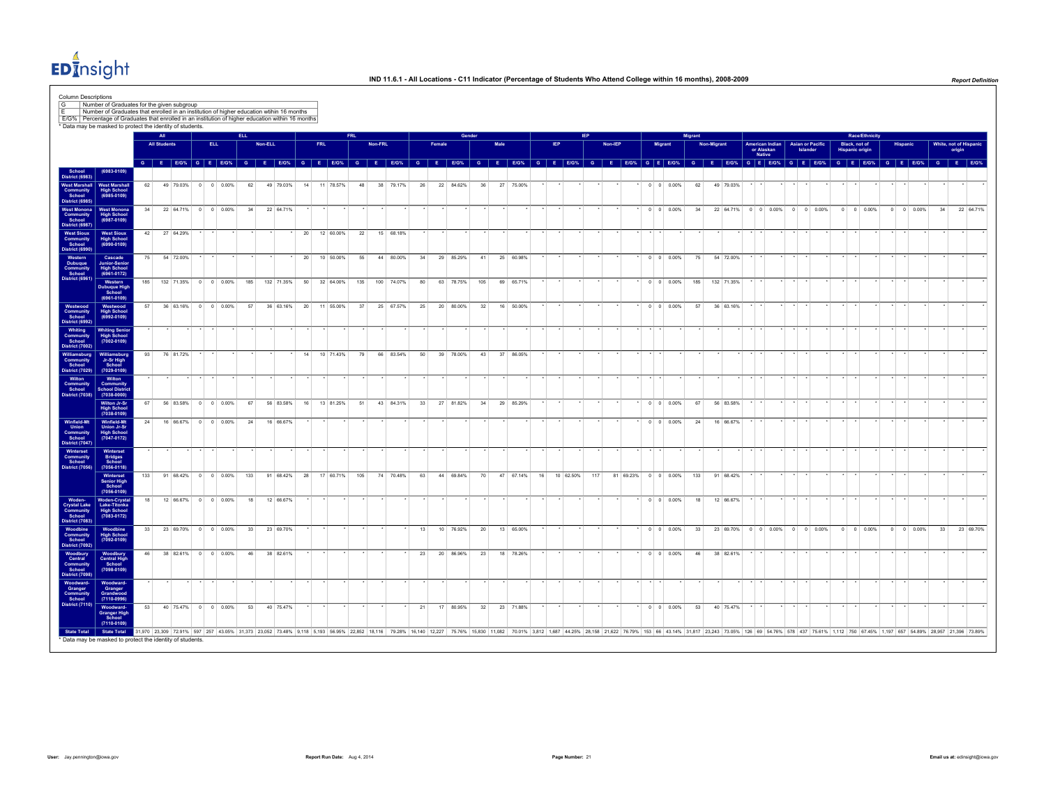# IND 11.6.1 - All Locations - C11 Indicator (Percentage of Students Who Attend College within 16 months), 2008-2009

Column Descriptions

| | |
|---|---|
| G | Number of Graduates for the given subgroup |
| E | Number of Graduates that enrolled in an institution of higher education within 16 months |
| E/G% | Percentage of Graduates that enrolled in an institution of higher education within 16 months |

\* Data may be masked to protect the identity of students.

| | | All | | | ELL | | | | | | FRL | | | | | | Gender | | | | | | IEP | | | | | | Migrant | | | | | | Race/Ethnicity | | | | | | | | | | | | | | |
|---|---|---|---|---|---|---|---|---|---|---|---|---|---|---|---|---|---|---|---|---|---|---|---|---|---|---|---|---|---|---|---|---|---|---|---|---|---|---|---|---|---|---|---|---|---|---|---|---|---|
| | | All Students | | | ELL | | | Non-ELL | | | FRL | | | Non-FRL | | | Female | | | Male | | | IEP | | | Non-IEP | | | Migrant | | | Non-Migrant | | | American Indian or Alaskan Native | | | Asian or Pacific Islander | | | Black, not of Hispanic origin | | | Hispanic | | | White, not of Hispanic origin | | |
| | | G | E | E/G% | G | E | E/G% | G | E | E/G% | G | E | E/G% | G | E | E/G% | G | E | E/G% | G | E | E/G% | G | E | E/G% | G | E | E/G% | G | E | E/G% | G | E | E/G% | G | E | E/G% | G | E | E/G% | G | E | E/G% | G | E | E/G% | G | E | E/G% |
| School District (6983) | (6983-0109) | | | | | | | | | | | | | | | | | | | | | | | | | | | | | | | | | | | | | | | | | | | | | | | | |
| West Marshall Community School District (6985) | West Marshall High School (6985-0109) | 62 | 49 | 79.03% | 0 | 0 | 0.00% | 62 | 49 | 79.03% | 14 | 11 | 78.57% | 48 | 38 | 79.17% | 26 | 22 | 84.62% | 36 | 27 | 75.00% | * | * | * | * | * | * | 0 | 0 | 0.00% | 62 | 49 | 79.03% | * | * | * | * | * | * | * | * | * | * | * | * | * | * | * |
| West Monona Community School District (6987) | West Monona High School (6987-0109) | 34 | 22 | 64.71% | 0 | 0 | 0.00% | 34 | 22 | 64.71% | * | * | * | * | * | * | * | * | * | * | * | * | * | * | * | * | * | * | 0 | 0 | 0.00% | 34 | 22 | 64.71% | 0 | 0 | 0.00% | 0 | 0 | 0.00% | 0 | 0 | 0.00% | 0 | 0 | 0.00% | 34 | 22 | 64.71% |
| West Sioux Community School District (6990) | West Sioux High School (6990-0109) | 42 | 27 | 64.29% | * | * | * | * | * | * | 20 | 12 | 60.00% | 22 | 15 | 68.18% | * | * | * | * | * | * | * | * | * | * | * | * | * | * | * | * | * | * | * | * | * | * | * | * | * | * | * | * | * | * | * | * | * |
| Western Dubuque Community School District (6961) | Cascade Junior-Senior High School (6961-0172) | 75 | 54 | 72.00% | * | * | * | * | * | * | 20 | 10 | 50.00% | 55 | 44 | 80.00% | 34 | 29 | 85.29% | 41 | 25 | 60.98% | * | * | * | * | * | * | 0 | 0 | 0.00% | 75 | 54 | 72.00% | * | * | * | * | * | * | * | * | * | * | * | * | * | * | * |
| | Western Dubuque High School (6961-0109) | 185 | 132 | 71.35% | 0 | 0 | 0.00% | 185 | 132 | 71.35% | 50 | 32 | 64.00% | 135 | 100 | 74.07% | 80 | 63 | 78.75% | 105 | 69 | 65.71% | * | * | * | * | * | * | 0 | 0 | 0.00% | 185 | 132 | 71.35% | * | * | * | * | * | * | * | * | * | * | * | * | * | * | * |
| Westwood Community School District (6992) | Westwood High School (6992-0109) | 57 | 36 | 63.16% | 0 | 0 | 0.00% | 57 | 36 | 63.16% | 20 | 11 | 55.00% | 37 | 25 | 67.57% | 25 | 20 | 80.00% | 32 | 16 | 50.00% | * | * | * | * | * | * | 0 | 0 | 0.00% | 57 | 36 | 63.16% | * | * | * | * | * | * | * | * | * | * | * | * | * | * | * |
| Whiting Community School District (7002) | Whiting Senior High School (7002-0109) | * | * | * | * | * | * | * | * | * | * | * | * | * | * | * | * | * | * | * | * | * | * | * | * | * | * | * | * | * | * | * | * | * | * | * | * | * | * | * | * | * | * | * | * | * | * | * | * |
| Williamsburg Community School District (7029) | Williamsburg Jr-Sr High School (7029-0109) | 93 | 76 | 81.72% | * | * | * | * | * | * | 14 | 10 | 71.43% | 79 | 66 | 83.54% | 50 | 39 | 78.00% | 43 | 37 | 86.05% | * | * | * | * | * | * | * | * | * | * | * | * | * | * | * | * | * | * | * | * | * | * | * | * | * | * | * |
| Wilton Community School District (7038) | Wilton Community School District (7038-0000) | * | * | * | * | * | * | * | * | * | * | * | * | * | * | * | * | * | * | * | * | * | * | * | * | * | * | * | * | * | * | * | * | * | * | * | * | * | * | * | * | * | * | * | * | * | * | * | * |
| | Wilton Jr-Sr High School (7038-0109) | 67 | 56 | 83.58% | 0 | 0 | 0.00% | 67 | 56 | 83.58% | 16 | 13 | 81.25% | 51 | 43 | 84.31% | 33 | 27 | 81.82% | 34 | 29 | 85.29% | * | * | * | * | * | * | 0 | 0 | 0.00% | 67 | 56 | 83.58% | * | * | * | * | * | * | * | * | * | * | * | * | * | * | * |
| Winfield-Mt Union Community School District (7047) | Winfield-Mt Union Jr-Sr High School (7047-0172) | 24 | 16 | 66.67% | 0 | 0 | 0.00% | 24 | 16 | 66.67% | * | * | * | * | * | * | * | * | * | * | * | * | * | * | * | * | * | * | 0 | 0 | 0.00% | 24 | 16 | 66.67% | * | * | * | * | * | * | * | * | * | * | * | * | * | * | * |
| Winterset Community School District (7056) | Winterset Bridges School (7056-0118) | * | * | * | * | * | * | * | * | * | * | * | * | * | * | * | * | * | * | * | * | * | * | * | * | * | * | * | * | * | * | * | * | * | * | * | * | * | * | * | * | * | * | * | * | * | * | * | * |
| | Winterset Senior High School (7056-0109) | 133 | 91 | 68.42% | 0 | 0 | 0.00% | 133 | 91 | 68.42% | 28 | 17 | 60.71% | 105 | 74 | 70.48% | 63 | 44 | 69.84% | 70 | 47 | 67.14% | 16 | 10 | 62.50% | 117 | 81 | 69.23% | 0 | 0 | 0.00% | 133 | 91 | 68.42% | * | * | * | * | * | * | * | * | * | * | * | * | * | * | * |
| Woden-Crystal Lake Community School District (7083) | Woden-Crystal Lake-Titonka High School (7083-0172) | 18 | 12 | 66.67% | 0 | 0 | 0.00% | 18 | 12 | 66.67% | * | * | * | * | * | * | * | * | * | * | * | * | * | * | * | * | * | * | 0 | 0 | 0.00% | 18 | 12 | 66.67% | * | * | * | * | * | * | * | * | * | * | * | * | * | * | * |
| Woodbine Community School District (7092) | Woodbine High School (7092-0109) | 33 | 23 | 69.70% | 0 | 0 | 0.00% | 33 | 23 | 69.70% | * | * | * | * | * | * | 13 | 10 | 76.92% | 20 | 13 | 65.00% | * | * | * | * | * | * | 0 | 0 | 0.00% | 33 | 23 | 69.70% | 0 | 0 | 0.00% | 0 | 0 | 0.00% | 0 | 0 | 0.00% | 0 | 0 | 0.00% | 33 | 23 | 69.70% |
| Woodbury Central Community School District (7098) | Woodbury Central High School (7098-0109) | 46 | 38 | 82.61% | 0 | 0 | 0.00% | 46 | 38 | 82.61% | * | * | * | * | * | * | 23 | 20 | 86.96% | 23 | 18 | 78.26% | * | * | * | * | * | * | 0 | 0 | 0.00% | 46 | 38 | 82.61% | * | * | * | * | * | * | * | * | * | * | * | * | * | * | * |
| Woodward-Granger Community School District (7110) | Woodward-Granger Grandwood (7110-0996) | * | * | * | * | * | * | * | * | * | * | * | * | * | * | * | * | * | * | * | * | * | * | * | * | * | * | * | * | * | * | * | * | * | * | * | * | * | * | * | * | * | * | * | * | * | * | * | * |
| | Woodward-Granger High School (7110-0109) | 53 | 40 | 75.47% | 0 | 0 | 0.00% | 53 | 40 | 75.47% | * | * | * | * | * | * | 21 | 17 | 80.95% | 32 | 23 | 71.88% | * | * | * | * | * | * | 0 | 0 | 0.00% | 53 | 40 | 75.47% | * | * | * | * | * | * | * | * | * | * | * | * | * | * | * |
| State Total | State Total | 31,970 | 23,309 | 72.91% | 597 | 257 | 43.05% | 31,373 | 23,052 | 73.48% | 9,118 | 5,193 | 56.95% | 22,852 | 18,116 | 79.28% | 16,140 | 12,227 | 75.76% | 15,830 | 11,082 | 70.01% | 3,812 | 1,687 | 44.25% | 28,158 | 21,622 | 76.79% | 153 | 66 | 43.14% | 31,817 | 23,243 | 73.05% | 126 | 69 | 54.76% | 578 | 437 | 75.61% | 1,112 | 750 | 67.45% | 1,197 | 657 | 54.89% | 28,957 | 21,396 | 73.89% |

\* Data may be masked to protect the identity of students.